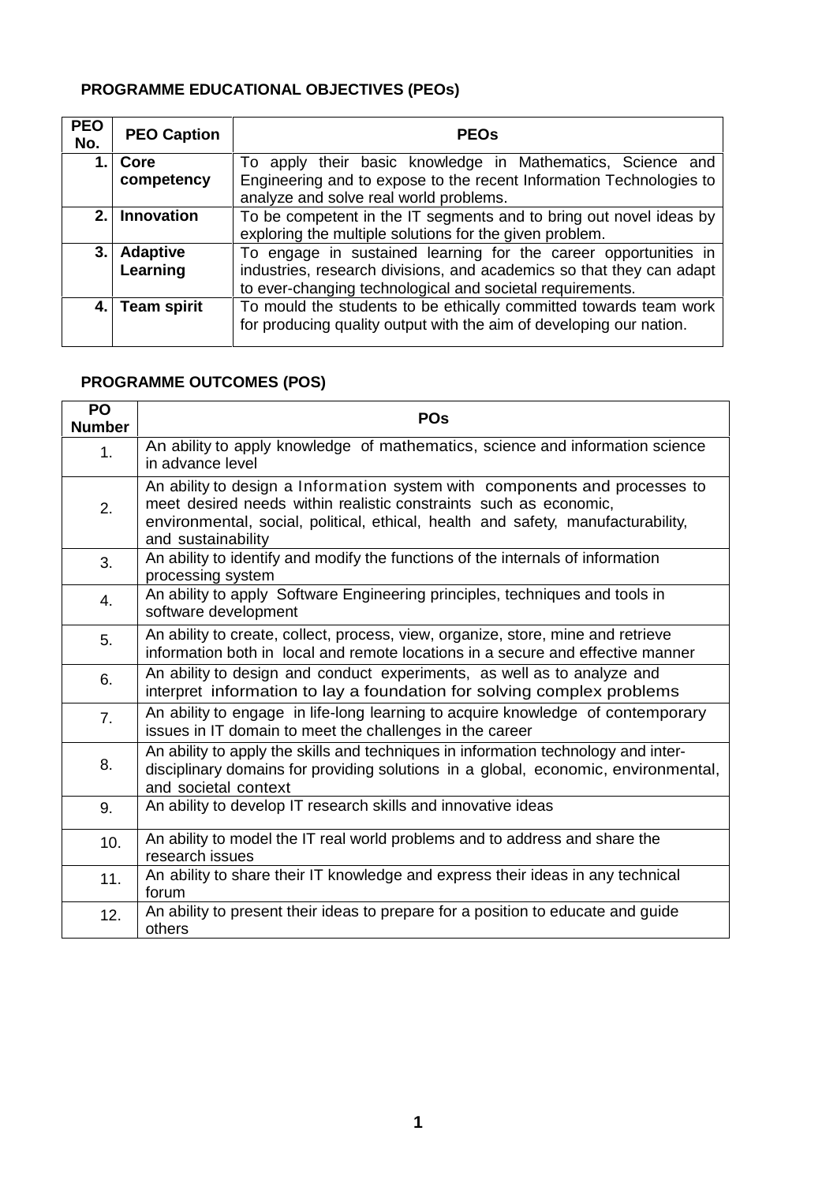## PROGRAMME EDUCATIONAL OBJECTIVES (PEOs)

| PEO No. | PEO Caption | PEOs |
|---|---|---|
| 1. | **Core competency** | To apply their basic knowledge in Mathematics, Science and Engineering and to expose to the recent Information Technologies to analyze and solve real world problems. |
| 2. | **Innovation** | To be competent in the IT segments and to bring out novel ideas by exploring the multiple solutions for the given problem. |
| 3. | **Adaptive Learning** | To engage in sustained learning for the career opportunities in industries, research divisions, and academics so that they can adapt to ever-changing technological and societal requirements. |
| 4. | **Team spirit** | To mould the students to be ethically committed towards team work for producing quality output with the aim of developing our nation. |

## PROGRAMME OUTCOMES (POS)

| PO Number | POs |
|---|---|
| 1. | An ability to apply knowledge of mathematics, science and information science in advance level |
| 2. | An ability to design a Information system with components and processes to meet desired needs within realistic constraints such as economic, environmental, social, political, ethical, health and safety, manufacturability, and sustainability |
| 3. | An ability to identify and modify the functions of the internals of information processing system |
| 4. | An ability to apply Software Engineering principles, techniques and tools in software development |
| 5. | An ability to create, collect, process, view, organize, store, mine and retrieve information both in local and remote locations in a secure and effective manner |
| 6. | An ability to design and conduct experiments, as well as to analyze and interpret information to lay a foundation for solving complex problems |
| 7. | An ability to engage in life-long learning to acquire knowledge of contemporary issues in IT domain to meet the challenges in the career |
| 8. | An ability to apply the skills and techniques in information technology and inter-disciplinary domains for providing solutions in a global, economic, environmental, and societal context |
| 9. | An ability to develop IT research skills and innovative ideas |
| 10. | An ability to model the IT real world problems and to address and share the research issues |
| 11. | An ability to share their IT knowledge and express their ideas in any technical forum |
| 12. | An ability to present their ideas to prepare for a position to educate and guide others |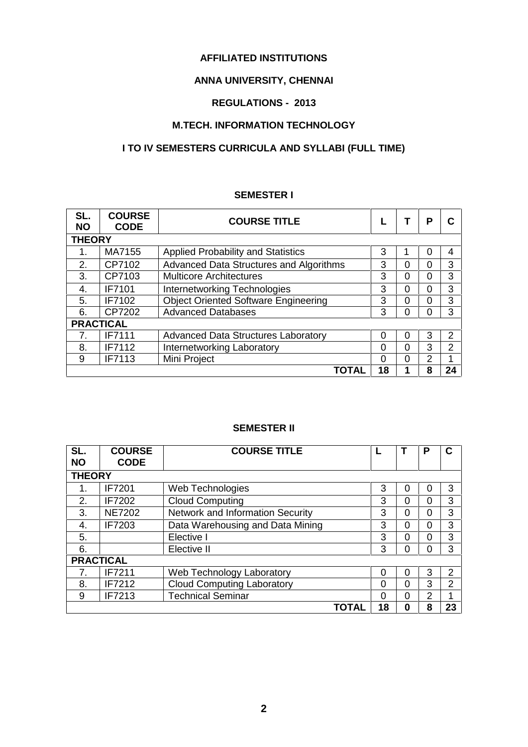**AFFILIATED INSTITUTIONS**

**ANNA UNIVERSITY, CHENNAI**

**REGULATIONS - 2013**

**M.TECH. INFORMATION TECHNOLOGY**

**I TO IV SEMESTERS CURRICULA AND SYLLABI (FULL TIME)**

**SEMESTER I**

| SL. NO | COURSE CODE | COURSE TITLE | L | T | P | C |
|---|---|---|---|---|---|---|
| **THEORY** | | | | | | |
| 1. | MA7155 | Applied Probability and Statistics | 3 | 1 | 0 | 4 |
| 2. | CP7102 | Advanced Data Structures and Algorithms | 3 | 0 | 0 | 3 |
| 3. | CP7103 | Multicore Architectures | 3 | 0 | 0 | 3 |
| 4. | IF7101 | Internetworking Technologies | 3 | 0 | 0 | 3 |
| 5. | IF7102 | Object Oriented Software Engineering | 3 | 0 | 0 | 3 |
| 6. | CP7202 | Advanced Databases | 3 | 0 | 0 | 3 |
| **PRACTICAL** | | | | | | |
| 7. | IF7111 | Advanced Data Structures Laboratory | 0 | 0 | 3 | 2 |
| 8. | IF7112 | Internetworking Laboratory | 0 | 0 | 3 | 2 |
| 9 | IF7113 | Mini Project | 0 | 0 | 2 | 1 |
| | | **TOTAL** | **18** | **1** | **8** | **24** |

**SEMESTER II**

| SL. NO | COURSE CODE | COURSE TITLE | L | T | P | C |
|---|---|---|---|---|---|---|
| **THEORY** | | | | | | |
| 1. | IF7201 | Web Technologies | 3 | 0 | 0 | 3 |
| 2. | IF7202 | Cloud Computing | 3 | 0 | 0 | 3 |
| 3. | NE7202 | Network and Information Security | 3 | 0 | 0 | 3 |
| 4. | IF7203 | Data Warehousing and Data Mining | 3 | 0 | 0 | 3 |
| 5. | | Elective I | 3 | 0 | 0 | 3 |
| 6. | | Elective II | 3 | 0 | 0 | 3 |
| **PRACTICAL** | | | | | | |
| 7. | IF7211 | Web Technology Laboratory | 0 | 0 | 3 | 2 |
| 8. | IF7212 | Cloud Computing Laboratory | 0 | 0 | 3 | 2 |
| 9 | IF7213 | Technical Seminar | 0 | 0 | 2 | 1 |
| | | **TOTAL** | **18** | **0** | **8** | **23** |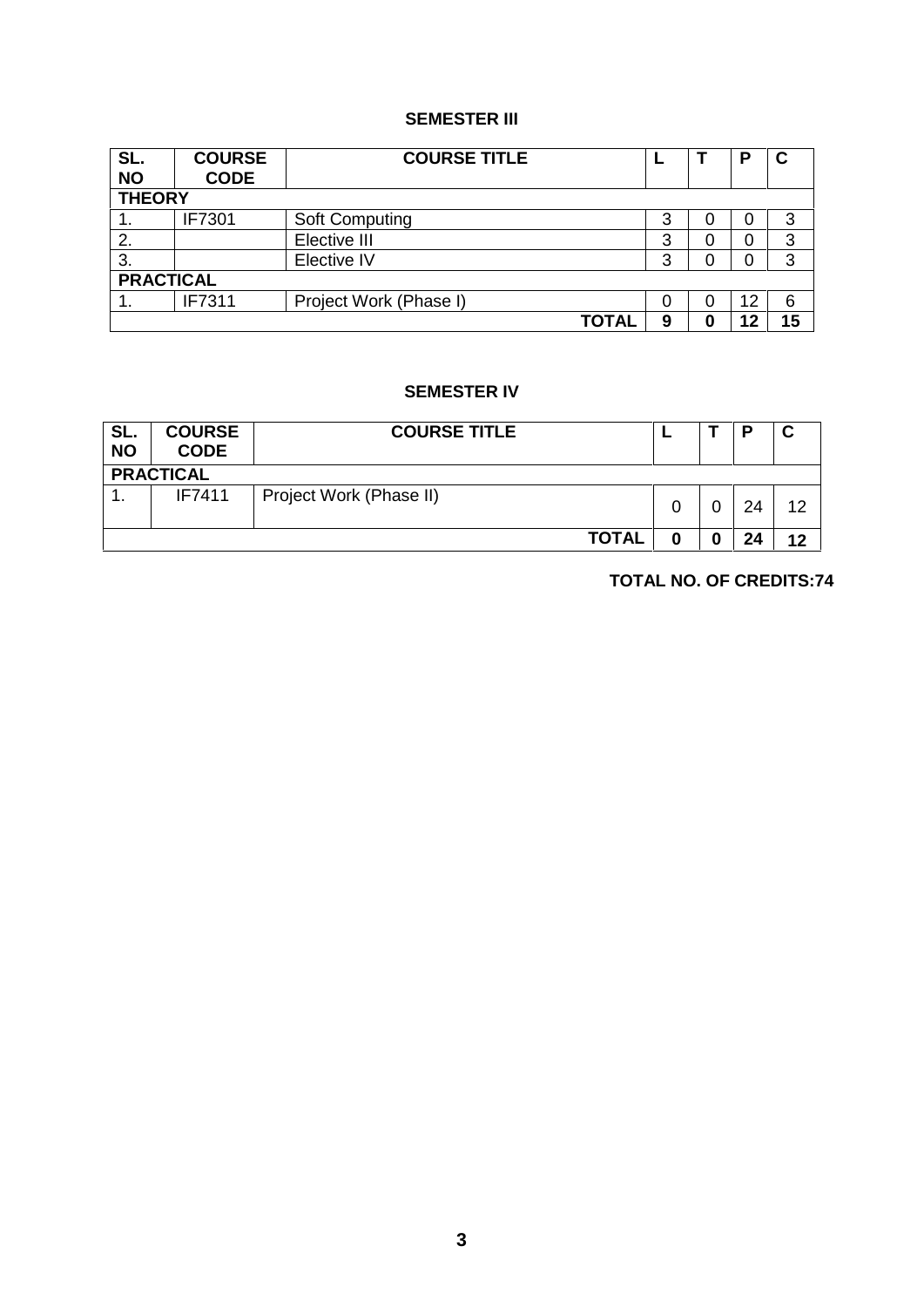## SEMESTER III

| SL. NO | COURSE CODE | COURSE TITLE | L | T | P | C |
|---|---|---|---|---|---|---|
| **THEORY** | | | | | | |
| 1. | IF7301 | Soft Computing | 3 | 0 | 0 | 3 |
| 2. | | Elective III | 3 | 0 | 0 | 3 |
| 3. | | Elective IV | 3 | 0 | 0 | 3 |
| **PRACTICAL** | | | | | | |
| 1. | IF7311 | Project Work (Phase I) | 0 | 0 | 12 | 6 |
| | | **TOTAL** | **9** | **0** | **12** | **15** |

## SEMESTER IV

| SL. NO | COURSE CODE | COURSE TITLE | L | T | P | C |
|---|---|---|---|---|---|---|
| **PRACTICAL** | | | | | | |
| 1. | IF7411 | Project Work (Phase II) | 0 | 0 | 24 | 12 |
| | | **TOTAL** | **0** | **0** | **24** | **12** |

**TOTAL NO. OF CREDITS:74**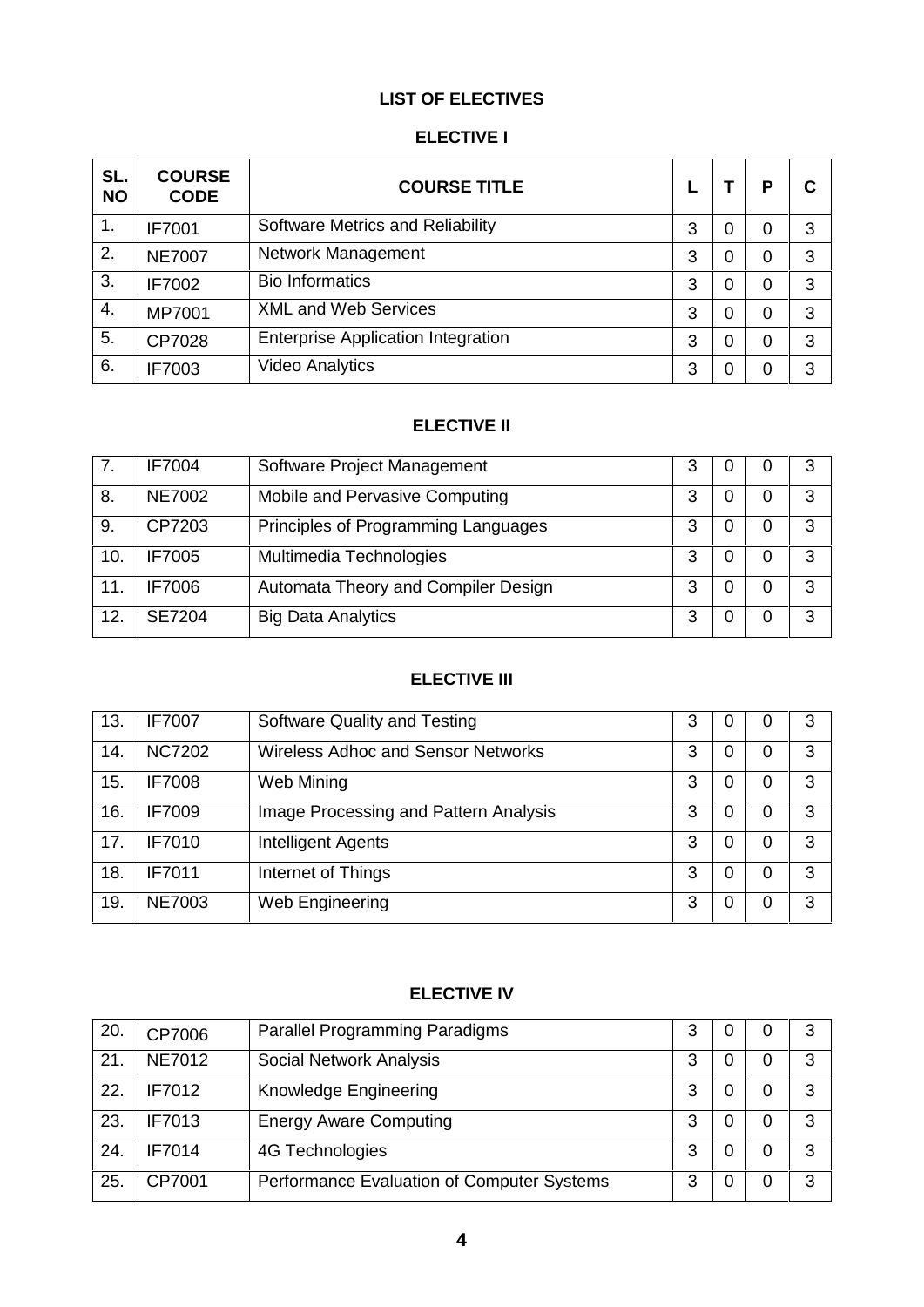# LIST OF ELECTIVES

## ELECTIVE I

| SL. NO | COURSE CODE | COURSE TITLE | L | T | P | C |
|---|---|---|---|---|---|---|
| 1. | IF7001 | Software Metrics and Reliability | 3 | 0 | 0 | 3 |
| 2. | NE7007 | Network Management | 3 | 0 | 0 | 3 |
| 3. | IF7002 | Bio Informatics | 3 | 0 | 0 | 3 |
| 4. | MP7001 | XML and Web Services | 3 | 0 | 0 | 3 |
| 5. | CP7028 | Enterprise Application Integration | 3 | 0 | 0 | 3 |
| 6. | IF7003 | Video Analytics | 3 | 0 | 0 | 3 |

## ELECTIVE II

| SL. NO | COURSE CODE | COURSE TITLE | L | T | P | C |
|---|---|---|---|---|---|---|
| 7. | IF7004 | Software Project Management | 3 | 0 | 0 | 3 |
| 8. | NE7002 | Mobile and Pervasive Computing | 3 | 0 | 0 | 3 |
| 9. | CP7203 | Principles of Programming Languages | 3 | 0 | 0 | 3 |
| 10. | IF7005 | Multimedia Technologies | 3 | 0 | 0 | 3 |
| 11. | IF7006 | Automata Theory and Compiler Design | 3 | 0 | 0 | 3 |
| 12. | SE7204 | Big Data Analytics | 3 | 0 | 0 | 3 |

## ELECTIVE III

| SL. NO | COURSE CODE | COURSE TITLE | L | T | P | C |
|---|---|---|---|---|---|---|
| 13. | IF7007 | Software Quality and Testing | 3 | 0 | 0 | 3 |
| 14. | NC7202 | Wireless Adhoc and Sensor Networks | 3 | 0 | 0 | 3 |
| 15. | IF7008 | Web Mining | 3 | 0 | 0 | 3 |
| 16. | IF7009 | Image Processing and Pattern Analysis | 3 | 0 | 0 | 3 |
| 17. | IF7010 | Intelligent Agents | 3 | 0 | 0 | 3 |
| 18. | IF7011 | Internet of Things | 3 | 0 | 0 | 3 |
| 19. | NE7003 | Web Engineering | 3 | 0 | 0 | 3 |

## ELECTIVE IV

| SL. NO | COURSE CODE | COURSE TITLE | L | T | P | C |
|---|---|---|---|---|---|---|
| 20. | CP7006 | Parallel Programming Paradigms | 3 | 0 | 0 | 3 |
| 21. | NE7012 | Social Network Analysis | 3 | 0 | 0 | 3 |
| 22. | IF7012 | Knowledge Engineering | 3 | 0 | 0 | 3 |
| 23. | IF7013 | Energy Aware Computing | 3 | 0 | 0 | 3 |
| 24. | IF7014 | 4G Technologies | 3 | 0 | 0 | 3 |
| 25. | CP7001 | Performance Evaluation of Computer Systems | 3 | 0 | 0 | 3 |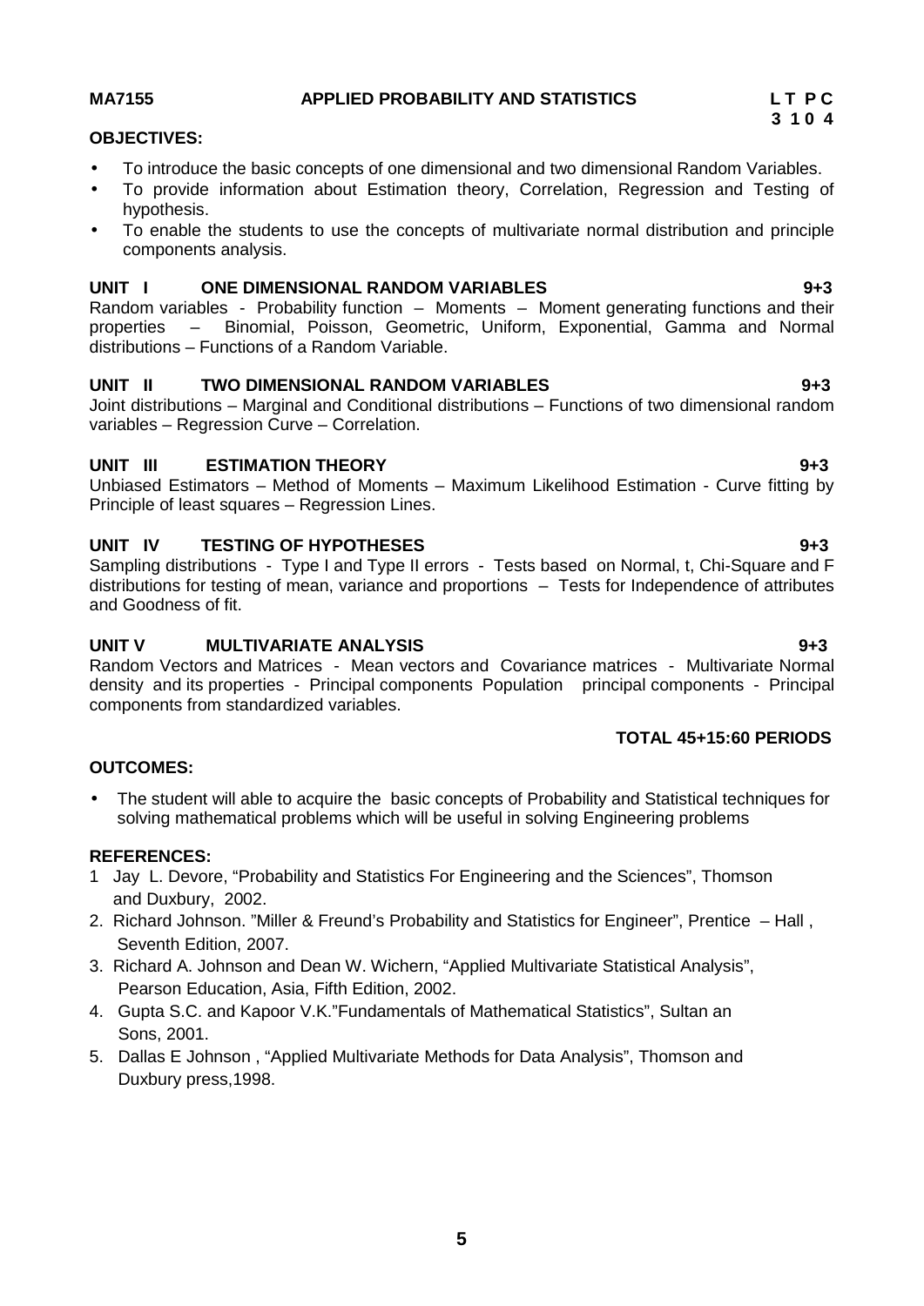**MA7155 APPLIED PROBABILITY AND STATISTICS L T P C**
**3 1 0 4**

**OBJECTIVES:**

- To introduce the basic concepts of one dimensional and two dimensional Random Variables.
- To provide information about Estimation theory, Correlation, Regression and Testing of hypothesis.
- To enable the students to use the concepts of multivariate normal distribution and principle components analysis.

**UNIT I ONE DIMENSIONAL RANDOM VARIABLES 9+3**

Random variables - Probability function – Moments – Moment generating functions and their properties – Binomial, Poisson, Geometric, Uniform, Exponential, Gamma and Normal distributions – Functions of a Random Variable.

**UNIT II TWO DIMENSIONAL RANDOM VARIABLES 9+3**

Joint distributions – Marginal and Conditional distributions – Functions of two dimensional random variables – Regression Curve – Correlation.

**UNIT III ESTIMATION THEORY 9+3**

Unbiased Estimators – Method of Moments – Maximum Likelihood Estimation - Curve fitting by Principle of least squares – Regression Lines.

**UNIT IV TESTING OF HYPOTHESES 9+3**

Sampling distributions - Type I and Type II errors - Tests based on Normal, t, Chi-Square and F distributions for testing of mean, variance and proportions – Tests for Independence of attributes and Goodness of fit.

**UNIT V MULTIVARIATE ANALYSIS 9+3**

Random Vectors and Matrices - Mean vectors and Covariance matrices - Multivariate Normal density and its properties - Principal components Population principal components - Principal components from standardized variables.

**TOTAL 45+15:60 PERIODS**

**OUTCOMES:**

- The student will able to acquire the basic concepts of Probability and Statistical techniques for solving mathematical problems which will be useful in solving Engineering problems

**REFERENCES:**

1. Jay L. Devore, "Probability and Statistics For Engineering and the Sciences", Thomson and Duxbury, 2002.
2. Richard Johnson. "Miller & Freund's Probability and Statistics for Engineer", Prentice – Hall , Seventh Edition, 2007.
3. Richard A. Johnson and Dean W. Wichern, "Applied Multivariate Statistical Analysis", Pearson Education, Asia, Fifth Edition, 2002.
4. Gupta S.C. and Kapoor V.K."Fundamentals of Mathematical Statistics", Sultan an Sons, 2001.
5. Dallas E Johnson , "Applied Multivariate Methods for Data Analysis", Thomson and Duxbury press,1998.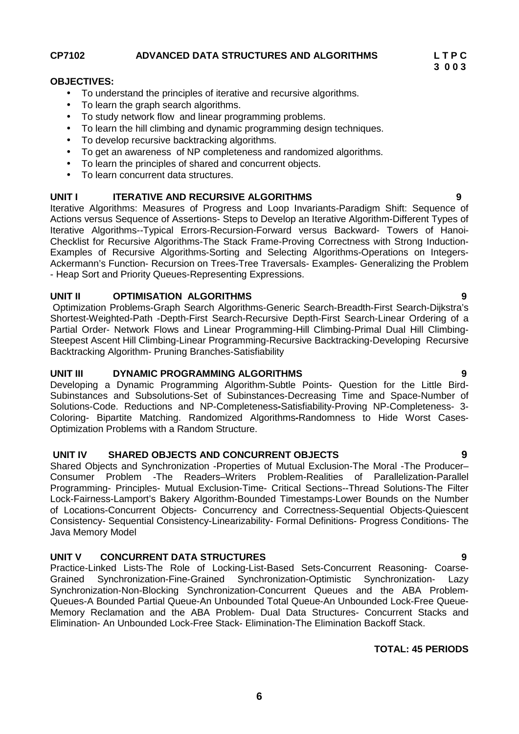**CP7102 ADVANCED DATA STRUCTURES AND ALGORITHMS L T P C**
**3 0 0 3**

**OBJECTIVES:**

- To understand the principles of iterative and recursive algorithms.
- To learn the graph search algorithms.
- To study network flow and linear programming problems.
- To learn the hill climbing and dynamic programming design techniques.
- To develop recursive backtracking algorithms.
- To get an awareness of NP completeness and randomized algorithms.
- To learn the principles of shared and concurrent objects.
- To learn concurrent data structures.

**UNIT I ITERATIVE AND RECURSIVE ALGORITHMS 9**

Iterative Algorithms: Measures of Progress and Loop Invariants-Paradigm Shift: Sequence of Actions versus Sequence of Assertions- Steps to Develop an Iterative Algorithm-Different Types of Iterative Algorithms--Typical Errors-Recursion-Forward versus Backward- Towers of Hanoi-Checklist for Recursive Algorithms-The Stack Frame-Proving Correctness with Strong Induction-Examples of Recursive Algorithms-Sorting and Selecting Algorithms-Operations on Integers-Ackermann's Function- Recursion on Trees-Tree Traversals- Examples- Generalizing the Problem - Heap Sort and Priority Queues-Representing Expressions.

**UNIT II OPTIMISATION ALGORITHMS 9**

Optimization Problems-Graph Search Algorithms-Generic Search-Breadth-First Search-Dijkstra's Shortest-Weighted-Path -Depth-First Search-Recursive Depth-First Search-Linear Ordering of a Partial Order- Network Flows and Linear Programming-Hill Climbing-Primal Dual Hill Climbing-Steepest Ascent Hill Climbing-Linear Programming-Recursive Backtracking-Developing Recursive Backtracking Algorithm- Pruning Branches-Satisfiability

**UNIT III DYNAMIC PROGRAMMING ALGORITHMS 9**

Developing a Dynamic Programming Algorithm-Subtle Points- Question for the Little Bird-Subinstances and Subsolutions-Set of Subinstances-Decreasing Time and Space-Number of Solutions-Code. Reductions and NP-Completeness-Satisfiability-Proving NP-Completeness- 3-Coloring- Bipartite Matching. Randomized Algorithms-Randomness to Hide Worst Cases-Optimization Problems with a Random Structure.

**UNIT IV SHARED OBJECTS AND CONCURRENT OBJECTS 9**

Shared Objects and Synchronization -Properties of Mutual Exclusion-The Moral -The Producer–Consumer Problem -The Readers–Writers Problem-Realities of Parallelization-Parallel Programming- Principles- Mutual Exclusion-Time- Critical Sections--Thread Solutions-The Filter Lock-Fairness-Lamport's Bakery Algorithm-Bounded Timestamps-Lower Bounds on the Number of Locations-Concurrent Objects- Concurrency and Correctness-Sequential Objects-Quiescent Consistency- Sequential Consistency-Linearizability- Formal Definitions- Progress Conditions- The Java Memory Model

**UNIT V CONCURRENT DATA STRUCTURES 9**

Practice-Linked Lists-The Role of Locking-List-Based Sets-Concurrent Reasoning- Coarse-Grained Synchronization-Fine-Grained Synchronization-Optimistic Synchronization- Lazy Synchronization-Non-Blocking Synchronization-Concurrent Queues and the ABA Problem-Queues-A Bounded Partial Queue-An Unbounded Total Queue-An Unbounded Lock-Free Queue-Memory Reclamation and the ABA Problem- Dual Data Structures- Concurrent Stacks and Elimination- An Unbounded Lock-Free Stack- Elimination-The Elimination Backoff Stack.

**TOTAL: 45 PERIODS**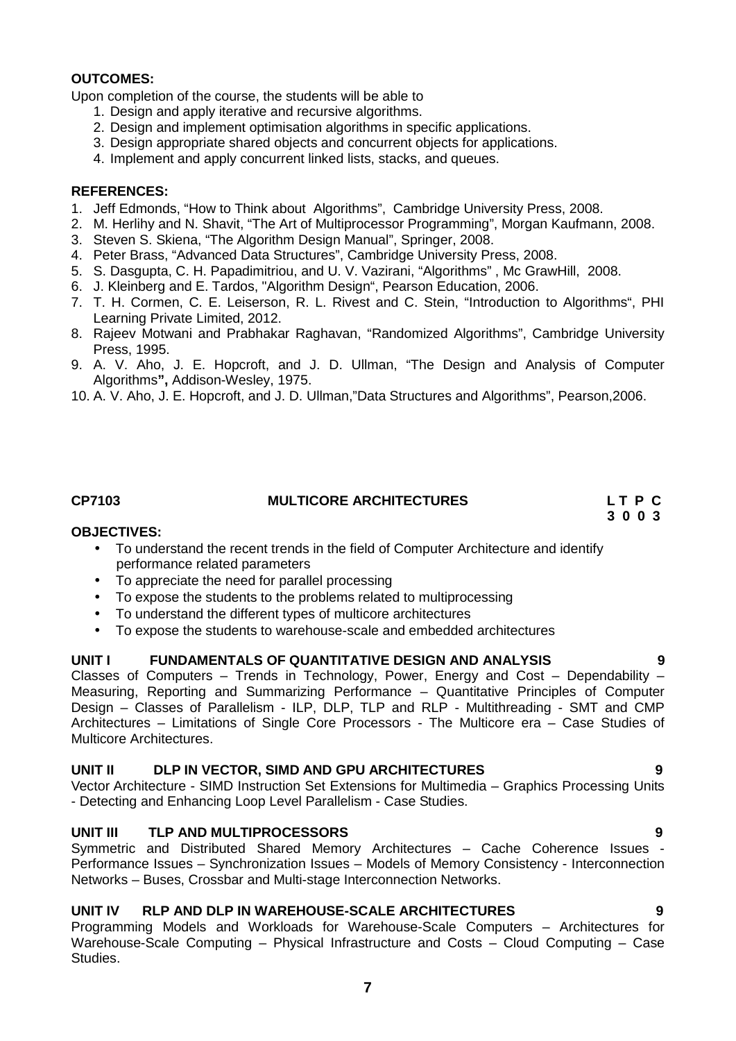**OUTCOMES:**

Upon completion of the course, the students will be able to

1. Design and apply iterative and recursive algorithms.
2. Design and implement optimisation algorithms in specific applications.
3. Design appropriate shared objects and concurrent objects for applications.
4. Implement and apply concurrent linked lists, stacks, and queues.

**REFERENCES:**

1. Jeff Edmonds, "How to Think about Algorithms", Cambridge University Press, 2008.
2. M. Herlihy and N. Shavit, "The Art of Multiprocessor Programming", Morgan Kaufmann, 2008.
3. Steven S. Skiena, "The Algorithm Design Manual", Springer, 2008.
4. Peter Brass, "Advanced Data Structures", Cambridge University Press, 2008.
5. S. Dasgupta, C. H. Papadimitriou, and U. V. Vazirani, "Algorithms" , Mc GrawHill, 2008.
6. J. Kleinberg and E. Tardos, "Algorithm Design", Pearson Education, 2006.
7. T. H. Cormen, C. E. Leiserson, R. L. Rivest and C. Stein, "Introduction to Algorithms", PHI Learning Private Limited, 2012.
8. Rajeev Motwani and Prabhakar Raghavan, "Randomized Algorithms", Cambridge University Press, 1995.
9. A. V. Aho, J. E. Hopcroft, and J. D. Ullman, "The Design and Analysis of Computer Algorithms**",** Addison-Wesley, 1975.
10. A. V. Aho, J. E. Hopcroft, and J. D. Ullman,"Data Structures and Algorithms", Pearson,2006.

## CP7103 MULTICORE ARCHITECTURES

**L T P C**
**3 0 0 3**

**OBJECTIVES:**

- To understand the recent trends in the field of Computer Architecture and identify performance related parameters
- To appreciate the need for parallel processing
- To expose the students to the problems related to multiprocessing
- To understand the different types of multicore architectures
- To expose the students to warehouse-scale and embedded architectures

### UNIT I FUNDAMENTALS OF QUANTITATIVE DESIGN AND ANALYSIS 9

Classes of Computers – Trends in Technology, Power, Energy and Cost – Dependability – Measuring, Reporting and Summarizing Performance – Quantitative Principles of Computer Design – Classes of Parallelism - ILP, DLP, TLP and RLP - Multithreading - SMT and CMP Architectures – Limitations of Single Core Processors - The Multicore era – Case Studies of Multicore Architectures.

### UNIT II DLP IN VECTOR, SIMD AND GPU ARCHITECTURES 9

Vector Architecture - SIMD Instruction Set Extensions for Multimedia – Graphics Processing Units - Detecting and Enhancing Loop Level Parallelism - Case Studies.

### UNIT III TLP AND MULTIPROCESSORS 9

Symmetric and Distributed Shared Memory Architectures – Cache Coherence Issues - Performance Issues – Synchronization Issues – Models of Memory Consistency - Interconnection Networks – Buses, Crossbar and Multi-stage Interconnection Networks.

### UNIT IV RLP AND DLP IN WAREHOUSE-SCALE ARCHITECTURES 9

Programming Models and Workloads for Warehouse-Scale Computers – Architectures for Warehouse-Scale Computing – Physical Infrastructure and Costs – Cloud Computing – Case Studies.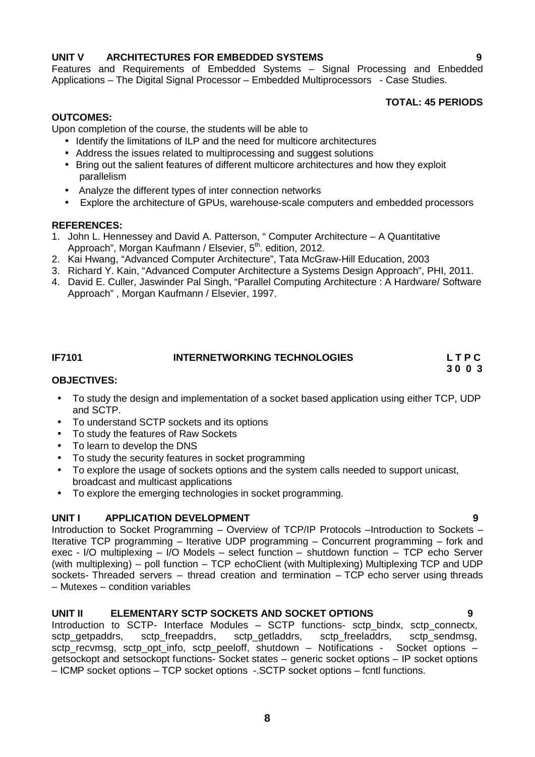**UNIT V ARCHITECTURES FOR EMBEDDED SYSTEMS 9**

Features and Requirements of Embedded Systems – Signal Processing and Enbedded Applications – The Digital Signal Processor – Embedded Multiprocessors - Case Studies.

**TOTAL: 45 PERIODS**

**OUTCOMES:**

Upon completion of the course, the students will be able to

- Identify the limitations of ILP and the need for multicore architectures
- Address the issues related to multiprocessing and suggest solutions
- Bring out the salient features of different multicore architectures and how they exploit parallelism
- Analyze the different types of inter connection networks
- Explore the architecture of GPUs, warehouse-scale computers and embedded processors

**REFERENCES:**

1. John L. Hennessey and David A. Patterson, " Computer Architecture – A Quantitative Approach", Morgan Kaufmann / Elsevier, 5th. edition, 2012.
2. Kai Hwang, "Advanced Computer Architecture", Tata McGraw-Hill Education, 2003
3. Richard Y. Kain, "Advanced Computer Architecture a Systems Design Approach", PHI, 2011.
4. David E. Culler, Jaswinder Pal Singh, "Parallel Computing Architecture : A Hardware/ Software Approach" , Morgan Kaufmann / Elsevier, 1997.

**IF7101 INTERNETWORKING TECHNOLOGIES L T P C**
**3 0 0 3**

**OBJECTIVES:**

- To study the design and implementation of a socket based application using either TCP, UDP and SCTP.
- To understand SCTP sockets and its options
- To study the features of Raw Sockets
- To learn to develop the DNS
- To study the security features in socket programming
- To explore the usage of sockets options and the system calls needed to support unicast, broadcast and multicast applications
- To explore the emerging technologies in socket programming.

**UNIT I APPLICATION DEVELOPMENT 9**

Introduction to Socket Programming – Overview of TCP/IP Protocols –Introduction to Sockets – Iterative TCP programming – Iterative UDP programming – Concurrent programming – fork and exec - I/O multiplexing – I/O Models – select function – shutdown function – TCP echo Server (with multiplexing) – poll function – TCP echoClient (with Multiplexing) Multiplexing TCP and UDP sockets- Threaded servers – thread creation and termination – TCP echo server using threads – Mutexes – condition variables

**UNIT II ELEMENTARY SCTP SOCKETS AND SOCKET OPTIONS 9**

Introduction to SCTP- Interface Modules – SCTP functions- sctp_bindx, sctp_connectx, sctp_getpaddrs, sctp_freepaddrs, sctp_getladdrs, sctp_freeladdrs, sctp_sendmsg, sctp_recvmsg, sctp_opt_info, sctp_peeloff, shutdown – Notifications - Socket options – getsockopt and setsockopt functions- Socket states – generic socket options – IP socket options – ICMP socket options – TCP socket options -.SCTP socket options – fcntl functions.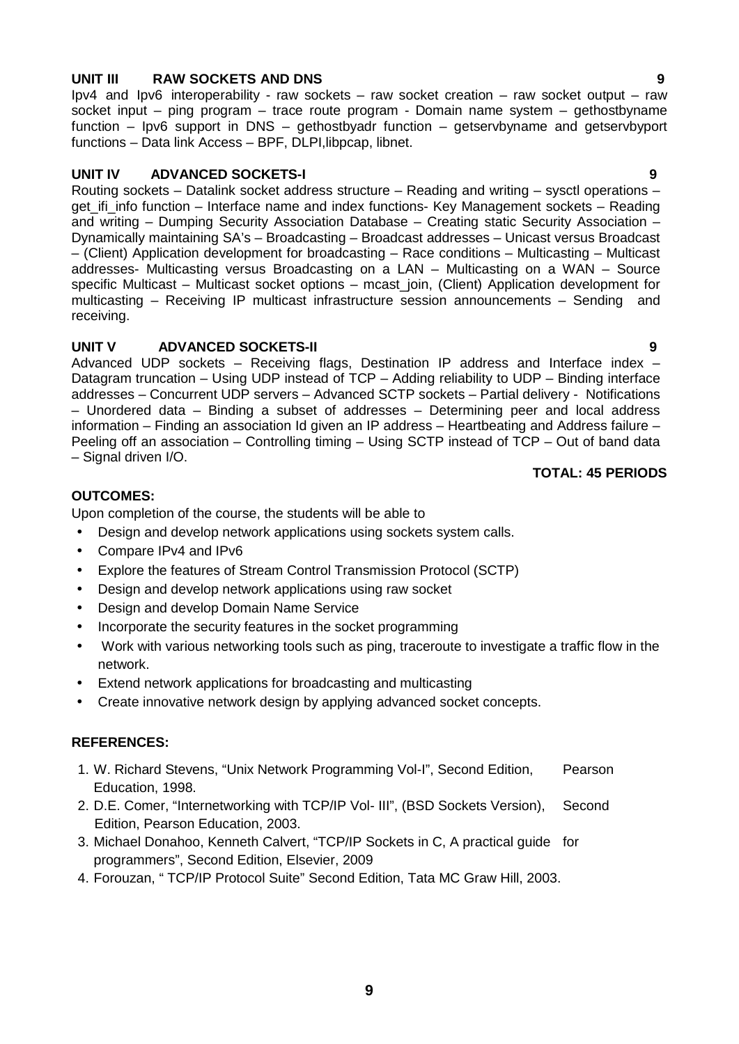**UNIT III RAW SOCKETS AND DNS 9**

Ipv4 and Ipv6 interoperability - raw sockets – raw socket creation – raw socket output – raw socket input – ping program – trace route program - Domain name system – gethostbyname function – Ipv6 support in DNS – gethostbyadr function – getservbyname and getservbyport functions – Data link Access – BPF, DLPI,libpcap, libnet.

**UNIT IV ADVANCED SOCKETS-I 9**

Routing sockets – Datalink socket address structure – Reading and writing – sysctl operations – get_ifi_info function – Interface name and index functions- Key Management sockets – Reading and writing – Dumping Security Association Database – Creating static Security Association – Dynamically maintaining SA's – Broadcasting – Broadcast addresses – Unicast versus Broadcast – (Client) Application development for broadcasting – Race conditions – Multicasting – Multicast addresses- Multicasting versus Broadcasting on a LAN – Multicasting on a WAN – Source specific Multicast – Multicast socket options – mcast_join, (Client) Application development for multicasting – Receiving IP multicast infrastructure session announcements – Sending and receiving.

**UNIT V ADVANCED SOCKETS-II 9**

Advanced UDP sockets – Receiving flags, Destination IP address and Interface index – Datagram truncation – Using UDP instead of TCP – Adding reliability to UDP – Binding interface addresses – Concurrent UDP servers – Advanced SCTP sockets – Partial delivery - Notifications – Unordered data – Binding a subset of addresses – Determining peer and local address information – Finding an association Id given an IP address – Heartbeating and Address failure – Peeling off an association – Controlling timing – Using SCTP instead of TCP – Out of band data – Signal driven I/O.

**TOTAL: 45 PERIODS**

**OUTCOMES:**

Upon completion of the course, the students will be able to

- Design and develop network applications using sockets system calls.
- Compare IPv4 and IPv6
- Explore the features of Stream Control Transmission Protocol (SCTP)
- Design and develop network applications using raw socket
- Design and develop Domain Name Service
- Incorporate the security features in the socket programming
- Work with various networking tools such as ping, traceroute to investigate a traffic flow in the network.
- Extend network applications for broadcasting and multicasting
- Create innovative network design by applying advanced socket concepts.

**REFERENCES:**

1. W. Richard Stevens, "Unix Network Programming Vol-I", Second Edition, Pearson Education, 1998.
2. D.E. Comer, "Internetworking with TCP/IP Vol- III", (BSD Sockets Version), Second Edition, Pearson Education, 2003.
3. Michael Donahoo, Kenneth Calvert, "TCP/IP Sockets in C, A practical guide for programmers", Second Edition, Elsevier, 2009
4. Forouzan, " TCP/IP Protocol Suite" Second Edition, Tata MC Graw Hill, 2003.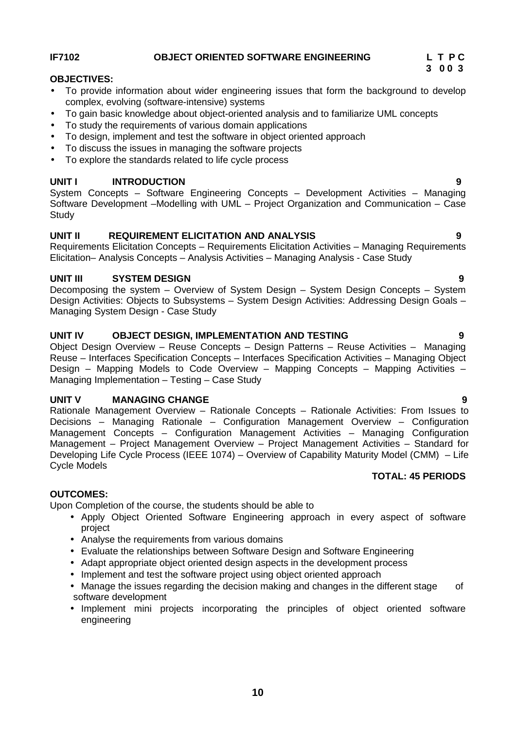**IF7102 OBJECT ORIENTED SOFTWARE ENGINEERING**

| L | T | P | C |
|---|---|---|---|
| 3 | 0 | 0 | 3 |

**OBJECTIVES:**

- To provide information about wider engineering issues that form the background to develop complex, evolving (software-intensive) systems
- To gain basic knowledge about object-oriented analysis and to familiarize UML concepts
- To study the requirements of various domain applications
- To design, implement and test the software in object oriented approach
- To discuss the issues in managing the software projects
- To explore the standards related to life cycle process

**UNIT I INTRODUCTION 9**

System Concepts – Software Engineering Concepts – Development Activities – Managing Software Development –Modelling with UML – Project Organization and Communication – Case Study

**UNIT II REQUIREMENT ELICITATION AND ANALYSIS 9**

Requirements Elicitation Concepts – Requirements Elicitation Activities – Managing Requirements Elicitation– Analysis Concepts – Analysis Activities – Managing Analysis - Case Study

**UNIT III SYSTEM DESIGN 9**

Decomposing the system – Overview of System Design – System Design Concepts – System Design Activities: Objects to Subsystems – System Design Activities: Addressing Design Goals – Managing System Design - Case Study

**UNIT IV OBJECT DESIGN, IMPLEMENTATION AND TESTING 9**

Object Design Overview – Reuse Concepts – Design Patterns – Reuse Activities – Managing Reuse – Interfaces Specification Concepts – Interfaces Specification Activities – Managing Object Design – Mapping Models to Code Overview – Mapping Concepts – Mapping Activities – Managing Implementation – Testing – Case Study

**UNIT V MANAGING CHANGE 9**

Rationale Management Overview – Rationale Concepts – Rationale Activities: From Issues to Decisions – Managing Rationale – Configuration Management Overview – Configuration Management Concepts – Configuration Management Activities – Managing Configuration Management – Project Management Overview – Project Management Activities – Standard for Developing Life Cycle Process (IEEE 1074) – Overview of Capability Maturity Model (CMM) – Life Cycle Models

**TOTAL: 45 PERIODS**

**OUTCOMES:**

Upon Completion of the course, the students should be able to

- Apply Object Oriented Software Engineering approach in every aspect of software project
- Analyse the requirements from various domains
- Evaluate the relationships between Software Design and Software Engineering
- Adapt appropriate object oriented design aspects in the development process
- Implement and test the software project using object oriented approach
- Manage the issues regarding the decision making and changes in the different stage of software development
- Implement mini projects incorporating the principles of object oriented software engineering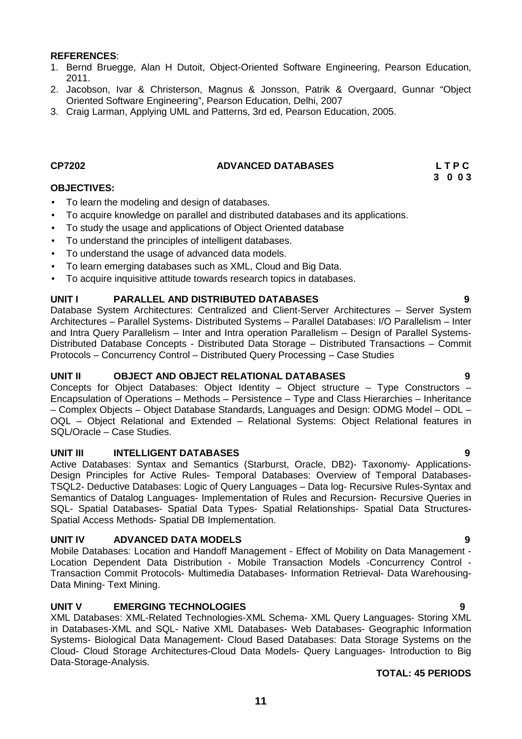**REFERENCES**:

1. Bernd Bruegge, Alan H Dutoit, Object-Oriented Software Engineering, Pearson Education, 2011.
2. Jacobson, Ivar & Christerson, Magnus & Jonsson, Patrik & Overgaard, Gunnar "Object Oriented Software Engineering", Pearson Education, Delhi, 2007
3. Craig Larman, Applying UML and Patterns, 3rd ed, Pearson Education, 2005.

**CP7202 ADVANCED DATABASES**

| L | T | P | C |
|---|---|---|---|
| 3 | 0 | 0 | 3 |

**OBJECTIVES:**

- To learn the modeling and design of databases.
- To acquire knowledge on parallel and distributed databases and its applications.
- To study the usage and applications of Object Oriented database
- To understand the principles of intelligent databases.
- To understand the usage of advanced data models.
- To learn emerging databases such as XML, Cloud and Big Data.
- To acquire inquisitive attitude towards research topics in databases.

**UNIT I PARALLEL AND DISTRIBUTED DATABASES 9**

Database System Architectures: Centralized and Client-Server Architectures – Server System Architectures – Parallel Systems- Distributed Systems – Parallel Databases: I/O Parallelism – Inter and Intra Query Parallelism – Inter and Intra operation Parallelism – Design of Parallel Systems- Distributed Database Concepts - Distributed Data Storage – Distributed Transactions – Commit Protocols – Concurrency Control – Distributed Query Processing – Case Studies

**UNIT II OBJECT AND OBJECT RELATIONAL DATABASES 9**

Concepts for Object Databases: Object Identity – Object structure – Type Constructors – Encapsulation of Operations – Methods – Persistence – Type and Class Hierarchies – Inheritance – Complex Objects – Object Database Standards, Languages and Design: ODMG Model – ODL – OQL – Object Relational and Extended – Relational Systems: Object Relational features in SQL/Oracle – Case Studies.

**UNIT III INTELLIGENT DATABASES 9**

Active Databases: Syntax and Semantics (Starburst, Oracle, DB2)- Taxonomy- Applications- Design Principles for Active Rules- Temporal Databases: Overview of Temporal Databases- TSQL2- Deductive Databases: Logic of Query Languages – Data log- Recursive Rules-Syntax and Semantics of Datalog Languages- Implementation of Rules and Recursion- Recursive Queries in SQL- Spatial Databases- Spatial Data Types- Spatial Relationships- Spatial Data Structures- Spatial Access Methods- Spatial DB Implementation.

**UNIT IV ADVANCED DATA MODELS 9**

Mobile Databases: Location and Handoff Management - Effect of Mobility on Data Management - Location Dependent Data Distribution - Mobile Transaction Models -Concurrency Control - Transaction Commit Protocols- Multimedia Databases- Information Retrieval- Data Warehousing- Data Mining- Text Mining.

**UNIT V EMERGING TECHNOLOGIES 9**

XML Databases: XML-Related Technologies-XML Schema- XML Query Languages- Storing XML in Databases-XML and SQL- Native XML Databases- Web Databases- Geographic Information Systems- Biological Data Management- Cloud Based Databases: Data Storage Systems on the Cloud- Cloud Storage Architectures-Cloud Data Models- Query Languages- Introduction to Big Data-Storage-Analysis.

**TOTAL: 45 PERIODS**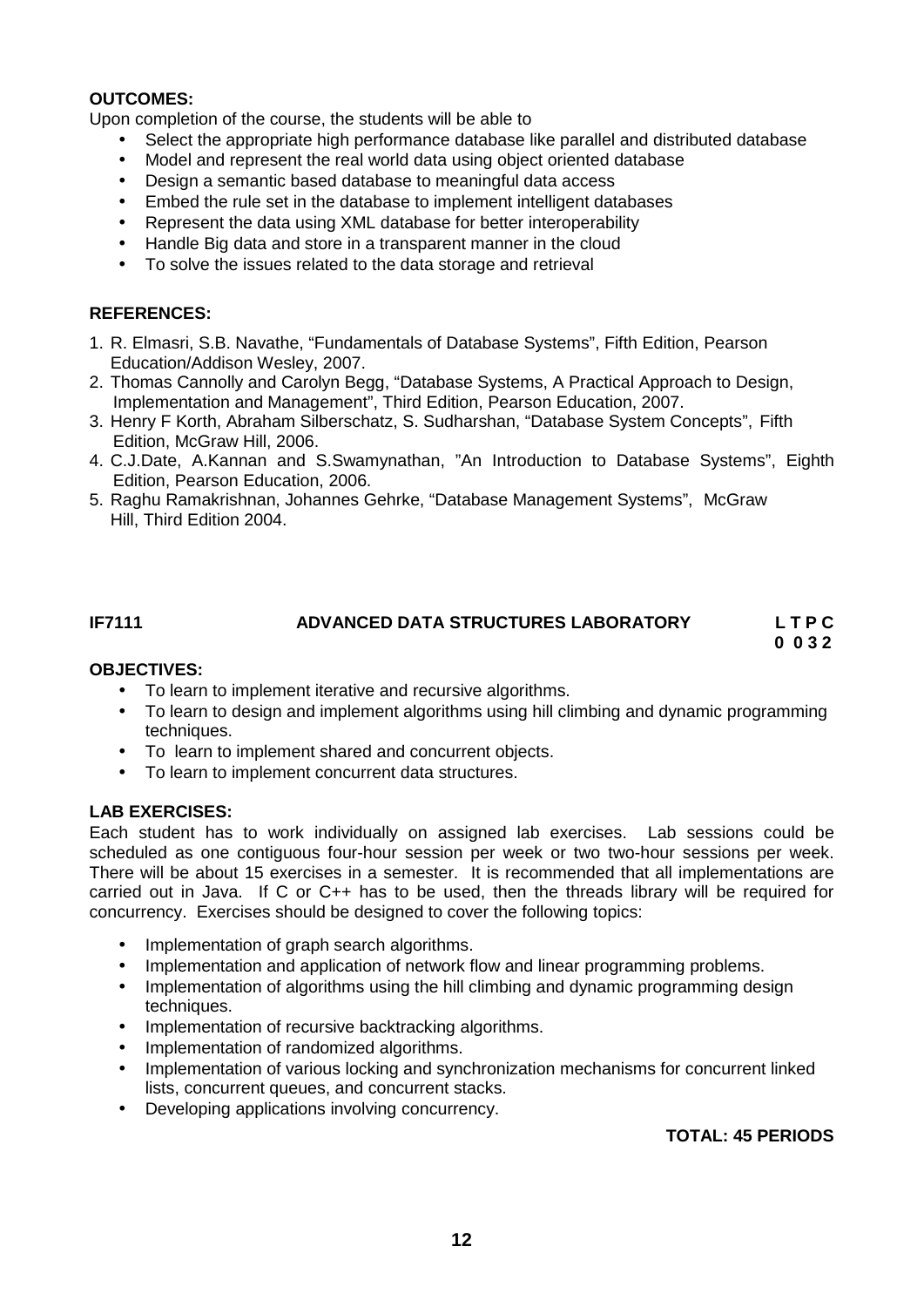**OUTCOMES:**

Upon completion of the course, the students will be able to

- Select the appropriate high performance database like parallel and distributed database
- Model and represent the real world data using object oriented database
- Design a semantic based database to meaningful data access
- Embed the rule set in the database to implement intelligent databases
- Represent the data using XML database for better interoperability
- Handle Big data and store in a transparent manner in the cloud
- To solve the issues related to the data storage and retrieval

**REFERENCES:**

1. R. Elmasri, S.B. Navathe, "Fundamentals of Database Systems", Fifth Edition, Pearson Education/Addison Wesley, 2007.
2. Thomas Cannolly and Carolyn Begg, "Database Systems, A Practical Approach to Design, Implementation and Management", Third Edition, Pearson Education, 2007.
3. Henry F Korth, Abraham Silberschatz, S. Sudharshan, "Database System Concepts", Fifth Edition, McGraw Hill, 2006.
4. C.J.Date, A.Kannan and S.Swamynathan, "An Introduction to Database Systems", Eighth Edition, Pearson Education, 2006.
5. Raghu Ramakrishnan, Johannes Gehrke, "Database Management Systems", McGraw Hill, Third Edition 2004.

## IF7111 ADVANCED DATA STRUCTURES LABORATORY

**L T P C**
**0 0 3 2**

**OBJECTIVES:**

- To learn to implement iterative and recursive algorithms.
- To learn to design and implement algorithms using hill climbing and dynamic programming techniques.
- To learn to implement shared and concurrent objects.
- To learn to implement concurrent data structures.

**LAB EXERCISES:**

Each student has to work individually on assigned lab exercises. Lab sessions could be scheduled as one contiguous four-hour session per week or two two-hour sessions per week. There will be about 15 exercises in a semester. It is recommended that all implementations are carried out in Java. If C or C++ has to be used, then the threads library will be required for concurrency. Exercises should be designed to cover the following topics:

- Implementation of graph search algorithms.
- Implementation and application of network flow and linear programming problems.
- Implementation of algorithms using the hill climbing and dynamic programming design techniques.
- Implementation of recursive backtracking algorithms.
- Implementation of randomized algorithms.
- Implementation of various locking and synchronization mechanisms for concurrent linked lists, concurrent queues, and concurrent stacks.
- Developing applications involving concurrency.

**TOTAL: 45 PERIODS**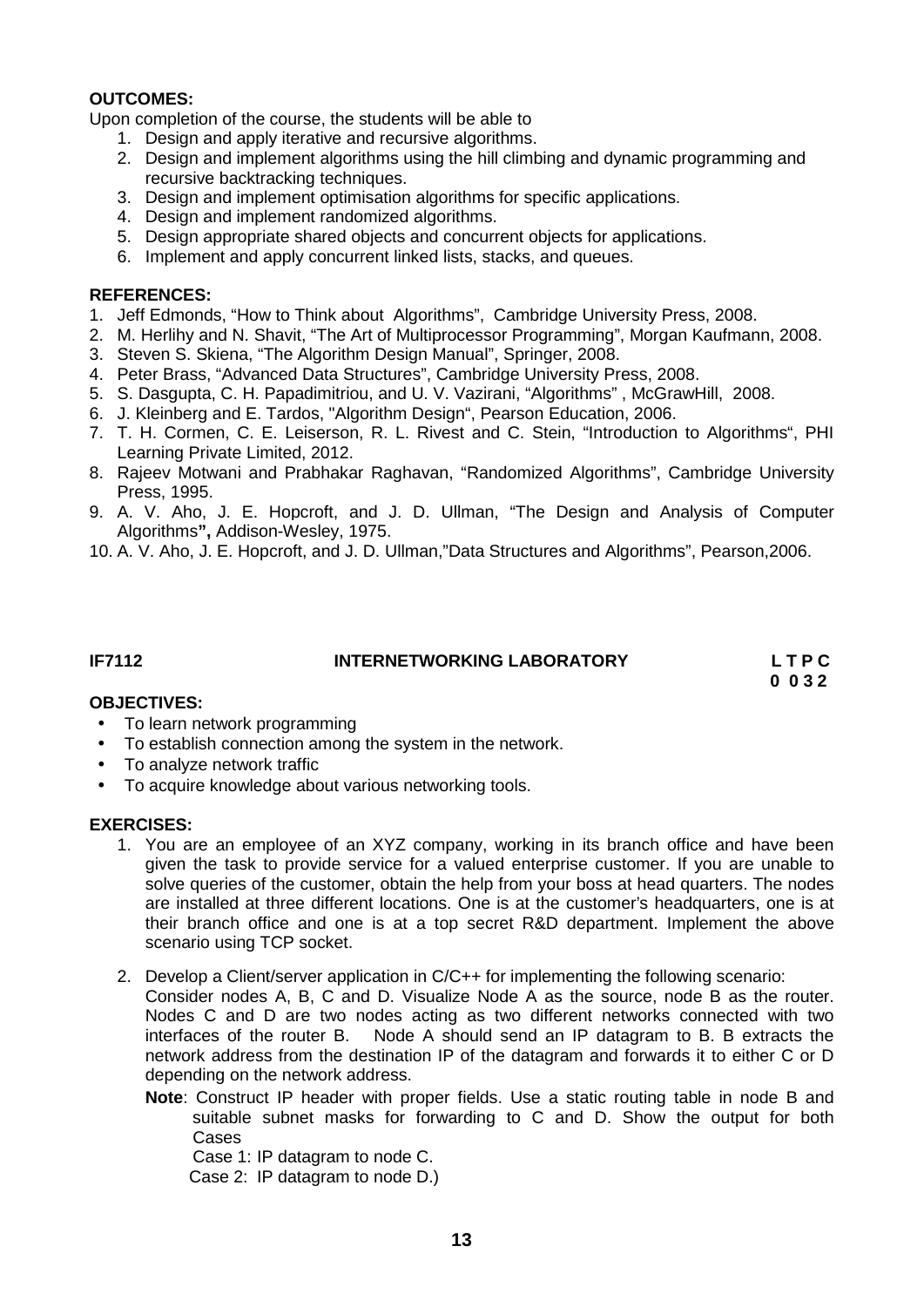**OUTCOMES:**

Upon completion of the course, the students will be able to

1. Design and apply iterative and recursive algorithms.
2. Design and implement algorithms using the hill climbing and dynamic programming and recursive backtracking techniques.
3. Design and implement optimisation algorithms for specific applications.
4. Design and implement randomized algorithms.
5. Design appropriate shared objects and concurrent objects for applications.
6. Implement and apply concurrent linked lists, stacks, and queues.

**REFERENCES:**

1. Jeff Edmonds, "How to Think about Algorithms", Cambridge University Press, 2008.
2. M. Herlihy and N. Shavit, "The Art of Multiprocessor Programming", Morgan Kaufmann, 2008.
3. Steven S. Skiena, "The Algorithm Design Manual", Springer, 2008.
4. Peter Brass, "Advanced Data Structures", Cambridge University Press, 2008.
5. S. Dasgupta, C. H. Papadimitriou, and U. V. Vazirani, "Algorithms" , McGrawHill, 2008.
6. J. Kleinberg and E. Tardos, "Algorithm Design", Pearson Education, 2006.
7. T. H. Cormen, C. E. Leiserson, R. L. Rivest and C. Stein, "Introduction to Algorithms", PHI Learning Private Limited, 2012.
8. Rajeev Motwani and Prabhakar Raghavan, "Randomized Algorithms", Cambridge University Press, 1995.
9. A. V. Aho, J. E. Hopcroft, and J. D. Ullman, "The Design and Analysis of Computer Algorithms", Addison-Wesley, 1975.
10. A. V. Aho, J. E. Hopcroft, and J. D. Ullman,"Data Structures and Algorithms", Pearson,2006.

**IF7112 INTERNETWORKING LABORATORY L T P C**
**0 0 3 2**

**OBJECTIVES:**

- To learn network programming
- To establish connection among the system in the network.
- To analyze network traffic
- To acquire knowledge about various networking tools.

**EXERCISES:**

1. You are an employee of an XYZ company, working in its branch office and have been given the task to provide service for a valued enterprise customer. If you are unable to solve queries of the customer, obtain the help from your boss at head quarters. The nodes are installed at three different locations. One is at the customer's headquarters, one is at their branch office and one is at a top secret R&D department. Implement the above scenario using TCP socket.
2. Develop a Client/server application in C/C++ for implementing the following scenario:
   Consider nodes A, B, C and D. Visualize Node A as the source, node B as the router. Nodes C and D are two nodes acting as two different networks connected with two interfaces of the router B. Node A should send an IP datagram to B. B extracts the network address from the destination IP of the datagram and forwards it to either C or D depending on the network address.

   **Note**: Construct IP header with proper fields. Use a static routing table in node B and suitable subnet masks for forwarding to C and D. Show the output for both Cases

   Case 1: IP datagram to node C.

   Case 2: IP datagram to node D.)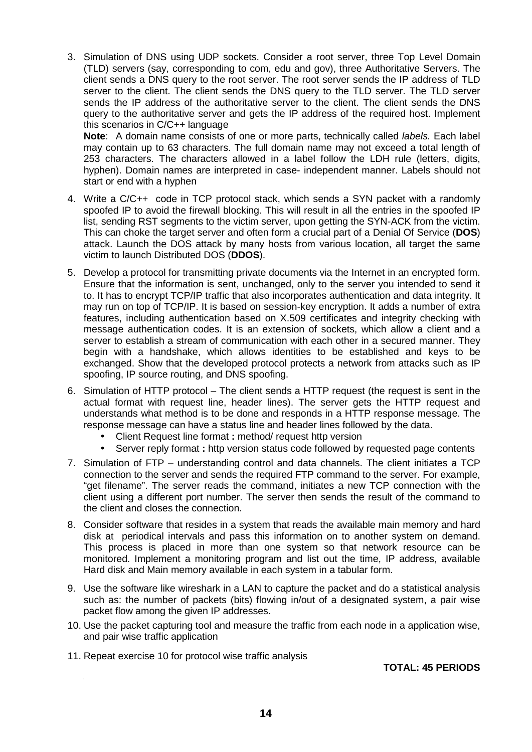3. Simulation of DNS using UDP sockets. Consider a root server, three Top Level Domain (TLD) servers (say, corresponding to com, edu and gov), three Authoritative Servers. The client sends a DNS query to the root server. The root server sends the IP address of TLD server to the client. The client sends the DNS query to the TLD server. The TLD server sends the IP address of the authoritative server to the client. The client sends the DNS query to the authoritative server and gets the IP address of the required host. Implement this scenarios in C/C++ language

   **Note**: A domain name consists of one or more parts, technically called *labels.* Each label may contain up to 63 characters. The full domain name may not exceed a total length of 253 characters. The characters allowed in a label follow the LDH rule (letters, digits, hyphen). Domain names are interpreted in case- independent manner. Labels should not start or end with a hyphen

4. Write a C/C++ code in TCP protocol stack, which sends a SYN packet with a randomly spoofed IP to avoid the firewall blocking. This will result in all the entries in the spoofed IP list, sending RST segments to the victim server, upon getting the SYN-ACK from the victim. This can choke the target server and often form a crucial part of a Denial Of Service (**DOS**) attack. Launch the DOS attack by many hosts from various location, all target the same victim to launch Distributed DOS (**DDOS**).

5. Develop a protocol for transmitting private documents via the Internet in an encrypted form. Ensure that the information is sent, unchanged, only to the server you intended to send it to. It has to encrypt TCP/IP traffic that also incorporates authentication and data integrity. It may run on top of TCP/IP. It is based on session-key encryption. It adds a number of extra features, including authentication based on X.509 certificates and integrity checking with message authentication codes. It is an extension of sockets, which allow a client and a server to establish a stream of communication with each other in a secured manner. They begin with a handshake, which allows identities to be established and keys to be exchanged. Show that the developed protocol protects a network from attacks such as IP spoofing, IP source routing, and DNS spoofing.

6. Simulation of HTTP protocol – The client sends a HTTP request (the request is sent in the actual format with request line, header lines). The server gets the HTTP request and understands what method is to be done and responds in a HTTP response message. The response message can have a status line and header lines followed by the data.
   - Client Request line format **:** method/ request http version
   - Server reply format **:** http version status code followed by requested page contents

7. Simulation of FTP – understanding control and data channels. The client initiates a TCP connection to the server and sends the required FTP command to the server. For example, “get filename”. The server reads the command, initiates a new TCP connection with the client using a different port number. The server then sends the result of the command to the client and closes the connection.

8. Consider software that resides in a system that reads the available main memory and hard disk at periodical intervals and pass this information on to another system on demand. This process is placed in more than one system so that network resource can be monitored. Implement a monitoring program and list out the time, IP address, available Hard disk and Main memory available in each system in a tabular form.

9. Use the software like wireshark in a LAN to capture the packet and do a statistical analysis such as: the number of packets (bits) flowing in/out of a designated system, a pair wise packet flow among the given IP addresses.

10. Use the packet capturing tool and measure the traffic from each node in a application wise, and pair wise traffic application

11. Repeat exercise 10 for protocol wise traffic analysis

**TOTAL: 45 PERIODS**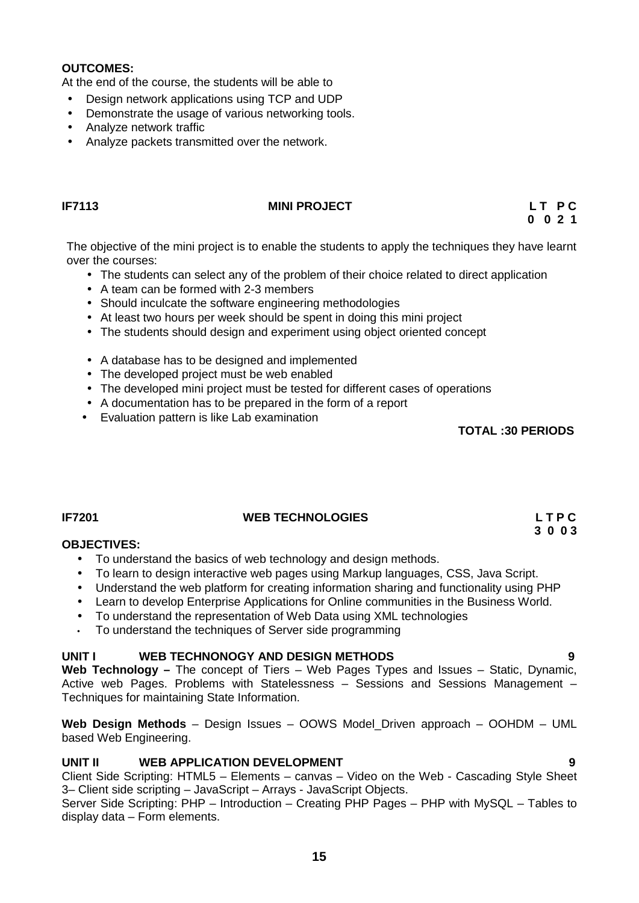**OUTCOMES:**

At the end of the course, the students will be able to

- Design network applications using TCP and UDP
- Demonstrate the usage of various networking tools.
- Analyze network traffic
- Analyze packets transmitted over the network.

**IF7113 MINI PROJECT L T P C**
**0 0 2 1**

The objective of the mini project is to enable the students to apply the techniques they have learnt over the courses:

- The students can select any of the problem of their choice related to direct application
- A team can be formed with 2-3 members
- Should inculcate the software engineering methodologies
- At least two hours per week should be spent in doing this mini project
- The students should design and experiment using object oriented concept
- A database has to be designed and implemented
- The developed project must be web enabled
- The developed mini project must be tested for different cases of operations
- A documentation has to be prepared in the form of a report
- Evaluation pattern is like Lab examination

**TOTAL :30 PERIODS**

**IF7201 WEB TECHNOLOGIES L T P C**
**3 0 0 3**

**OBJECTIVES:**

- To understand the basics of web technology and design methods.
- To learn to design interactive web pages using Markup languages, CSS, Java Script.
- Understand the web platform for creating information sharing and functionality using PHP
- Learn to develop Enterprise Applications for Online communities in the Business World.
- To understand the representation of Web Data using XML technologies
- To understand the techniques of Server side programming

**UNIT I WEB TECHNONOGY AND DESIGN METHODS 9**

**Web Technology –** The concept of Tiers – Web Pages Types and Issues – Static, Dynamic, Active web Pages. Problems with Statelessness – Sessions and Sessions Management – Techniques for maintaining State Information.

**Web Design Methods** – Design Issues – OOWS Model_Driven approach – OOHDM – UML based Web Engineering.

**UNIT II WEB APPLICATION DEVELOPMENT 9**

Client Side Scripting: HTML5 – Elements – canvas – Video on the Web - Cascading Style Sheet 3– Client side scripting – JavaScript – Arrays - JavaScript Objects.
Server Side Scripting: PHP – Introduction – Creating PHP Pages – PHP with MySQL – Tables to display data – Form elements.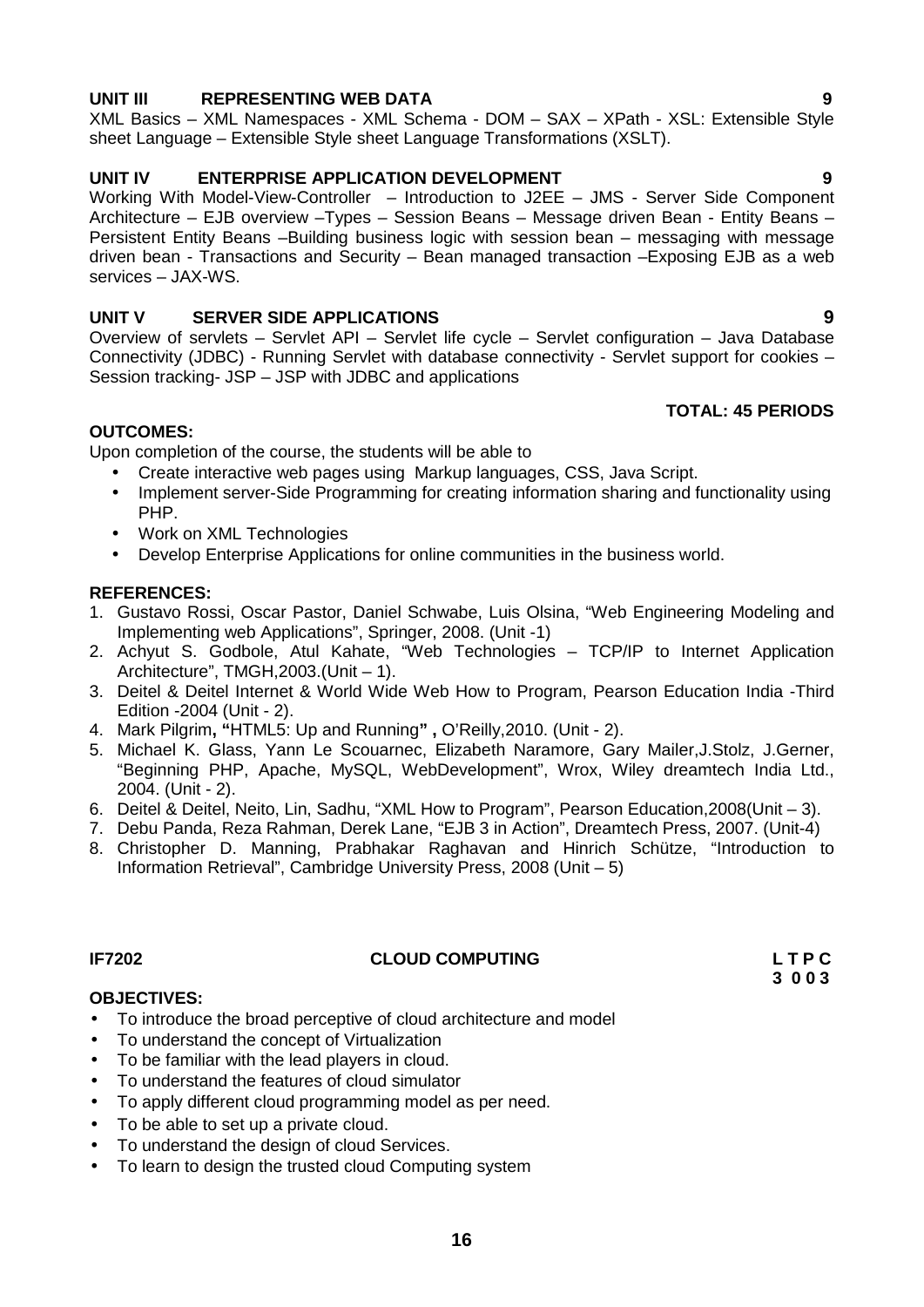**UNIT III REPRESENTING WEB DATA** **9**

XML Basics – XML Namespaces - XML Schema - DOM – SAX – XPath - XSL: Extensible Style sheet Language – Extensible Style sheet Language Transformations (XSLT).

**UNIT IV ENTERPRISE APPLICATION DEVELOPMENT** **9**

Working With Model-View-Controller – Introduction to J2EE – JMS - Server Side Component Architecture – EJB overview –Types – Session Beans – Message driven Bean - Entity Beans – Persistent Entity Beans –Building business logic with session bean – messaging with message driven bean - Transactions and Security – Bean managed transaction –Exposing EJB as a web services – JAX-WS.

**UNIT V SERVER SIDE APPLICATIONS** **9**

Overview of servlets – Servlet API – Servlet life cycle – Servlet configuration – Java Database Connectivity (JDBC) - Running Servlet with database connectivity - Servlet support for cookies – Session tracking- JSP – JSP with JDBC and applications

**TOTAL: 45 PERIODS**

**OUTCOMES:**

Upon completion of the course, the students will be able to

- Create interactive web pages using Markup languages, CSS, Java Script.
- Implement server-Side Programming for creating information sharing and functionality using PHP.
- Work on XML Technologies
- Develop Enterprise Applications for online communities in the business world.

**REFERENCES:**

1. Gustavo Rossi, Oscar Pastor, Daniel Schwabe, Luis Olsina, "Web Engineering Modeling and Implementing web Applications", Springer, 2008. (Unit -1)
2. Achyut S. Godbole, Atul Kahate, "Web Technologies – TCP/IP to Internet Application Architecture", TMGH,2003.(Unit – 1).
3. Deitel & Deitel Internet & World Wide Web How to Program, Pearson Education India -Third Edition -2004 (Unit - 2).
4. Mark Pilgrim**, "**HTML5: Up and Running**" ,** O'Reilly,2010. (Unit - 2).
5. Michael K. Glass, Yann Le Scouarnec, Elizabeth Naramore, Gary Mailer,J.Stolz, J.Gerner, "Beginning PHP, Apache, MySQL, WebDevelopment", Wrox, Wiley dreamtech India Ltd., 2004. (Unit - 2).
6. Deitel & Deitel, Neito, Lin, Sadhu, "XML How to Program", Pearson Education,2008(Unit – 3).
7. Debu Panda, Reza Rahman, Derek Lane, "EJB 3 in Action", Dreamtech Press, 2007. (Unit-4)
8. Christopher D. Manning, Prabhakar Raghavan and Hinrich Schütze, "Introduction to Information Retrieval", Cambridge University Press, 2008 (Unit – 5)

**IF7202** **CLOUD COMPUTING** **L T P C**
**3 0 0 3**

**OBJECTIVES:**

- To introduce the broad perceptive of cloud architecture and model
- To understand the concept of Virtualization
- To be familiar with the lead players in cloud.
- To understand the features of cloud simulator
- To apply different cloud programming model as per need.
- To be able to set up a private cloud.
- To understand the design of cloud Services.
- To learn to design the trusted cloud Computing system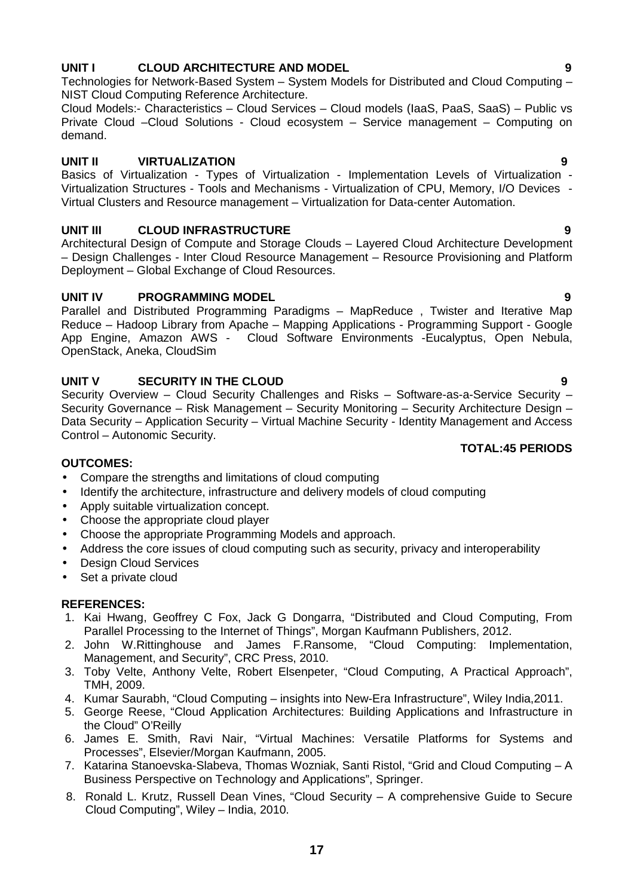**UNIT I CLOUD ARCHITECTURE AND MODEL 9**

Technologies for Network-Based System – System Models for Distributed and Cloud Computing – NIST Cloud Computing Reference Architecture.

Cloud Models:- Characteristics – Cloud Services – Cloud models (IaaS, PaaS, SaaS) – Public vs Private Cloud –Cloud Solutions - Cloud ecosystem – Service management – Computing on demand.

**UNIT II VIRTUALIZATION 9**

Basics of Virtualization - Types of Virtualization - Implementation Levels of Virtualization - Virtualization Structures - Tools and Mechanisms - Virtualization of CPU, Memory, I/O Devices - Virtual Clusters and Resource management – Virtualization for Data-center Automation.

**UNIT III CLOUD INFRASTRUCTURE 9**

Architectural Design of Compute and Storage Clouds – Layered Cloud Architecture Development – Design Challenges - Inter Cloud Resource Management – Resource Provisioning and Platform Deployment – Global Exchange of Cloud Resources.

**UNIT IV PROGRAMMING MODEL 9**

Parallel and Distributed Programming Paradigms – MapReduce , Twister and Iterative Map Reduce – Hadoop Library from Apache – Mapping Applications - Programming Support - Google App Engine, Amazon AWS - Cloud Software Environments -Eucalyptus, Open Nebula, OpenStack, Aneka, CloudSim

**UNIT V SECURITY IN THE CLOUD 9**

Security Overview – Cloud Security Challenges and Risks – Software-as-a-Service Security – Security Governance – Risk Management – Security Monitoring – Security Architecture Design – Data Security – Application Security – Virtual Machine Security - Identity Management and Access Control – Autonomic Security.

**TOTAL:45 PERIODS**

**OUTCOMES:**

- Compare the strengths and limitations of cloud computing
- Identify the architecture, infrastructure and delivery models of cloud computing
- Apply suitable virtualization concept.
- Choose the appropriate cloud player
- Choose the appropriate Programming Models and approach.
- Address the core issues of cloud computing such as security, privacy and interoperability
- Design Cloud Services
- Set a private cloud

**REFERENCES:**

1. Kai Hwang, Geoffrey C Fox, Jack G Dongarra, "Distributed and Cloud Computing, From Parallel Processing to the Internet of Things", Morgan Kaufmann Publishers, 2012.
2. John W.Rittinghouse and James F.Ransome, "Cloud Computing: Implementation, Management, and Security", CRC Press, 2010.
3. Toby Velte, Anthony Velte, Robert Elsenpeter, "Cloud Computing, A Practical Approach", TMH, 2009.
4. Kumar Saurabh, "Cloud Computing – insights into New-Era Infrastructure", Wiley India,2011.
5. George Reese, "Cloud Application Architectures: Building Applications and Infrastructure in the Cloud" O'Reilly
6. James E. Smith, Ravi Nair, "Virtual Machines: Versatile Platforms for Systems and Processes", Elsevier/Morgan Kaufmann, 2005.
7. Katarina Stanoevska-Slabeva, Thomas Wozniak, Santi Ristol, "Grid and Cloud Computing – A Business Perspective on Technology and Applications", Springer.
8. Ronald L. Krutz, Russell Dean Vines, "Cloud Security – A comprehensive Guide to Secure Cloud Computing", Wiley – India, 2010.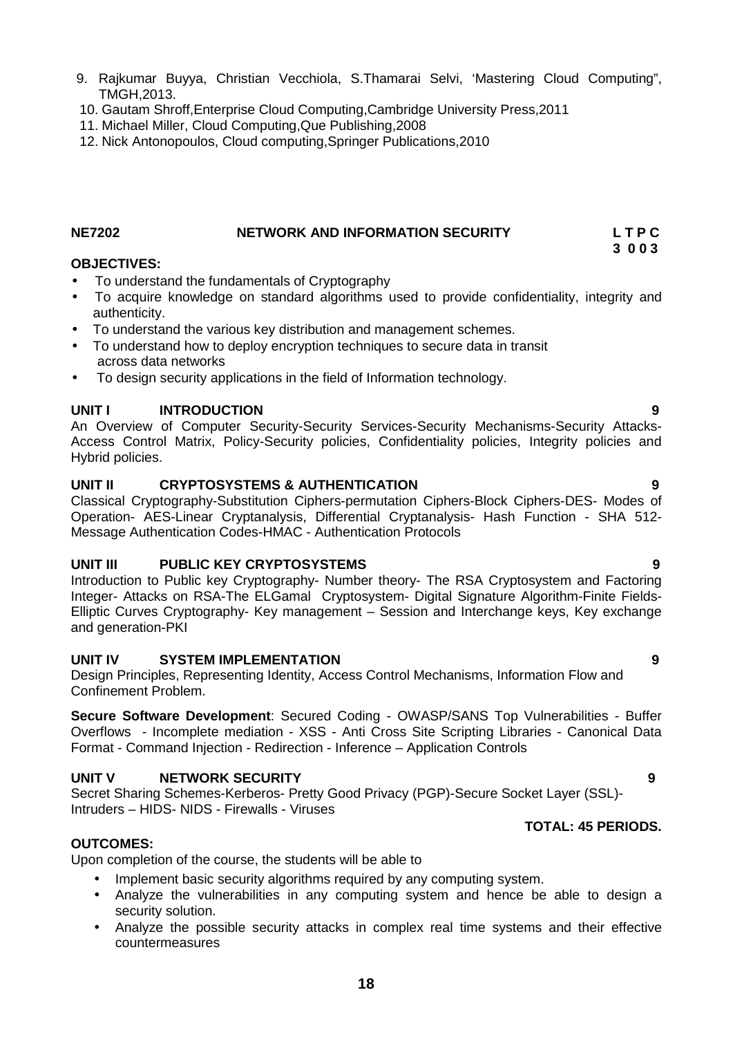9. Rajkumar Buyya, Christian Vecchiola, S.Thamarai Selvi, 'Mastering Cloud Computing", TMGH,2013.
10. Gautam Shroff,Enterprise Cloud Computing,Cambridge University Press,2011
11. Michael Miller, Cloud Computing,Que Publishing,2008
12. Nick Antonopoulos, Cloud computing,Springer Publications,2010

## NE7202 NETWORK AND INFORMATION SECURITY

**L T P C**
**3 0 0 3**

**OBJECTIVES:**

- To understand the fundamentals of Cryptography
- To acquire knowledge on standard algorithms used to provide confidentiality, integrity and authenticity.
- To understand the various key distribution and management schemes.
- To understand how to deploy encryption techniques to secure data in transit across data networks
- To design security applications in the field of Information technology.

**UNIT I INTRODUCTION 9**

An Overview of Computer Security-Security Services-Security Mechanisms-Security Attacks-Access Control Matrix, Policy-Security policies, Confidentiality policies, Integrity policies and Hybrid policies.

**UNIT II CRYPTOSYSTEMS & AUTHENTICATION 9**

Classical Cryptography-Substitution Ciphers-permutation Ciphers-Block Ciphers-DES- Modes of Operation- AES-Linear Cryptanalysis, Differential Cryptanalysis- Hash Function - SHA 512- Message Authentication Codes-HMAC - Authentication Protocols

**UNIT III PUBLIC KEY CRYPTOSYSTEMS 9**

Introduction to Public key Cryptography- Number theory- The RSA Cryptosystem and Factoring Integer- Attacks on RSA-The ELGamal Cryptosystem- Digital Signature Algorithm-Finite Fields-Elliptic Curves Cryptography- Key management – Session and Interchange keys, Key exchange and generation-PKI

**UNIT IV SYSTEM IMPLEMENTATION 9**

Design Principles, Representing Identity, Access Control Mechanisms, Information Flow and Confinement Problem.

**Secure Software Development**: Secured Coding - OWASP/SANS Top Vulnerabilities - Buffer Overflows - Incomplete mediation - XSS - Anti Cross Site Scripting Libraries - Canonical Data Format - Command Injection - Redirection - Inference – Application Controls

**UNIT V NETWORK SECURITY 9**

Secret Sharing Schemes-Kerberos- Pretty Good Privacy (PGP)-Secure Socket Layer (SSL)-Intruders – HIDS- NIDS - Firewalls - Viruses

**TOTAL: 45 PERIODS.**

**OUTCOMES:**

Upon completion of the course, the students will be able to

- Implement basic security algorithms required by any computing system.
- Analyze the vulnerabilities in any computing system and hence be able to design a security solution.
- Analyze the possible security attacks in complex real time systems and their effective countermeasures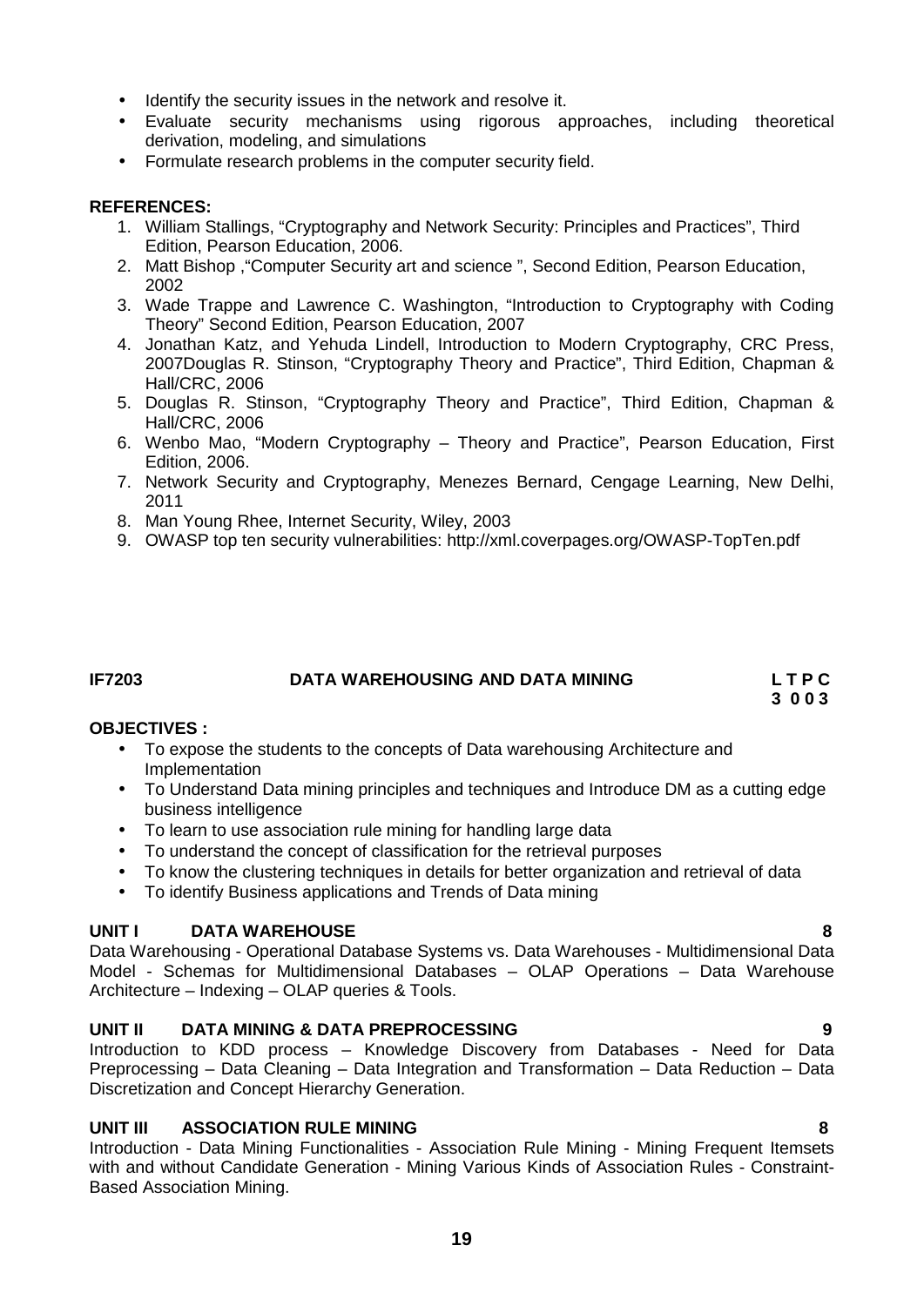- Identify the security issues in the network and resolve it.
- Evaluate security mechanisms using rigorous approaches, including theoretical derivation, modeling, and simulations
- Formulate research problems in the computer security field.

**REFERENCES:**

1. William Stallings, "Cryptography and Network Security: Principles and Practices", Third Edition, Pearson Education, 2006.
2. Matt Bishop ,"Computer Security art and science ", Second Edition, Pearson Education, 2002
3. Wade Trappe and Lawrence C. Washington, "Introduction to Cryptography with Coding Theory" Second Edition, Pearson Education, 2007
4. Jonathan Katz, and Yehuda Lindell, Introduction to Modern Cryptography, CRC Press, 2007Douglas R. Stinson, "Cryptography Theory and Practice", Third Edition, Chapman & Hall/CRC, 2006
5. Douglas R. Stinson, "Cryptography Theory and Practice", Third Edition, Chapman & Hall/CRC, 2006
6. Wenbo Mao, "Modern Cryptography – Theory and Practice", Pearson Education, First Edition, 2006.
7. Network Security and Cryptography, Menezes Bernard, Cengage Learning, New Delhi, 2011
8. Man Young Rhee, Internet Security, Wiley, 2003
9. OWASP top ten security vulnerabilities: http://xml.coverpages.org/OWASP-TopTen.pdf

**IF7203 DATA WAREHOUSING AND DATA MINING** **L T P C**
**3 0 0 3**

**OBJECTIVES :**

- To expose the students to the concepts of Data warehousing Architecture and Implementation
- To Understand Data mining principles and techniques and Introduce DM as a cutting edge business intelligence
- To learn to use association rule mining for handling large data
- To understand the concept of classification for the retrieval purposes
- To know the clustering techniques in details for better organization and retrieval of data
- To identify Business applications and Trends of Data mining

**UNIT I DATA WAREHOUSE** **8**

Data Warehousing - Operational Database Systems vs. Data Warehouses - Multidimensional Data Model - Schemas for Multidimensional Databases – OLAP Operations – Data Warehouse Architecture – Indexing – OLAP queries & Tools.

**UNIT II DATA MINING & DATA PREPROCESSING** **9**

Introduction to KDD process – Knowledge Discovery from Databases - Need for Data Preprocessing – Data Cleaning – Data Integration and Transformation – Data Reduction – Data Discretization and Concept Hierarchy Generation.

**UNIT III ASSOCIATION RULE MINING** **8**

Introduction - Data Mining Functionalities - Association Rule Mining - Mining Frequent Itemsets with and without Candidate Generation - Mining Various Kinds of Association Rules - Constraint-Based Association Mining.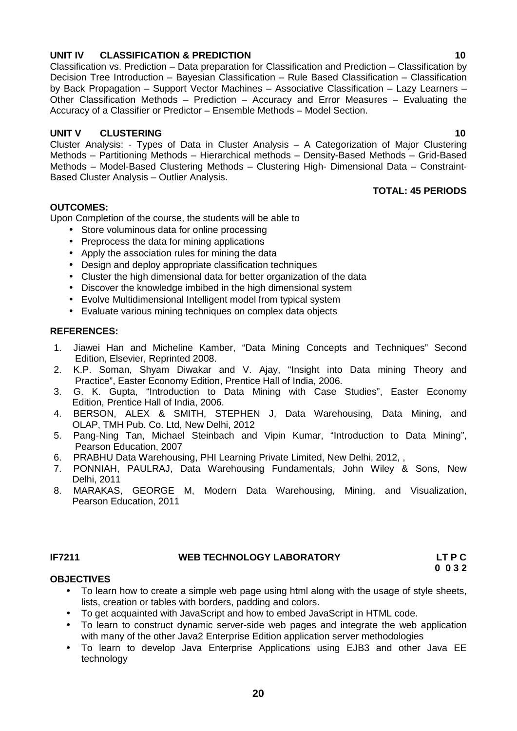**UNIT IV CLASSIFICATION & PREDICTION** **10**

Classification vs. Prediction – Data preparation for Classification and Prediction – Classification by Decision Tree Introduction – Bayesian Classification – Rule Based Classification – Classification by Back Propagation – Support Vector Machines – Associative Classification – Lazy Learners – Other Classification Methods – Prediction – Accuracy and Error Measures – Evaluating the Accuracy of a Classifier or Predictor – Ensemble Methods – Model Section.

**UNIT V CLUSTERING** **10**

Cluster Analysis: - Types of Data in Cluster Analysis – A Categorization of Major Clustering Methods – Partitioning Methods – Hierarchical methods – Density-Based Methods – Grid-Based Methods – Model-Based Clustering Methods – Clustering High- Dimensional Data – Constraint-Based Cluster Analysis – Outlier Analysis.

**TOTAL: 45 PERIODS**

**OUTCOMES:**

Upon Completion of the course, the students will be able to

- Store voluminous data for online processing
- Preprocess the data for mining applications
- Apply the association rules for mining the data
- Design and deploy appropriate classification techniques
- Cluster the high dimensional data for better organization of the data
- Discover the knowledge imbibed in the high dimensional system
- Evolve Multidimensional Intelligent model from typical system
- Evaluate various mining techniques on complex data objects

**REFERENCES:**

1. Jiawei Han and Micheline Kamber, "Data Mining Concepts and Techniques" Second Edition, Elsevier, Reprinted 2008.
2. K.P. Soman, Shyam Diwakar and V. Ajay, "Insight into Data mining Theory and Practice", Easter Economy Edition, Prentice Hall of India, 2006.
3. G. K. Gupta, "Introduction to Data Mining with Case Studies", Easter Economy Edition, Prentice Hall of India, 2006.
4. BERSON, ALEX & SMITH, STEPHEN J, Data Warehousing, Data Mining, and OLAP, TMH Pub. Co. Ltd, New Delhi, 2012
5. Pang-Ning Tan, Michael Steinbach and Vipin Kumar, "Introduction to Data Mining", Pearson Education, 2007
6. PRABHU Data Warehousing, PHI Learning Private Limited, New Delhi, 2012, ,
7. PONNIAH, PAULRAJ, Data Warehousing Fundamentals, John Wiley & Sons, New Delhi, 2011
8. MARAKAS, GEORGE M, Modern Data Warehousing, Mining, and Visualization, Pearson Education, 2011

**IF7211 WEB TECHNOLOGY LABORATORY** **LT P C**
**0 0 3 2**

**OBJECTIVES**

- To learn how to create a simple web page using html along with the usage of style sheets, lists, creation or tables with borders, padding and colors.
- To get acquainted with JavaScript and how to embed JavaScript in HTML code.
- To learn to construct dynamic server-side web pages and integrate the web application with many of the other Java2 Enterprise Edition application server methodologies
- To learn to develop Java Enterprise Applications using EJB3 and other Java EE technology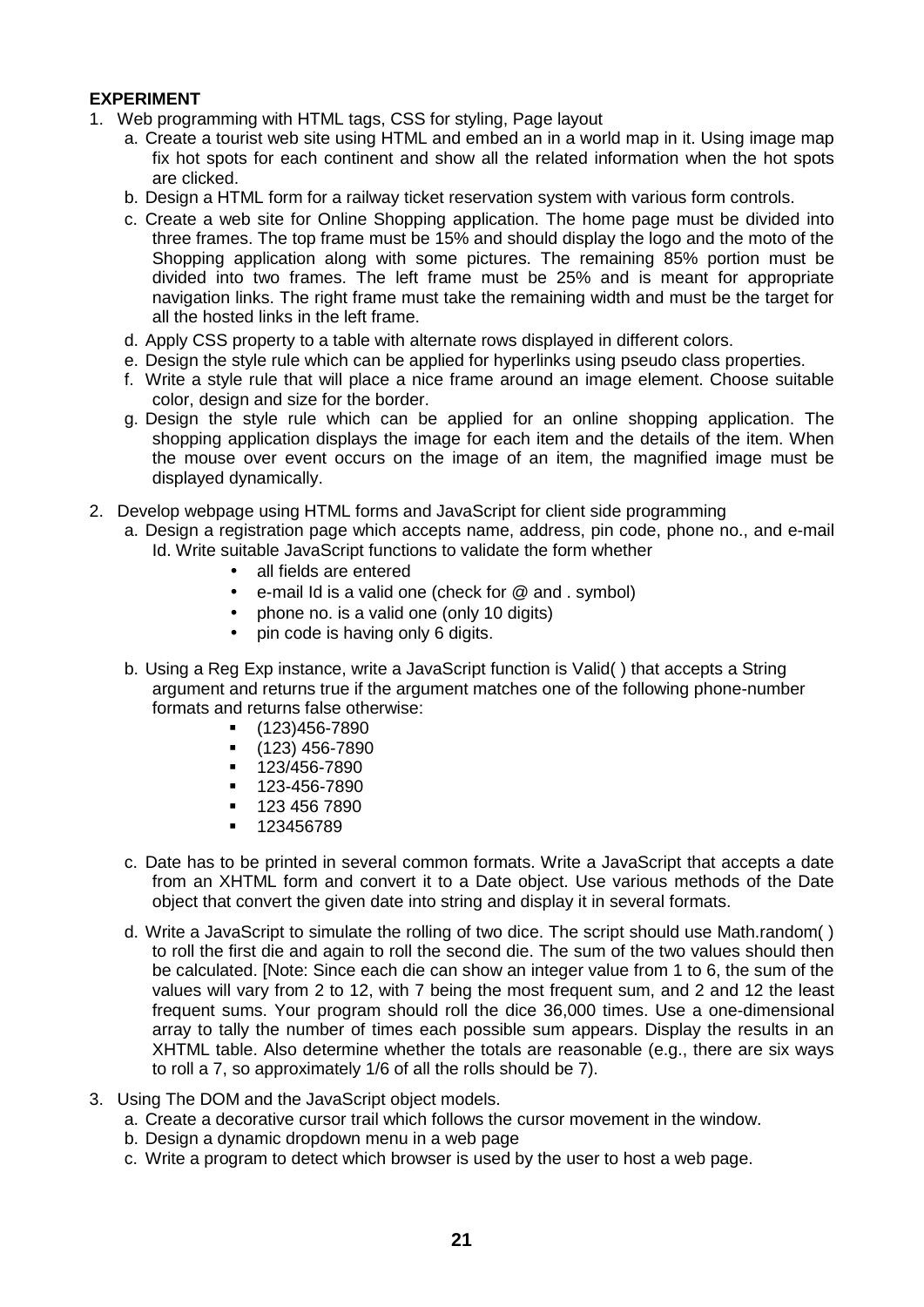**EXPERIMENT**

1. Web programming with HTML tags, CSS for styling, Page layout
   a. Create a tourist web site using HTML and embed an in a world map in it. Using image map fix hot spots for each continent and show all the related information when the hot spots are clicked.
   b. Design a HTML form for a railway ticket reservation system with various form controls.
   c. Create a web site for Online Shopping application. The home page must be divided into three frames. The top frame must be 15% and should display the logo and the moto of the Shopping application along with some pictures. The remaining 85% portion must be divided into two frames. The left frame must be 25% and is meant for appropriate navigation links. The right frame must take the remaining width and must be the target for all the hosted links in the left frame.
   d. Apply CSS property to a table with alternate rows displayed in different colors.
   e. Design the style rule which can be applied for hyperlinks using pseudo class properties.
   f. Write a style rule that will place a nice frame around an image element. Choose suitable color, design and size for the border.
   g. Design the style rule which can be applied for an online shopping application. The shopping application displays the image for each item and the details of the item. When the mouse over event occurs on the image of an item, the magnified image must be displayed dynamically.

2. Develop webpage using HTML forms and JavaScript for client side programming
   a. Design a registration page which accepts name, address, pin code, phone no., and e-mail Id. Write suitable JavaScript functions to validate the form whether
      - all fields are entered
      - e-mail Id is a valid one (check for @ and . symbol)
      - phone no. is a valid one (only 10 digits)
      - pin code is having only 6 digits.

   b. Using a Reg Exp instance, write a JavaScript function is Valid( ) that accepts a String argument and returns true if the argument matches one of the following phone-number formats and returns false otherwise:
      - (123)456-7890
      - (123) 456-7890
      - 123/456-7890
      - 123-456-7890
      - 123 456 7890
      - 123456789

   c. Date has to be printed in several common formats. Write a JavaScript that accepts a date from an XHTML form and convert it to a Date object. Use various methods of the Date object that convert the given date into string and display it in several formats.

   d. Write a JavaScript to simulate the rolling of two dice. The script should use Math.random( ) to roll the first die and again to roll the second die. The sum of the two values should then be calculated. [Note: Since each die can show an integer value from 1 to 6, the sum of the values will vary from 2 to 12, with 7 being the most frequent sum, and 2 and 12 the least frequent sums. Your program should roll the dice 36,000 times. Use a one-dimensional array to tally the number of times each possible sum appears. Display the results in an XHTML table. Also determine whether the totals are reasonable (e.g., there are six ways to roll a 7, so approximately 1/6 of all the rolls should be 7).

3. Using The DOM and the JavaScript object models.
   a. Create a decorative cursor trail which follows the cursor movement in the window.
   b. Design a dynamic dropdown menu in a web page
   c. Write a program to detect which browser is used by the user to host a web page.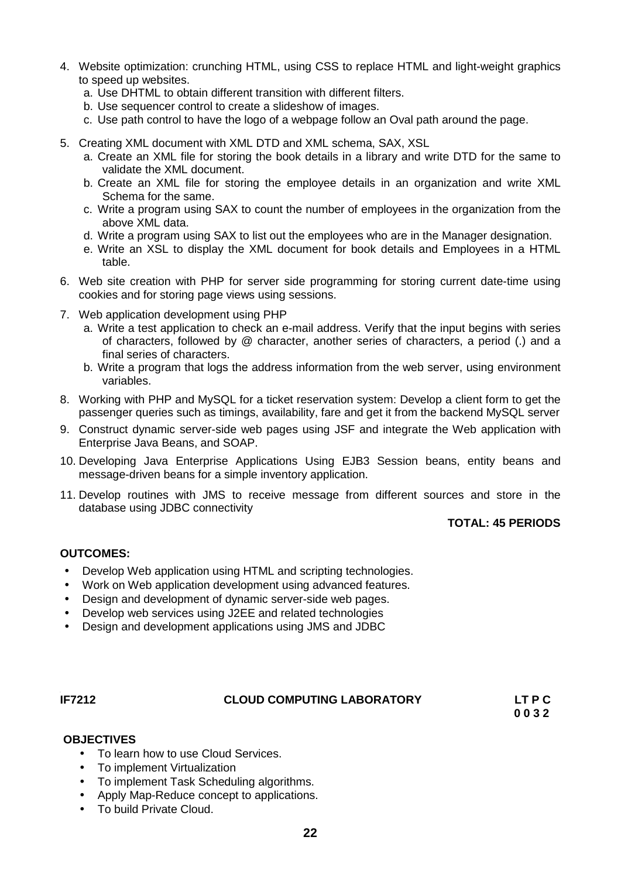4. Website optimization: crunching HTML, using CSS to replace HTML and light-weight graphics to speed up websites.
   a. Use DHTML to obtain different transition with different filters.
   b. Use sequencer control to create a slideshow of images.
   c. Use path control to have the logo of a webpage follow an Oval path around the page.

5. Creating XML document with XML DTD and XML schema, SAX, XSL
   a. Create an XML file for storing the book details in a library and write DTD for the same to validate the XML document.
   b. Create an XML file for storing the employee details in an organization and write XML Schema for the same.
   c. Write a program using SAX to count the number of employees in the organization from the above XML data.
   d. Write a program using SAX to list out the employees who are in the Manager designation.
   e. Write an XSL to display the XML document for book details and Employees in a HTML table.

6. Web site creation with PHP for server side programming for storing current date-time using cookies and for storing page views using sessions.

7. Web application development using PHP
   a. Write a test application to check an e-mail address. Verify that the input begins with series of characters, followed by @ character, another series of characters, a period (.) and a final series of characters.
   b. Write a program that logs the address information from the web server, using environment variables.

8. Working with PHP and MySQL for a ticket reservation system: Develop a client form to get the passenger queries such as timings, availability, fare and get it from the backend MySQL server

9. Construct dynamic server-side web pages using JSF and integrate the Web application with Enterprise Java Beans, and SOAP.

10. Developing Java Enterprise Applications Using EJB3 Session beans, entity beans and message-driven beans for a simple inventory application.

11. Develop routines with JMS to receive message from different sources and store in the database using JDBC connectivity

**TOTAL: 45 PERIODS**

**OUTCOMES:**

- Develop Web application using HTML and scripting technologies.
- Work on Web application development using advanced features.
- Design and development of dynamic server-side web pages.
- Develop web services using J2EE and related technologies
- Design and development applications using JMS and JDBC

**IF7212 CLOUD COMPUTING LABORATORY**

**LT P C**
**0 0 3 2**

**OBJECTIVES**

- To learn how to use Cloud Services.
- To implement Virtualization
- To implement Task Scheduling algorithms.
- Apply Map-Reduce concept to applications.
- To build Private Cloud.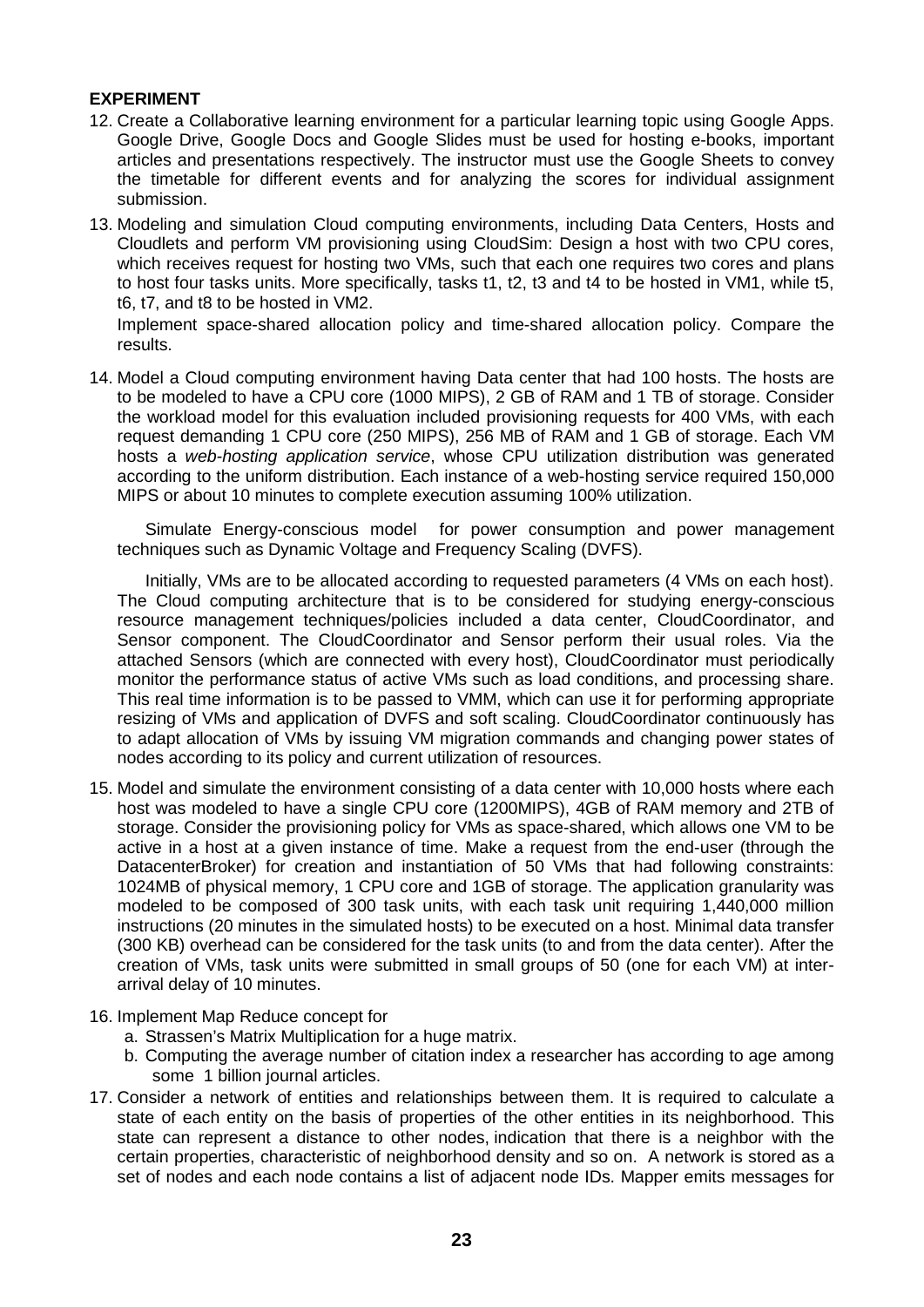**EXPERIMENT**

12. Create a Collaborative learning environment for a particular learning topic using Google Apps. Google Drive, Google Docs and Google Slides must be used for hosting e-books, important articles and presentations respectively. The instructor must use the Google Sheets to convey the timetable for different events and for analyzing the scores for individual assignment submission.

13. Modeling and simulation Cloud computing environments, including Data Centers, Hosts and Cloudlets and perform VM provisioning using CloudSim: Design a host with two CPU cores, which receives request for hosting two VMs, such that each one requires two cores and plans to host four tasks units. More specifically, tasks t1, t2, t3 and t4 to be hosted in VM1, while t5, t6, t7, and t8 to be hosted in VM2.

    Implement space-shared allocation policy and time-shared allocation policy. Compare the results.

14. Model a Cloud computing environment having Data center that had 100 hosts. The hosts are to be modeled to have a CPU core (1000 MIPS), 2 GB of RAM and 1 TB of storage. Consider the workload model for this evaluation included provisioning requests for 400 VMs, with each request demanding 1 CPU core (250 MIPS), 256 MB of RAM and 1 GB of storage. Each VM hosts a *web-hosting application service*, whose CPU utilization distribution was generated according to the uniform distribution. Each instance of a web-hosting service required 150,000 MIPS or about 10 minutes to complete execution assuming 100% utilization.

    Simulate Energy-conscious model for power consumption and power management techniques such as Dynamic Voltage and Frequency Scaling (DVFS).

    Initially, VMs are to be allocated according to requested parameters (4 VMs on each host). The Cloud computing architecture that is to be considered for studying energy-conscious resource management techniques/policies included a data center, CloudCoordinator, and Sensor component. The CloudCoordinator and Sensor perform their usual roles. Via the attached Sensors (which are connected with every host), CloudCoordinator must periodically monitor the performance status of active VMs such as load conditions, and processing share. This real time information is to be passed to VMM, which can use it for performing appropriate resizing of VMs and application of DVFS and soft scaling. CloudCoordinator continuously has to adapt allocation of VMs by issuing VM migration commands and changing power states of nodes according to its policy and current utilization of resources.

15. Model and simulate the environment consisting of a data center with 10,000 hosts where each host was modeled to have a single CPU core (1200MIPS), 4GB of RAM memory and 2TB of storage. Consider the provisioning policy for VMs as space-shared, which allows one VM to be active in a host at a given instance of time. Make a request from the end-user (through the DatacenterBroker) for creation and instantiation of 50 VMs that had following constraints: 1024MB of physical memory, 1 CPU core and 1GB of storage. The application granularity was modeled to be composed of 300 task units, with each task unit requiring 1,440,000 million instructions (20 minutes in the simulated hosts) to be executed on a host. Minimal data transfer (300 KB) overhead can be considered for the task units (to and from the data center). After the creation of VMs, task units were submitted in small groups of 50 (one for each VM) at inter-arrival delay of 10 minutes.

16. Implement Map Reduce concept for
    a. Strassen's Matrix Multiplication for a huge matrix.
    b. Computing the average number of citation index a researcher has according to age among some 1 billion journal articles.

17. Consider a network of entities and relationships between them. It is required to calculate a state of each entity on the basis of properties of the other entities in its neighborhood. This state can represent a distance to other nodes, indication that there is a neighbor with the certain properties, characteristic of neighborhood density and so on. A network is stored as a set of nodes and each node contains a list of adjacent node IDs. Mapper emits messages for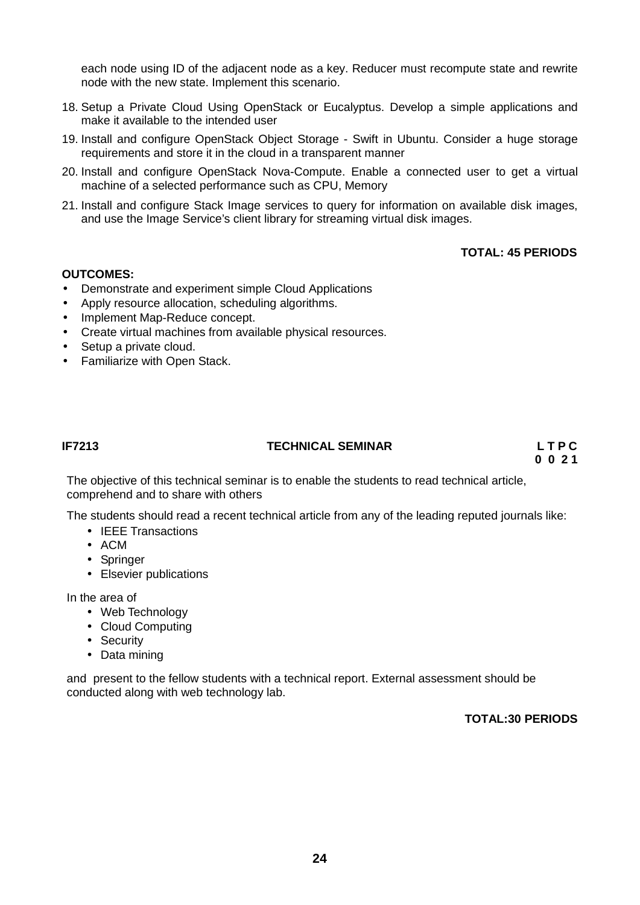each node using ID of the adjacent node as a key. Reducer must recompute state and rewrite node with the new state. Implement this scenario.

18. Setup a Private Cloud Using OpenStack or Eucalyptus. Develop a simple applications and make it available to the intended user
19. Install and configure OpenStack Object Storage - Swift in Ubuntu. Consider a huge storage requirements and store it in the cloud in a transparent manner
20. Install and configure OpenStack Nova-Compute. Enable a connected user to get a virtual machine of a selected performance such as CPU, Memory
21. Install and configure Stack Image services to query for information on available disk images, and use the Image Service's client library for streaming virtual disk images.

**TOTAL: 45 PERIODS**

**OUTCOMES:**

- Demonstrate and experiment simple Cloud Applications
- Apply resource allocation, scheduling algorithms.
- Implement Map-Reduce concept.
- Create virtual machines from available physical resources.
- Setup a private cloud.
- Familiarize with Open Stack.

**IF7213 TECHNICAL SEMINAR L T P C**
**0 0 2 1**

The objective of this technical seminar is to enable the students to read technical article, comprehend and to share with others

The students should read a recent technical article from any of the leading reputed journals like:

- IEEE Transactions
- ACM
- Springer
- Elsevier publications

In the area of

- Web Technology
- Cloud Computing
- Security
- Data mining

and present to the fellow students with a technical report. External assessment should be conducted along with web technology lab.

**TOTAL:30 PERIODS**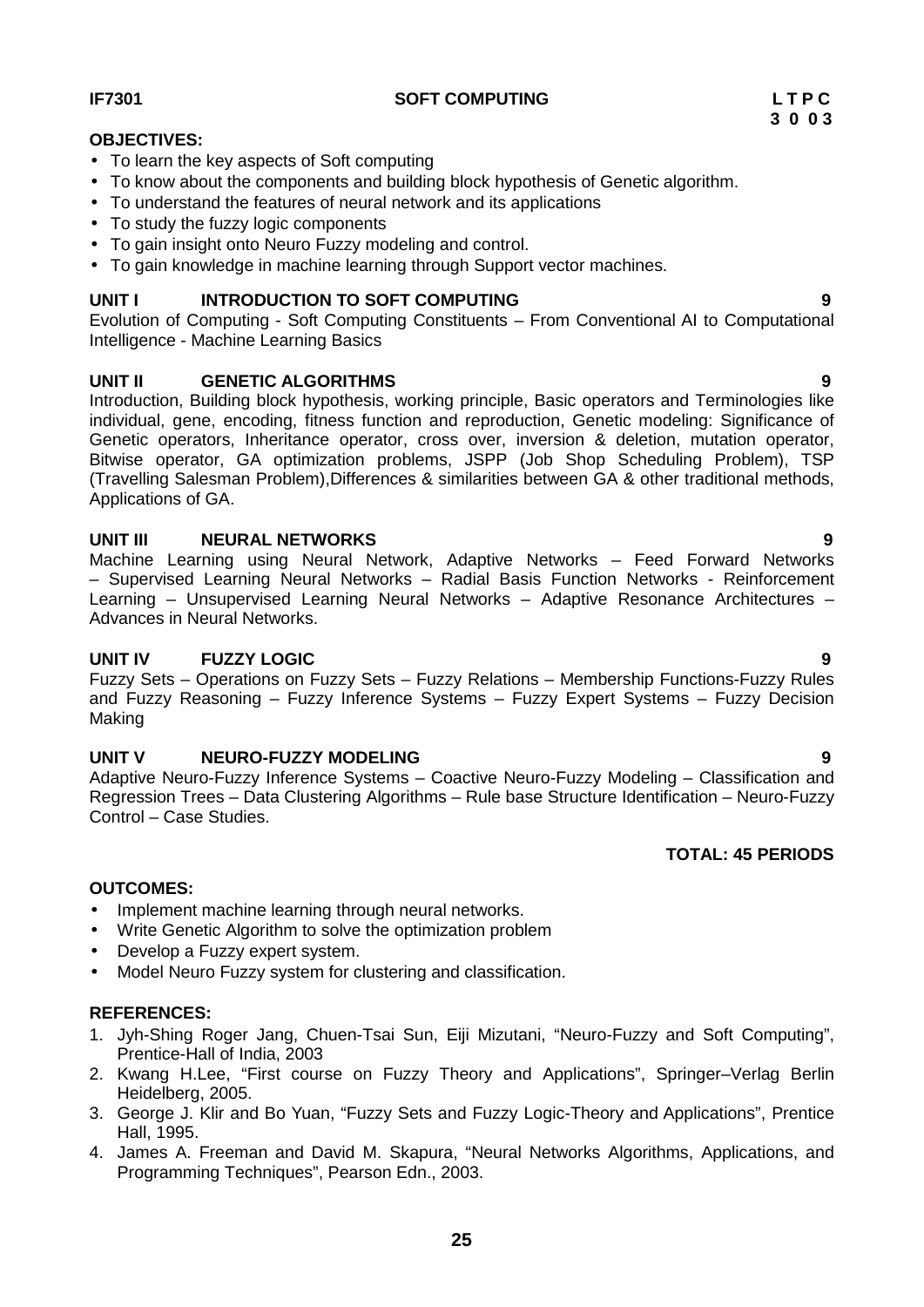**IF7301** **SOFT COMPUTING** **L T P C**
**3 0 0 3**

**OBJECTIVES:**

- To learn the key aspects of Soft computing
- To know about the components and building block hypothesis of Genetic algorithm.
- To understand the features of neural network and its applications
- To study the fuzzy logic components
- To gain insight onto Neuro Fuzzy modeling and control.
- To gain knowledge in machine learning through Support vector machines.

**UNIT I INTRODUCTION TO SOFT COMPUTING 9**

Evolution of Computing - Soft Computing Constituents – From Conventional AI to Computational Intelligence - Machine Learning Basics

**UNIT II GENETIC ALGORITHMS 9**

Introduction, Building block hypothesis, working principle, Basic operators and Terminologies like individual, gene, encoding, fitness function and reproduction, Genetic modeling: Significance of Genetic operators, Inheritance operator, cross over, inversion & deletion, mutation operator, Bitwise operator, GA optimization problems, JSPP (Job Shop Scheduling Problem), TSP (Travelling Salesman Problem),Differences & similarities between GA & other traditional methods, Applications of GA.

**UNIT III NEURAL NETWORKS 9**

Machine Learning using Neural Network, Adaptive Networks – Feed Forward Networks – Supervised Learning Neural Networks – Radial Basis Function Networks - Reinforcement Learning – Unsupervised Learning Neural Networks – Adaptive Resonance Architectures – Advances in Neural Networks.

**UNIT IV FUZZY LOGIC 9**

Fuzzy Sets – Operations on Fuzzy Sets – Fuzzy Relations – Membership Functions-Fuzzy Rules and Fuzzy Reasoning – Fuzzy Inference Systems – Fuzzy Expert Systems – Fuzzy Decision Making

**UNIT V NEURO-FUZZY MODELING 9**

Adaptive Neuro-Fuzzy Inference Systems – Coactive Neuro-Fuzzy Modeling – Classification and Regression Trees – Data Clustering Algorithms – Rule base Structure Identification – Neuro-Fuzzy Control – Case Studies.

**TOTAL: 45 PERIODS**

**OUTCOMES:**

- Implement machine learning through neural networks.
- Write Genetic Algorithm to solve the optimization problem
- Develop a Fuzzy expert system.
- Model Neuro Fuzzy system for clustering and classification.

**REFERENCES:**

1. Jyh-Shing Roger Jang, Chuen-Tsai Sun, Eiji Mizutani, "Neuro-Fuzzy and Soft Computing", Prentice-Hall of India, 2003
2. Kwang H.Lee, "First course on Fuzzy Theory and Applications", Springer–Verlag Berlin Heidelberg, 2005.
3. George J. Klir and Bo Yuan, "Fuzzy Sets and Fuzzy Logic-Theory and Applications", Prentice Hall, 1995.
4. James A. Freeman and David M. Skapura, "Neural Networks Algorithms, Applications, and Programming Techniques", Pearson Edn., 2003.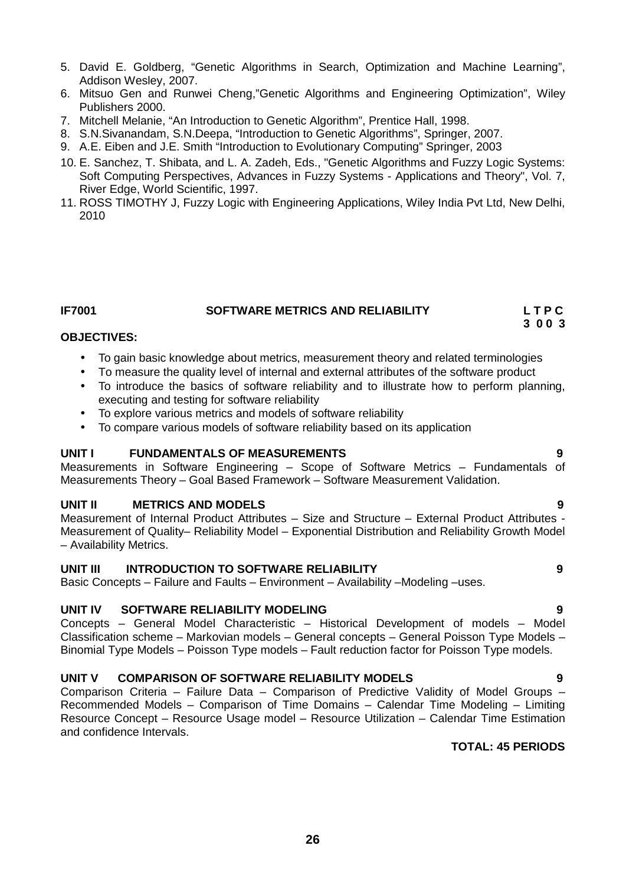5. David E. Goldberg, "Genetic Algorithms in Search, Optimization and Machine Learning", Addison Wesley, 2007.
6. Mitsuo Gen and Runwei Cheng,"Genetic Algorithms and Engineering Optimization", Wiley Publishers 2000.
7. Mitchell Melanie, "An Introduction to Genetic Algorithm", Prentice Hall, 1998.
8. S.N.Sivanandam, S.N.Deepa, "Introduction to Genetic Algorithms", Springer, 2007.
9. A.E. Eiben and J.E. Smith "Introduction to Evolutionary Computing" Springer, 2003
10. E. Sanchez, T. Shibata, and L. A. Zadeh, Eds., "Genetic Algorithms and Fuzzy Logic Systems: Soft Computing Perspectives, Advances in Fuzzy Systems - Applications and Theory", Vol. 7, River Edge, World Scientific, 1997.
11. ROSS TIMOTHY J, Fuzzy Logic with Engineering Applications, Wiley India Pvt Ltd, New Delhi, 2010

## IF7001 SOFTWARE METRICS AND RELIABILITY

**L T P C**
**3 0 0 3**

**OBJECTIVES:**

- To gain basic knowledge about metrics, measurement theory and related terminologies
- To measure the quality level of internal and external attributes of the software product
- To introduce the basics of software reliability and to illustrate how to perform planning, executing and testing for software reliability
- To explore various metrics and models of software reliability
- To compare various models of software reliability based on its application

**UNIT I FUNDAMENTALS OF MEASUREMENTS 9**

Measurements in Software Engineering – Scope of Software Metrics – Fundamentals of Measurements Theory – Goal Based Framework – Software Measurement Validation.

**UNIT II METRICS AND MODELS 9**

Measurement of Internal Product Attributes – Size and Structure – External Product Attributes - Measurement of Quality– Reliability Model – Exponential Distribution and Reliability Growth Model – Availability Metrics.

**UNIT III INTRODUCTION TO SOFTWARE RELIABILITY 9**

Basic Concepts – Failure and Faults – Environment – Availability –Modeling –uses.

**UNIT IV SOFTWARE RELIABILITY MODELING 9**

Concepts – General Model Characteristic – Historical Development of models – Model Classification scheme – Markovian models – General concepts – General Poisson Type Models – Binomial Type Models – Poisson Type models – Fault reduction factor for Poisson Type models.

**UNIT V COMPARISON OF SOFTWARE RELIABILITY MODELS 9**

Comparison Criteria – Failure Data – Comparison of Predictive Validity of Model Groups – Recommended Models – Comparison of Time Domains – Calendar Time Modeling – Limiting Resource Concept – Resource Usage model – Resource Utilization – Calendar Time Estimation and confidence Intervals.

**TOTAL: 45 PERIODS**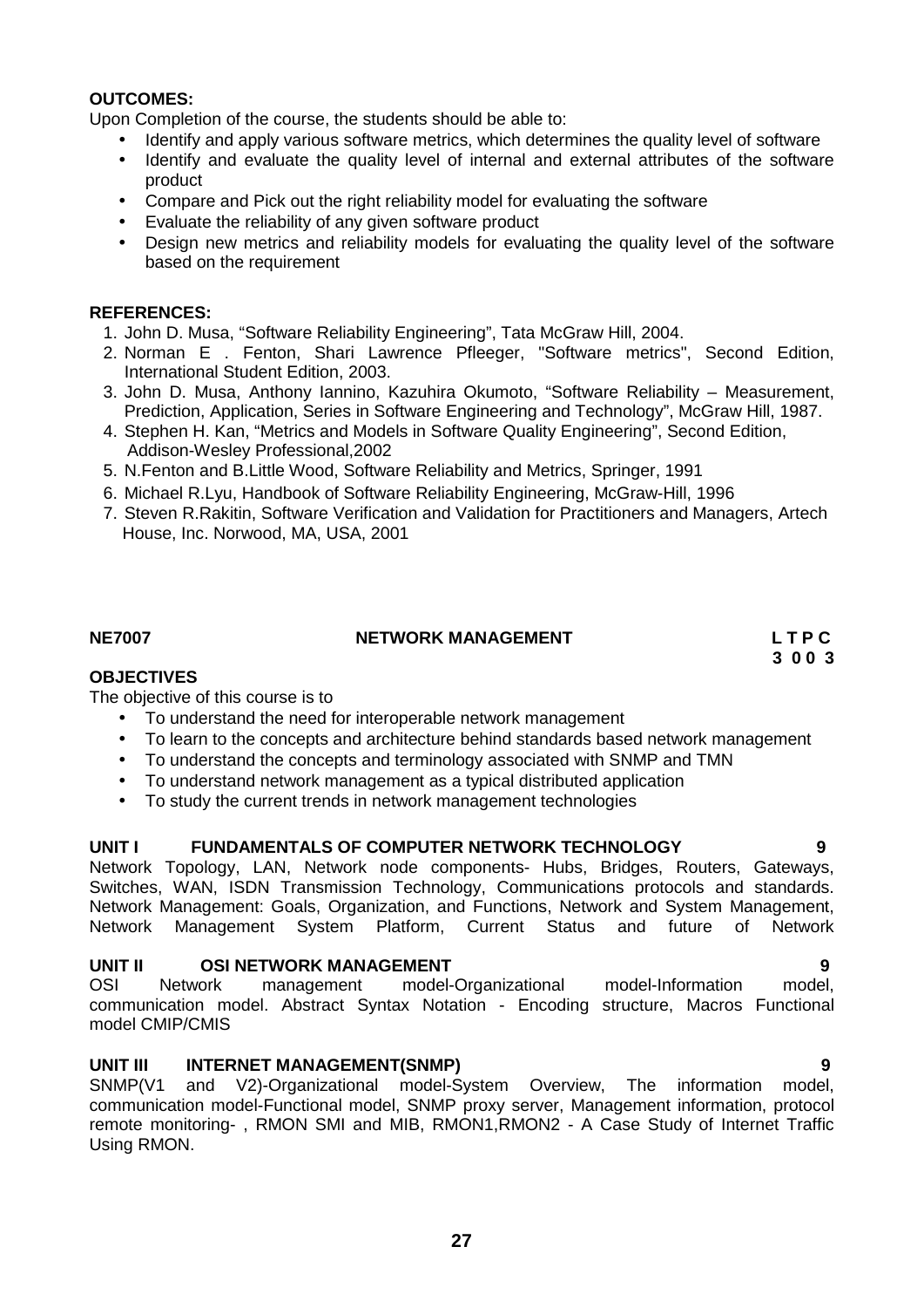**OUTCOMES:**

Upon Completion of the course, the students should be able to:

- Identify and apply various software metrics, which determines the quality level of software
- Identify and evaluate the quality level of internal and external attributes of the software product
- Compare and Pick out the right reliability model for evaluating the software
- Evaluate the reliability of any given software product
- Design new metrics and reliability models for evaluating the quality level of the software based on the requirement

**REFERENCES:**

1. John D. Musa, "Software Reliability Engineering", Tata McGraw Hill, 2004.
2. Norman E . Fenton, Shari Lawrence Pfleeger, "Software metrics", Second Edition, International Student Edition, 2003.
3. John D. Musa, Anthony Iannino, Kazuhira Okumoto, "Software Reliability – Measurement, Prediction, Application, Series in Software Engineering and Technology", McGraw Hill, 1987.
4. Stephen H. Kan, "Metrics and Models in Software Quality Engineering", Second Edition, Addison-Wesley Professional,2002
5. N.Fenton and B.Little Wood, Software Reliability and Metrics, Springer, 1991
6. Michael R.Lyu, Handbook of Software Reliability Engineering, McGraw-Hill, 1996
7. Steven R.Rakitin, Software Verification and Validation for Practitioners and Managers, Artech House, Inc. Norwood, MA, USA, 2001

## NE7007 NETWORK MANAGEMENT

**L T P C**
**3 0 0 3**

**OBJECTIVES**

The objective of this course is to

- To understand the need for interoperable network management
- To learn to the concepts and architecture behind standards based network management
- To understand the concepts and terminology associated with SNMP and TMN
- To understand network management as a typical distributed application
- To study the current trends in network management technologies

**UNIT I FUNDAMENTALS OF COMPUTER NETWORK TECHNOLOGY 9**

Network Topology, LAN, Network node components- Hubs, Bridges, Routers, Gateways, Switches, WAN, ISDN Transmission Technology, Communications protocols and standards. Network Management: Goals, Organization, and Functions, Network and System Management, Network Management System Platform, Current Status and future of Network

**UNIT II OSI NETWORK MANAGEMENT 9**

OSI Network management model-Organizational model-Information model, communication model. Abstract Syntax Notation - Encoding structure, Macros Functional model CMIP/CMIS

**UNIT III INTERNET MANAGEMENT(SNMP) 9**

SNMP(V1 and V2)-Organizational model-System Overview, The information model, communication model-Functional model, SNMP proxy server, Management information, protocol remote monitoring- , RMON SMI and MIB, RMON1,RMON2 - A Case Study of Internet Traffic Using RMON.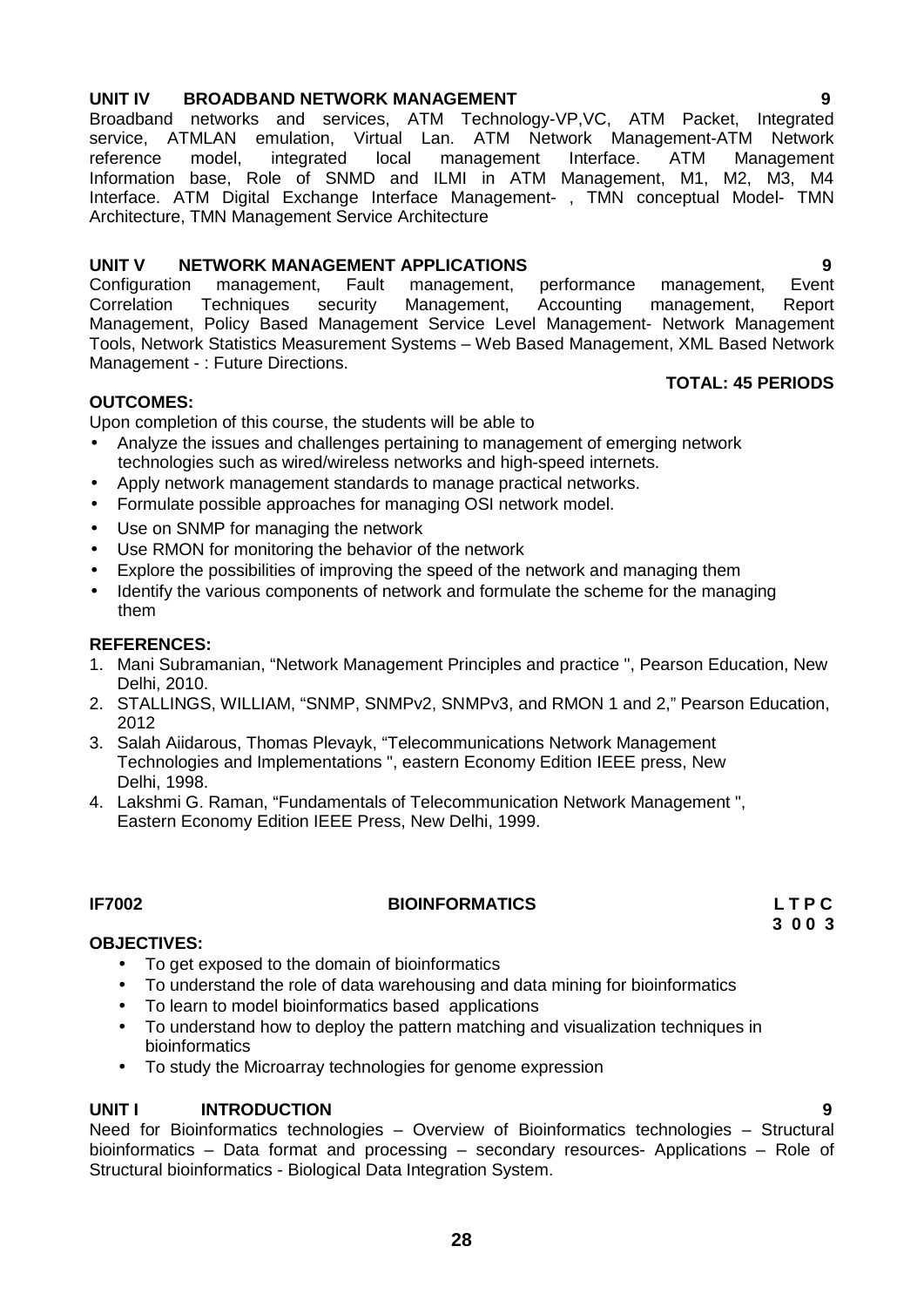**UNIT IV BROADBAND NETWORK MANAGEMENT 9**

Broadband networks and services, ATM Technology-VP,VC, ATM Packet, Integrated service, ATMLAN emulation, Virtual Lan. ATM Network Management-ATM Network reference model, integrated local management Interface. ATM Management Information base, Role of SNMD and ILMI in ATM Management, M1, M2, M3, M4 Interface. ATM Digital Exchange Interface Management- , TMN conceptual Model- TMN Architecture, TMN Management Service Architecture

**UNIT V NETWORK MANAGEMENT APPLICATIONS 9**

Configuration management, Fault management, performance management, Event Correlation Techniques security Management, Accounting management, Report Management, Policy Based Management Service Level Management- Network Management Tools, Network Statistics Measurement Systems – Web Based Management, XML Based Network Management - : Future Directions.

**TOTAL: 45 PERIODS**

**OUTCOMES:**

Upon completion of this course, the students will be able to

- Analyze the issues and challenges pertaining to management of emerging network technologies such as wired/wireless networks and high-speed internets.
- Apply network management standards to manage practical networks.
- Formulate possible approaches for managing OSI network model.
- Use on SNMP for managing the network
- Use RMON for monitoring the behavior of the network
- Explore the possibilities of improving the speed of the network and managing them
- Identify the various components of network and formulate the scheme for the managing them

**REFERENCES:**

1. Mani Subramanian, "Network Management Principles and practice ", Pearson Education, New Delhi, 2010.
2. STALLINGS, WILLIAM, "SNMP, SNMPv2, SNMPv3, and RMON 1 and 2," Pearson Education, 2012
3. Salah Aiidarous, Thomas Plevayk, "Telecommunications Network Management Technologies and Implementations ", eastern Economy Edition IEEE press, New Delhi, 1998.
4. Lakshmi G. Raman, "Fundamentals of Telecommunication Network Management ", Eastern Economy Edition IEEE Press, New Delhi, 1999.

**IF7002 BIOINFORMATICS L T P C**
**3 0 0 3**

**OBJECTIVES:**

- To get exposed to the domain of bioinformatics
- To understand the role of data warehousing and data mining for bioinformatics
- To learn to model bioinformatics based applications
- To understand how to deploy the pattern matching and visualization techniques in bioinformatics
- To study the Microarray technologies for genome expression

**UNIT I INTRODUCTION 9**

Need for Bioinformatics technologies – Overview of Bioinformatics technologies – Structural bioinformatics – Data format and processing – secondary resources- Applications – Role of Structural bioinformatics - Biological Data Integration System.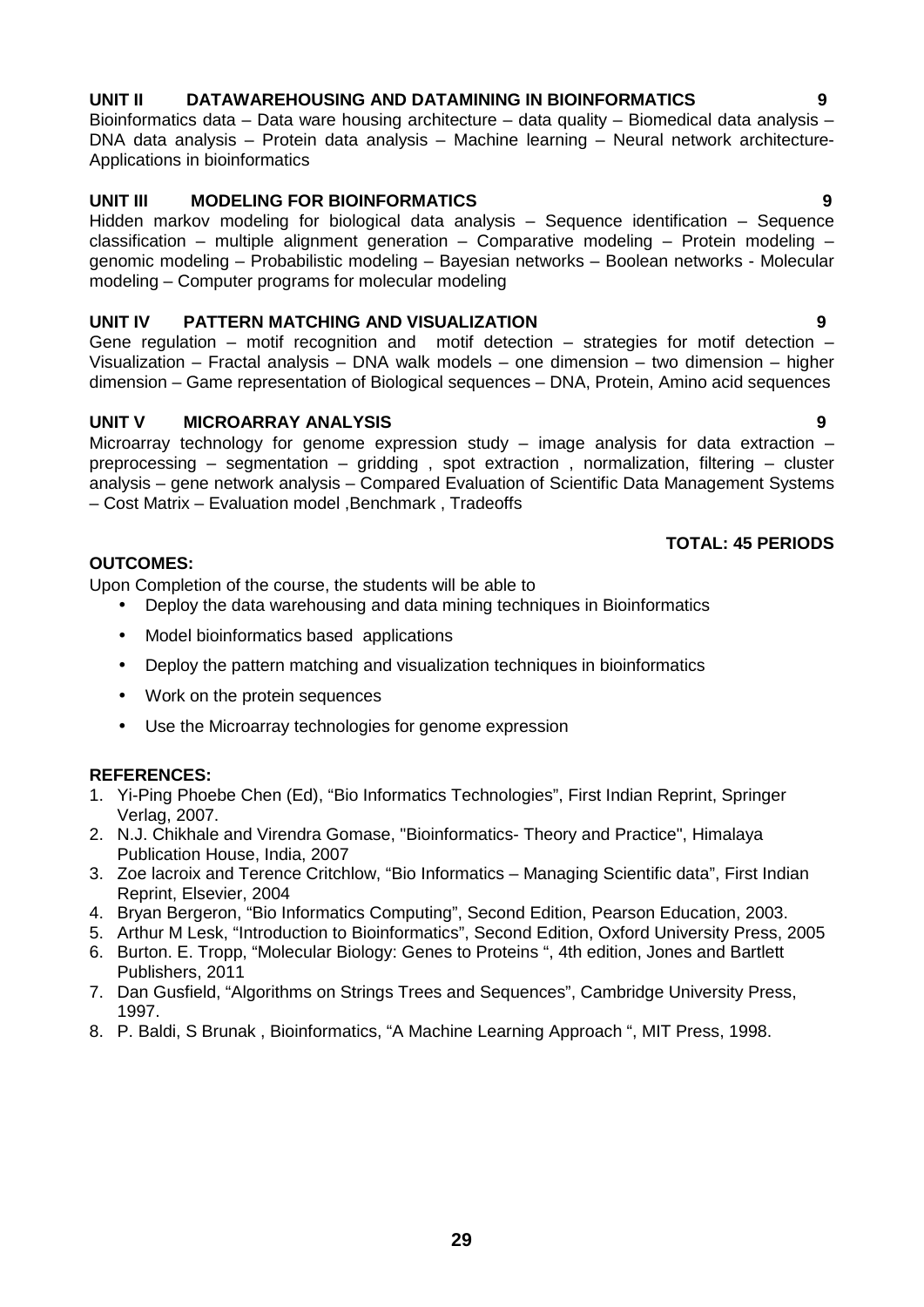**UNIT II DATAWAREHOUSING AND DATAMINING IN BIOINFORMATICS 9**

Bioinformatics data – Data ware housing architecture – data quality – Biomedical data analysis – DNA data analysis – Protein data analysis – Machine learning – Neural network architecture- Applications in bioinformatics

**UNIT III MODELING FOR BIOINFORMATICS 9**

Hidden markov modeling for biological data analysis – Sequence identification – Sequence classification – multiple alignment generation – Comparative modeling – Protein modeling – genomic modeling – Probabilistic modeling – Bayesian networks – Boolean networks - Molecular modeling – Computer programs for molecular modeling

**UNIT IV PATTERN MATCHING AND VISUALIZATION 9**

Gene regulation – motif recognition and motif detection – strategies for motif detection – Visualization – Fractal analysis – DNA walk models – one dimension – two dimension – higher dimension – Game representation of Biological sequences – DNA, Protein, Amino acid sequences

**UNIT V MICROARRAY ANALYSIS 9**

Microarray technology for genome expression study – image analysis for data extraction – preprocessing – segmentation – gridding , spot extraction , normalization, filtering – cluster analysis – gene network analysis – Compared Evaluation of Scientific Data Management Systems – Cost Matrix – Evaluation model ,Benchmark , Tradeoffs

**TOTAL: 45 PERIODS**

**OUTCOMES:**

Upon Completion of the course, the students will be able to

- Deploy the data warehousing and data mining techniques in Bioinformatics
- Model bioinformatics based applications
- Deploy the pattern matching and visualization techniques in bioinformatics
- Work on the protein sequences
- Use the Microarray technologies for genome expression

**REFERENCES:**

1. Yi-Ping Phoebe Chen (Ed), “Bio Informatics Technologies”, First Indian Reprint, Springer Verlag, 2007.
2. N.J. Chikhale and Virendra Gomase, "Bioinformatics- Theory and Practice", Himalaya Publication House, India, 2007
3. Zoe lacroix and Terence Critchlow, “Bio Informatics – Managing Scientific data”, First Indian Reprint, Elsevier, 2004
4. Bryan Bergeron, “Bio Informatics Computing”, Second Edition, Pearson Education, 2003.
5. Arthur M Lesk, “Introduction to Bioinformatics”, Second Edition, Oxford University Press, 2005
6. Burton. E. Tropp, “Molecular Biology: Genes to Proteins “, 4th edition, Jones and Bartlett Publishers, 2011
7. Dan Gusfield, “Algorithms on Strings Trees and Sequences”, Cambridge University Press, 1997.
8. P. Baldi, S Brunak , Bioinformatics, “A Machine Learning Approach “, MIT Press, 1998.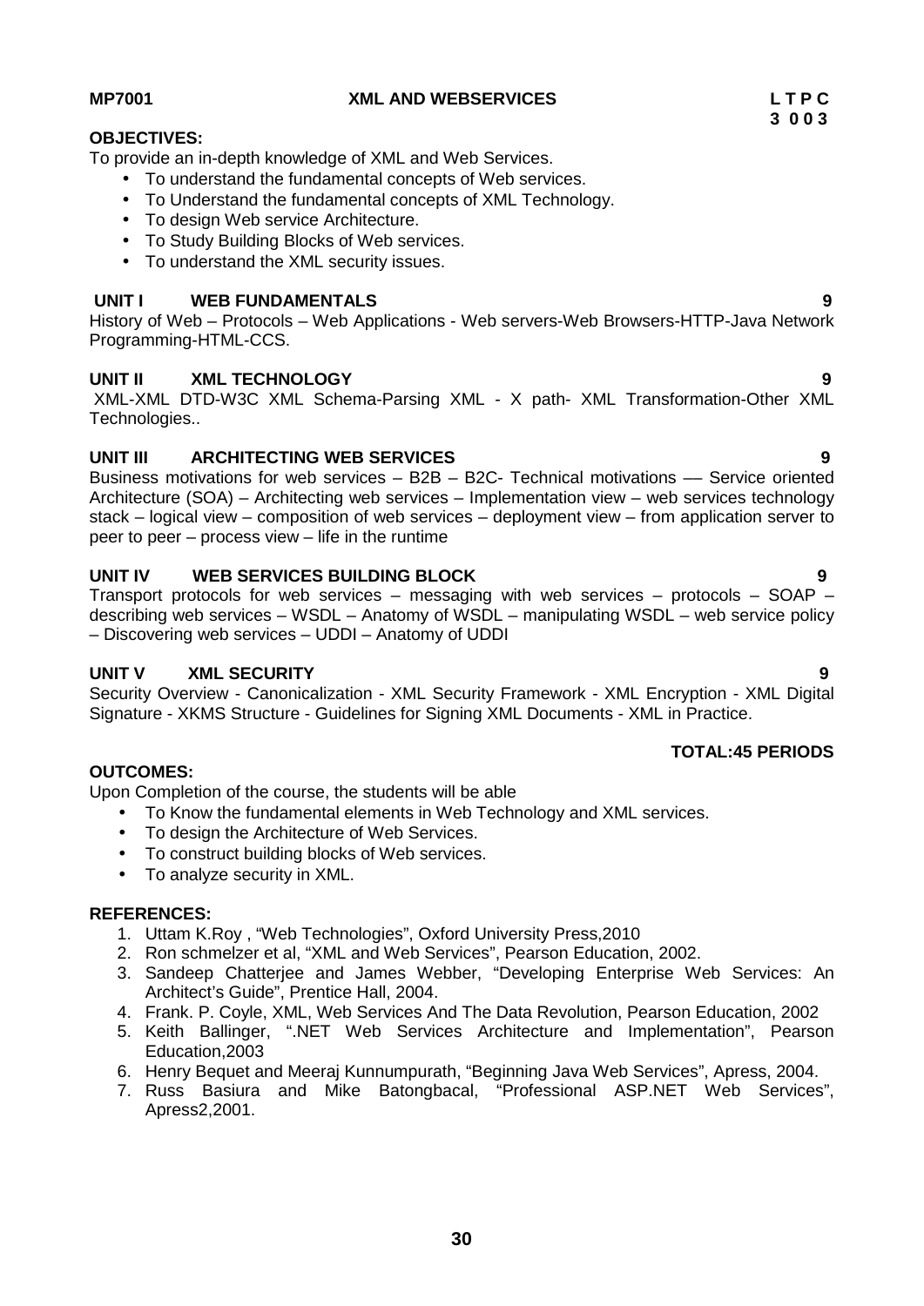**MP7001 XML AND WEBSERVICES L T P C**
**3 0 0 3**

**OBJECTIVES:**

To provide an in-depth knowledge of XML and Web Services.

- To understand the fundamental concepts of Web services.
- To Understand the fundamental concepts of XML Technology.
- To design Web service Architecture.
- To Study Building Blocks of Web services.
- To understand the XML security issues.

**UNIT I WEB FUNDAMENTALS 9**

History of Web – Protocols – Web Applications - Web servers-Web Browsers-HTTP-Java Network Programming-HTML-CCS.

**UNIT II XML TECHNOLOGY 9**

XML-XML DTD-W3C XML Schema-Parsing XML - X path- XML Transformation-Other XML Technologies..

**UNIT III ARCHITECTING WEB SERVICES 9**

Business motivations for web services – B2B – B2C- Technical motivations –– Service oriented Architecture (SOA) – Architecting web services – Implementation view – web services technology stack – logical view – composition of web services – deployment view – from application server to peer to peer – process view – life in the runtime

**UNIT IV WEB SERVICES BUILDING BLOCK 9**

Transport protocols for web services – messaging with web services – protocols – SOAP – describing web services – WSDL – Anatomy of WSDL – manipulating WSDL – web service policy – Discovering web services – UDDI – Anatomy of UDDI

**UNIT V XML SECURITY 9**

Security Overview - Canonicalization - XML Security Framework - XML Encryption - XML Digital Signature - XKMS Structure - Guidelines for Signing XML Documents - XML in Practice.

**TOTAL:45 PERIODS**

**OUTCOMES:**

Upon Completion of the course, the students will be able

- To Know the fundamental elements in Web Technology and XML services.
- To design the Architecture of Web Services.
- To construct building blocks of Web services.
- To analyze security in XML.

**REFERENCES:**

1. Uttam K.Roy , "Web Technologies", Oxford University Press,2010
2. Ron schmelzer et al, "XML and Web Services", Pearson Education, 2002.
3. Sandeep Chatterjee and James Webber, "Developing Enterprise Web Services: An Architect's Guide", Prentice Hall, 2004.
4. Frank. P. Coyle, XML, Web Services And The Data Revolution, Pearson Education, 2002
5. Keith Ballinger, ".NET Web Services Architecture and Implementation", Pearson Education,2003
6. Henry Bequet and Meeraj Kunnumpurath, "Beginning Java Web Services", Apress, 2004.
7. Russ Basiura and Mike Batongbacal, "Professional ASP.NET Web Services", Apress2,2001.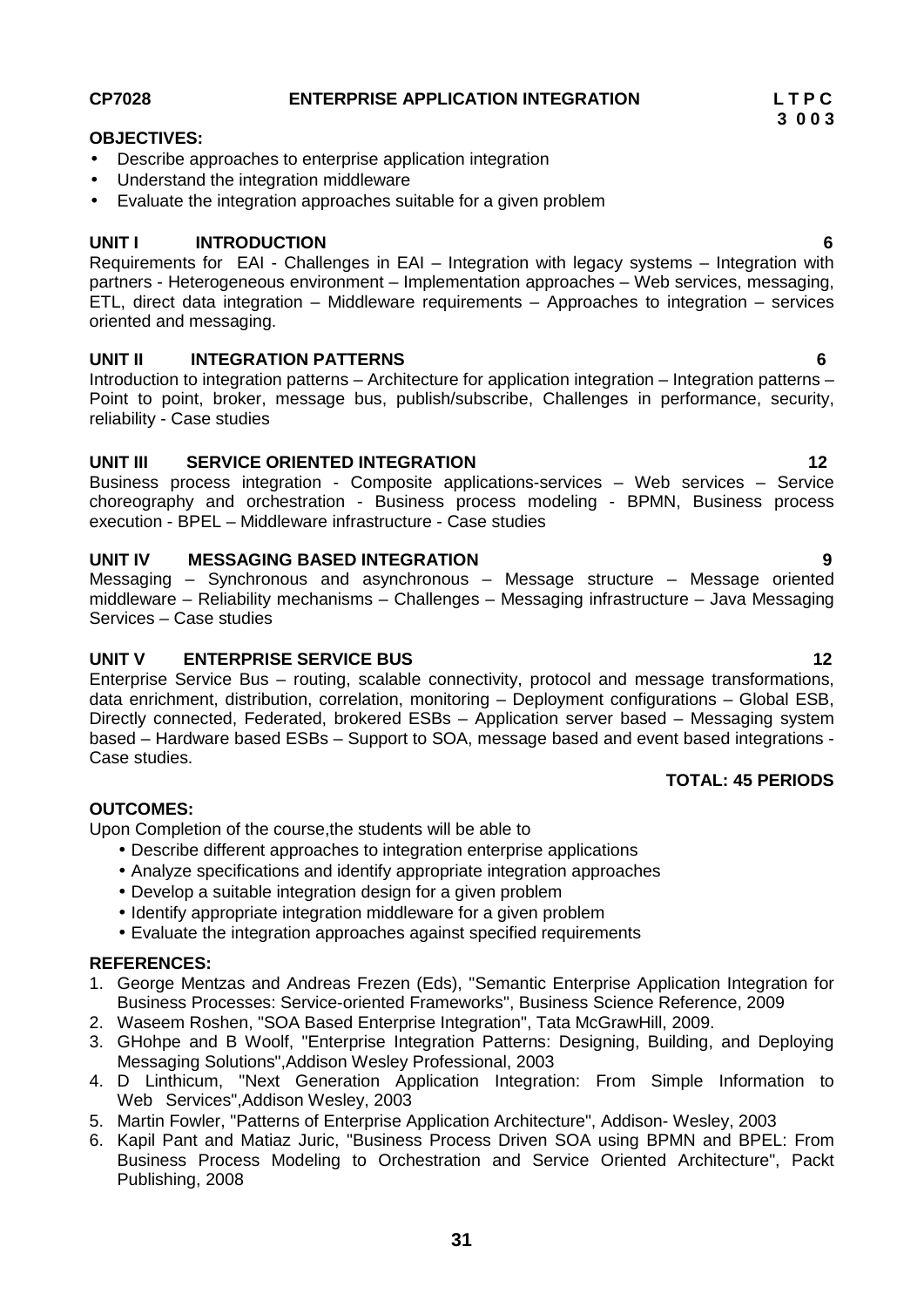**CP7028 ENTERPRISE APPLICATION INTEGRATION** **L T P C**
**3 0 0 3**

**OBJECTIVES:**

- Describe approaches to enterprise application integration
- Understand the integration middleware
- Evaluate the integration approaches suitable for a given problem

**UNIT I INTRODUCTION** **6**

Requirements for EAI - Challenges in EAI – Integration with legacy systems – Integration with partners - Heterogeneous environment – Implementation approaches – Web services, messaging, ETL, direct data integration – Middleware requirements – Approaches to integration – services oriented and messaging.

**UNIT II INTEGRATION PATTERNS** **6**

Introduction to integration patterns – Architecture for application integration – Integration patterns – Point to point, broker, message bus, publish/subscribe, Challenges in performance, security, reliability - Case studies

**UNIT III SERVICE ORIENTED INTEGRATION** **12**

Business process integration - Composite applications-services – Web services – Service choreography and orchestration - Business process modeling - BPMN, Business process execution - BPEL – Middleware infrastructure - Case studies

**UNIT IV MESSAGING BASED INTEGRATION** **9**

Messaging – Synchronous and asynchronous – Message structure – Message oriented middleware – Reliability mechanisms – Challenges – Messaging infrastructure – Java Messaging Services – Case studies

**UNIT V ENTERPRISE SERVICE BUS** **12**

Enterprise Service Bus – routing, scalable connectivity, protocol and message transformations, data enrichment, distribution, correlation, monitoring – Deployment configurations – Global ESB, Directly connected, Federated, brokered ESBs – Application server based – Messaging system based – Hardware based ESBs – Support to SOA, message based and event based integrations - Case studies.

**TOTAL: 45 PERIODS**

**OUTCOMES:**

Upon Completion of the course,the students will be able to

- Describe different approaches to integration enterprise applications
- Analyze specifications and identify appropriate integration approaches
- Develop a suitable integration design for a given problem
- Identify appropriate integration middleware for a given problem
- Evaluate the integration approaches against specified requirements

**REFERENCES:**

1. George Mentzas and Andreas Frezen (Eds), "Semantic Enterprise Application Integration for Business Processes: Service-oriented Frameworks", Business Science Reference, 2009
2. Waseem Roshen, "SOA Based Enterprise Integration", Tata McGrawHill, 2009.
3. GHohpe and B Woolf, "Enterprise Integration Patterns: Designing, Building, and Deploying Messaging Solutions",Addison Wesley Professional, 2003
4. D Linthicum, "Next Generation Application Integration: From Simple Information to Web Services",Addison Wesley, 2003
5. Martin Fowler, "Patterns of Enterprise Application Architecture", Addison- Wesley, 2003
6. Kapil Pant and Matiaz Juric, "Business Process Driven SOA using BPMN and BPEL: From Business Process Modeling to Orchestration and Service Oriented Architecture", Packt Publishing, 2008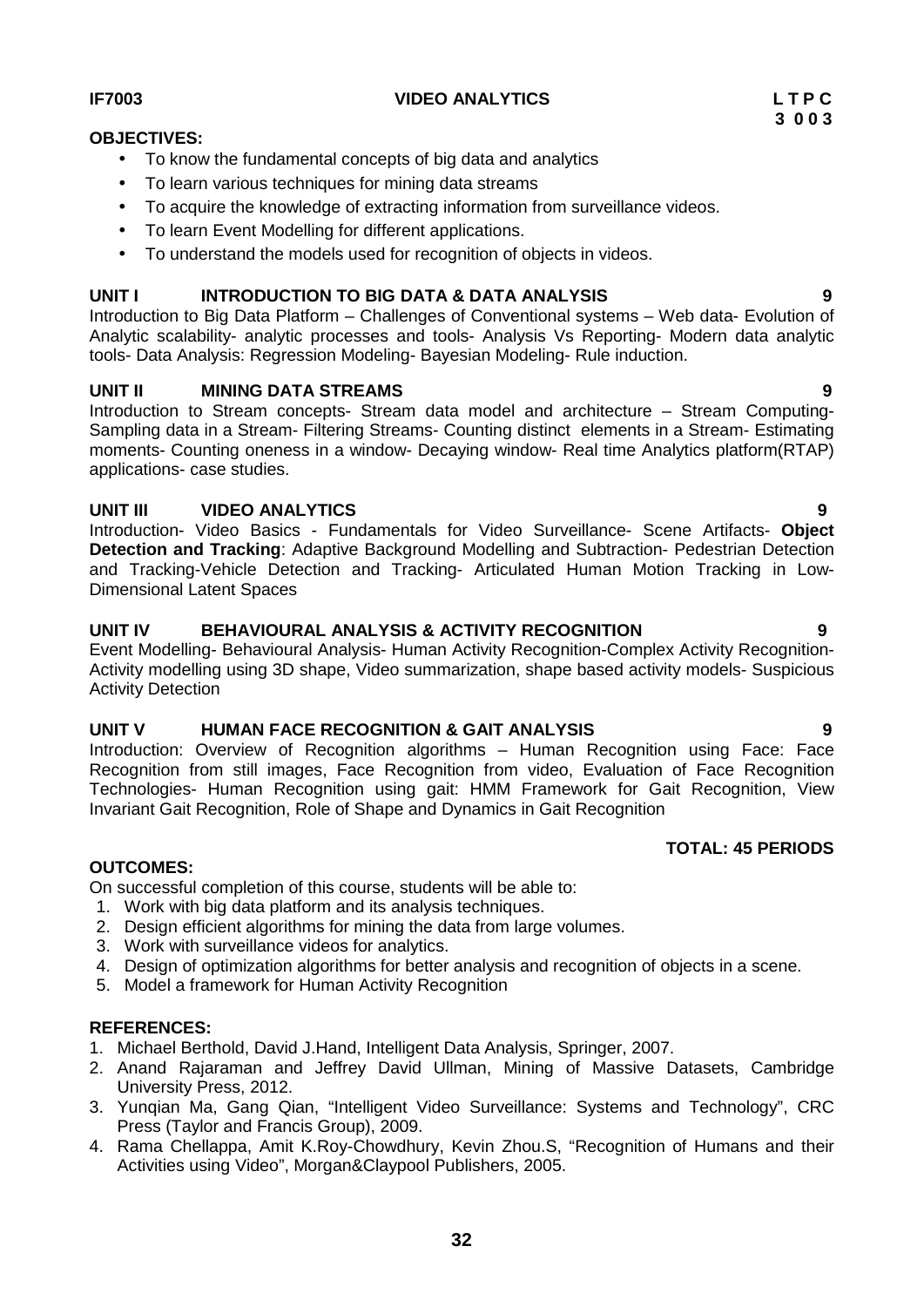**IF7003** **VIDEO ANALYTICS** **L T P C**
**3 0 0 3**

**OBJECTIVES:**

- To know the fundamental concepts of big data and analytics
- To learn various techniques for mining data streams
- To acquire the knowledge of extracting information from surveillance videos.
- To learn Event Modelling for different applications.
- To understand the models used for recognition of objects in videos.

**UNIT I INTRODUCTION TO BIG DATA & DATA ANALYSIS 9**

Introduction to Big Data Platform – Challenges of Conventional systems – Web data- Evolution of Analytic scalability- analytic processes and tools- Analysis Vs Reporting- Modern data analytic tools- Data Analysis: Regression Modeling- Bayesian Modeling- Rule induction.

**UNIT II MINING DATA STREAMS 9**

Introduction to Stream concepts- Stream data model and architecture – Stream Computing- Sampling data in a Stream- Filtering Streams- Counting distinct elements in a Stream- Estimating moments- Counting oneness in a window- Decaying window- Real time Analytics platform(RTAP) applications- case studies.

**UNIT III VIDEO ANALYTICS 9**

Introduction- Video Basics - Fundamentals for Video Surveillance- Scene Artifacts- **Object Detection and Tracking**: Adaptive Background Modelling and Subtraction- Pedestrian Detection and Tracking-Vehicle Detection and Tracking- Articulated Human Motion Tracking in Low-Dimensional Latent Spaces

**UNIT IV BEHAVIOURAL ANALYSIS & ACTIVITY RECOGNITION 9**

Event Modelling- Behavioural Analysis- Human Activity Recognition-Complex Activity Recognition- Activity modelling using 3D shape, Video summarization, shape based activity models- Suspicious Activity Detection

**UNIT V HUMAN FACE RECOGNITION & GAIT ANALYSIS 9**

Introduction: Overview of Recognition algorithms – Human Recognition using Face: Face Recognition from still images, Face Recognition from video, Evaluation of Face Recognition Technologies- Human Recognition using gait: HMM Framework for Gait Recognition, View Invariant Gait Recognition, Role of Shape and Dynamics in Gait Recognition

**TOTAL: 45 PERIODS**

**OUTCOMES:**

On successful completion of this course, students will be able to:

1. Work with big data platform and its analysis techniques.
2. Design efficient algorithms for mining the data from large volumes.
3. Work with surveillance videos for analytics.
4. Design of optimization algorithms for better analysis and recognition of objects in a scene.
5. Model a framework for Human Activity Recognition

**REFERENCES:**

1. Michael Berthold, David J.Hand, Intelligent Data Analysis, Springer, 2007.
2. Anand Rajaraman and Jeffrey David Ullman, Mining of Massive Datasets, Cambridge University Press, 2012.
3. Yunqian Ma, Gang Qian, "Intelligent Video Surveillance: Systems and Technology", CRC Press (Taylor and Francis Group), 2009.
4. Rama Chellappa, Amit K.Roy-Chowdhury, Kevin Zhou.S, "Recognition of Humans and their Activities using Video", Morgan&Claypool Publishers, 2005.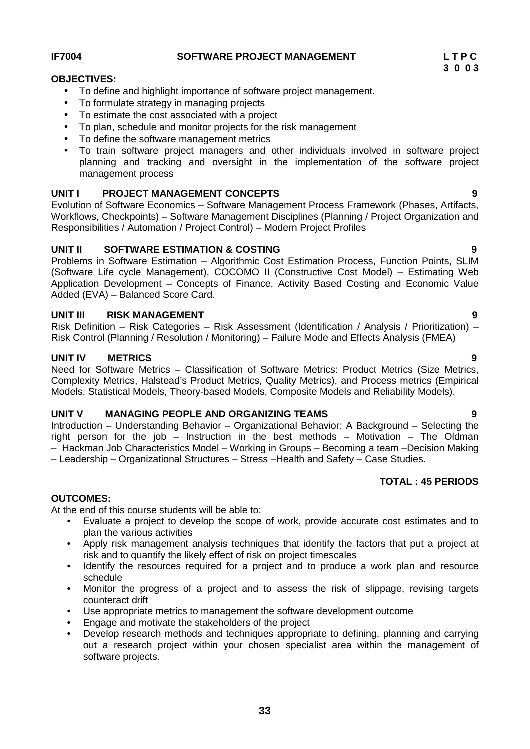**IF7004 SOFTWARE PROJECT MANAGEMENT** **L T P C**
**3 0 0 3**

**OBJECTIVES:**

- To define and highlight importance of software project management.
- To formulate strategy in managing projects
- To estimate the cost associated with a project
- To plan, schedule and monitor projects for the risk management
- To define the software management metrics
- To train software project managers and other individuals involved in software project planning and tracking and oversight in the implementation of the software project management process

**UNIT I PROJECT MANAGEMENT CONCEPTS 9**

Evolution of Software Economics – Software Management Process Framework (Phases, Artifacts, Workflows, Checkpoints) – Software Management Disciplines (Planning / Project Organization and Responsibilities / Automation / Project Control) – Modern Project Profiles

**UNIT II SOFTWARE ESTIMATION & COSTING 9**

Problems in Software Estimation – Algorithmic Cost Estimation Process, Function Points, SLIM (Software Life cycle Management), COCOMO II (Constructive Cost Model) – Estimating Web Application Development – Concepts of Finance, Activity Based Costing and Economic Value Added (EVA) – Balanced Score Card.

**UNIT III RISK MANAGEMENT 9**

Risk Definition – Risk Categories – Risk Assessment (Identification / Analysis / Prioritization) – Risk Control (Planning / Resolution / Monitoring) – Failure Mode and Effects Analysis (FMEA)

**UNIT IV METRICS 9**

Need for Software Metrics – Classification of Software Metrics: Product Metrics (Size Metrics, Complexity Metrics, Halstead's Product Metrics, Quality Metrics), and Process metrics (Empirical Models, Statistical Models, Theory-based Models, Composite Models and Reliability Models).

**UNIT V MANAGING PEOPLE AND ORGANIZING TEAMS 9**

Introduction – Understanding Behavior – Organizational Behavior: A Background – Selecting the right person for the job – Instruction in the best methods – Motivation – The Oldman – Hackman Job Characteristics Model – Working in Groups – Becoming a team –Decision Making – Leadership – Organizational Structures – Stress –Health and Safety – Case Studies.

**TOTAL : 45 PERIODS**

**OUTCOMES:**

At the end of this course students will be able to:

- Evaluate a project to develop the scope of work, provide accurate cost estimates and to plan the various activities
- Apply risk management analysis techniques that identify the factors that put a project at risk and to quantify the likely effect of risk on project timescales
- Identify the resources required for a project and to produce a work plan and resource schedule
- Monitor the progress of a project and to assess the risk of slippage, revising targets counteract drift
- Use appropriate metrics to management the software development outcome
- Engage and motivate the stakeholders of the project
- Develop research methods and techniques appropriate to defining, planning and carrying out a research project within your chosen specialist area within the management of software projects.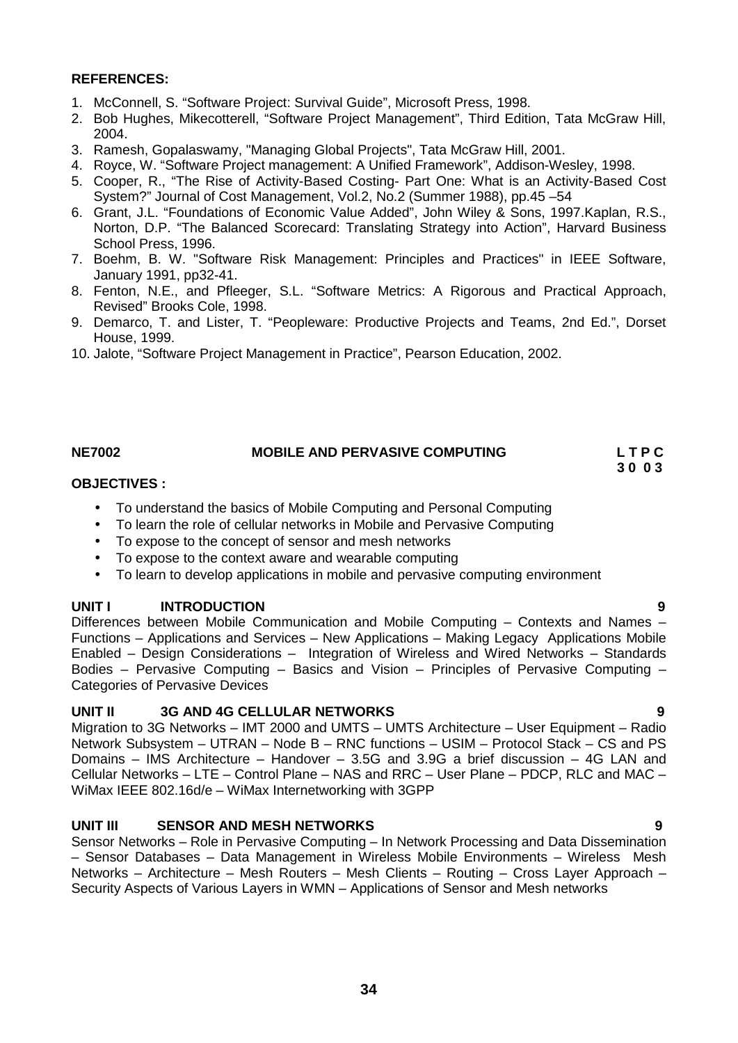**REFERENCES:**

1. McConnell, S. "Software Project: Survival Guide", Microsoft Press, 1998.
2. Bob Hughes, Mikecotterell, "Software Project Management", Third Edition, Tata McGraw Hill, 2004.
3. Ramesh, Gopalaswamy, "Managing Global Projects", Tata McGraw Hill, 2001.
4. Royce, W. "Software Project management: A Unified Framework", Addison-Wesley, 1998.
5. Cooper, R., "The Rise of Activity-Based Costing- Part One: What is an Activity-Based Cost System?" Journal of Cost Management, Vol.2, No.2 (Summer 1988), pp.45 –54
6. Grant, J.L. "Foundations of Economic Value Added", John Wiley & Sons, 1997.Kaplan, R.S., Norton, D.P. "The Balanced Scorecard: Translating Strategy into Action", Harvard Business School Press, 1996.
7. Boehm, B. W. "Software Risk Management: Principles and Practices" in IEEE Software, January 1991, pp32-41.
8. Fenton, N.E., and Pfleeger, S.L. "Software Metrics: A Rigorous and Practical Approach, Revised" Brooks Cole, 1998.
9. Demarco, T. and Lister, T. "Peopleware: Productive Projects and Teams, 2nd Ed.", Dorset House, 1999.
10. Jalote, "Software Project Management in Practice", Pearson Education, 2002.

## NE7002 MOBILE AND PERVASIVE COMPUTING

**L T P C**
**3 0 0 3**

**OBJECTIVES :**

- To understand the basics of Mobile Computing and Personal Computing
- To learn the role of cellular networks in Mobile and Pervasive Computing
- To expose to the concept of sensor and mesh networks
- To expose to the context aware and wearable computing
- To learn to develop applications in mobile and pervasive computing environment

**UNIT I INTRODUCTION 9**

Differences between Mobile Communication and Mobile Computing – Contexts and Names – Functions – Applications and Services – New Applications – Making Legacy Applications Mobile Enabled – Design Considerations – Integration of Wireless and Wired Networks – Standards Bodies – Pervasive Computing – Basics and Vision – Principles of Pervasive Computing – Categories of Pervasive Devices

**UNIT II 3G AND 4G CELLULAR NETWORKS 9**

Migration to 3G Networks – IMT 2000 and UMTS – UMTS Architecture – User Equipment – Radio Network Subsystem – UTRAN – Node B – RNC functions – USIM – Protocol Stack – CS and PS Domains – IMS Architecture – Handover – 3.5G and 3.9G a brief discussion – 4G LAN and Cellular Networks – LTE – Control Plane – NAS and RRC – User Plane – PDCP, RLC and MAC – WiMax IEEE 802.16d/e – WiMax Internetworking with 3GPP

**UNIT III SENSOR AND MESH NETWORKS 9**

Sensor Networks – Role in Pervasive Computing – In Network Processing and Data Dissemination – Sensor Databases – Data Management in Wireless Mobile Environments – Wireless Mesh Networks – Architecture – Mesh Routers – Mesh Clients – Routing – Cross Layer Approach – Security Aspects of Various Layers in WMN – Applications of Sensor and Mesh networks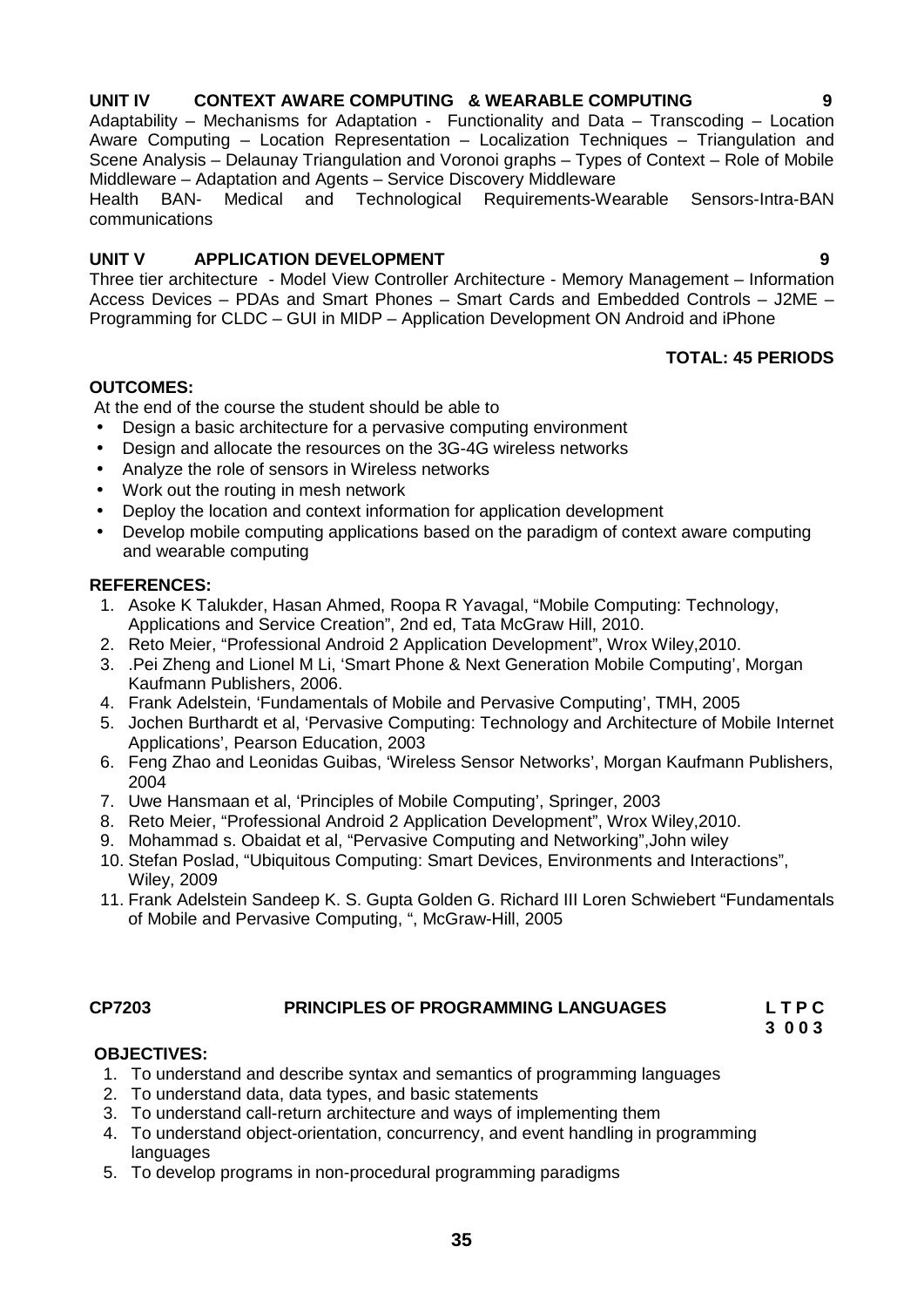**UNIT IV CONTEXT AWARE COMPUTING & WEARABLE COMPUTING 9**

Adaptability – Mechanisms for Adaptation - Functionality and Data – Transcoding – Location Aware Computing – Location Representation – Localization Techniques – Triangulation and Scene Analysis – Delaunay Triangulation and Voronoi graphs – Types of Context – Role of Mobile Middleware – Adaptation and Agents – Service Discovery Middleware

Health BAN- Medical and Technological Requirements-Wearable Sensors-Intra-BAN communications

**UNIT V APPLICATION DEVELOPMENT 9**

Three tier architecture - Model View Controller Architecture - Memory Management – Information Access Devices – PDAs and Smart Phones – Smart Cards and Embedded Controls – J2ME – Programming for CLDC – GUI in MIDP – Application Development ON Android and iPhone

**TOTAL: 45 PERIODS**

**OUTCOMES:**

At the end of the course the student should be able to

- Design a basic architecture for a pervasive computing environment
- Design and allocate the resources on the 3G-4G wireless networks
- Analyze the role of sensors in Wireless networks
- Work out the routing in mesh network
- Deploy the location and context information for application development
- Develop mobile computing applications based on the paradigm of context aware computing and wearable computing

**REFERENCES:**

1. Asoke K Talukder, Hasan Ahmed, Roopa R Yavagal, "Mobile Computing: Technology, Applications and Service Creation", 2nd ed, Tata McGraw Hill, 2010.
2. Reto Meier, "Professional Android 2 Application Development", Wrox Wiley,2010.
3. .Pei Zheng and Lionel M Li, 'Smart Phone & Next Generation Mobile Computing', Morgan Kaufmann Publishers, 2006.
4. Frank Adelstein, 'Fundamentals of Mobile and Pervasive Computing', TMH, 2005
5. Jochen Burthardt et al, 'Pervasive Computing: Technology and Architecture of Mobile Internet Applications', Pearson Education, 2003
6. Feng Zhao and Leonidas Guibas, 'Wireless Sensor Networks', Morgan Kaufmann Publishers, 2004
7. Uwe Hansmaan et al, 'Principles of Mobile Computing', Springer, 2003
8. Reto Meier, "Professional Android 2 Application Development", Wrox Wiley,2010.
9. Mohammad s. Obaidat et al, "Pervasive Computing and Networking",John wiley
10. Stefan Poslad, "Ubiquitous Computing: Smart Devices, Environments and Interactions", Wiley, 2009
11. Frank Adelstein Sandeep K. S. Gupta Golden G. Richard III Loren Schwiebert "Fundamentals of Mobile and Pervasive Computing, ", McGraw-Hill, 2005

**CP7203 PRINCIPLES OF PROGRAMMING LANGUAGES L T P C**
**3 0 0 3**

**OBJECTIVES:**

1. To understand and describe syntax and semantics of programming languages
2. To understand data, data types, and basic statements
3. To understand call-return architecture and ways of implementing them
4. To understand object-orientation, concurrency, and event handling in programming languages
5. To develop programs in non-procedural programming paradigms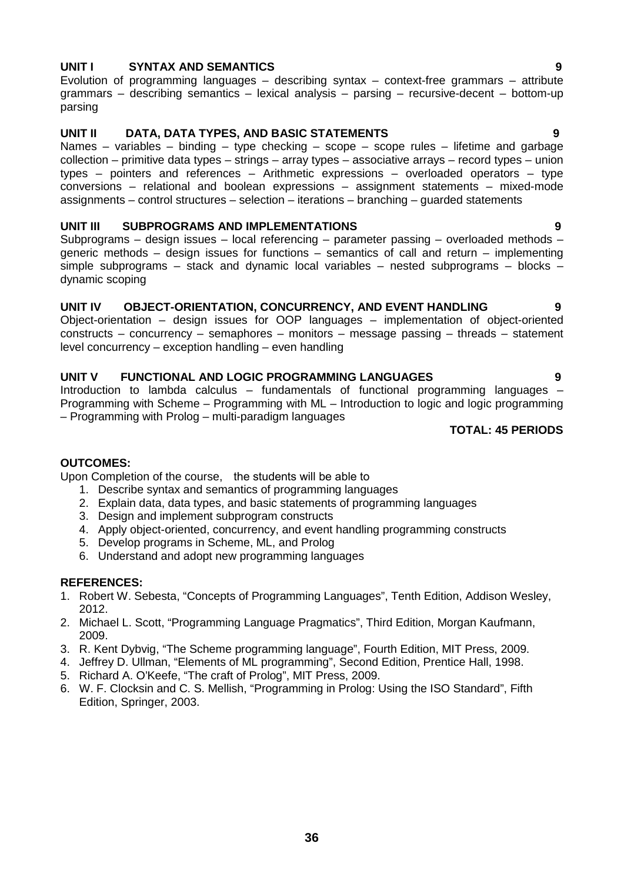**UNIT I SYNTAX AND SEMANTICS** **9**

Evolution of programming languages – describing syntax – context-free grammars – attribute grammars – describing semantics – lexical analysis – parsing – recursive-decent – bottom-up parsing

**UNIT II DATA, DATA TYPES, AND BASIC STATEMENTS** **9**

Names – variables – binding – type checking – scope – scope rules – lifetime and garbage collection – primitive data types – strings – array types – associative arrays – record types – union types – pointers and references – Arithmetic expressions – overloaded operators – type conversions – relational and boolean expressions – assignment statements – mixed-mode assignments – control structures – selection – iterations – branching – guarded statements

**UNIT III SUBPROGRAMS AND IMPLEMENTATIONS** **9**

Subprograms – design issues – local referencing – parameter passing – overloaded methods – generic methods – design issues for functions – semantics of call and return – implementing simple subprograms – stack and dynamic local variables – nested subprograms – blocks – dynamic scoping

**UNIT IV OBJECT-ORIENTATION, CONCURRENCY, AND EVENT HANDLING** **9**

Object-orientation – design issues for OOP languages – implementation of object-oriented constructs – concurrency – semaphores – monitors – message passing – threads – statement level concurrency – exception handling – even handling

**UNIT V FUNCTIONAL AND LOGIC PROGRAMMING LANGUAGES** **9**

Introduction to lambda calculus – fundamentals of functional programming languages – Programming with Scheme – Programming with ML – Introduction to logic and logic programming – Programming with Prolog – multi-paradigm languages

**TOTAL: 45 PERIODS**

**OUTCOMES:**

Upon Completion of the course, the students will be able to

1. Describe syntax and semantics of programming languages
2. Explain data, data types, and basic statements of programming languages
3. Design and implement subprogram constructs
4. Apply object-oriented, concurrency, and event handling programming constructs
5. Develop programs in Scheme, ML, and Prolog
6. Understand and adopt new programming languages

**REFERENCES:**

1. Robert W. Sebesta, "Concepts of Programming Languages", Tenth Edition, Addison Wesley, 2012.
2. Michael L. Scott, "Programming Language Pragmatics", Third Edition, Morgan Kaufmann, 2009.
3. R. Kent Dybvig, "The Scheme programming language", Fourth Edition, MIT Press, 2009.
4. Jeffrey D. Ullman, "Elements of ML programming", Second Edition, Prentice Hall, 1998.
5. Richard A. O'Keefe, "The craft of Prolog", MIT Press, 2009.
6. W. F. Clocksin and C. S. Mellish, "Programming in Prolog: Using the ISO Standard", Fifth Edition, Springer, 2003.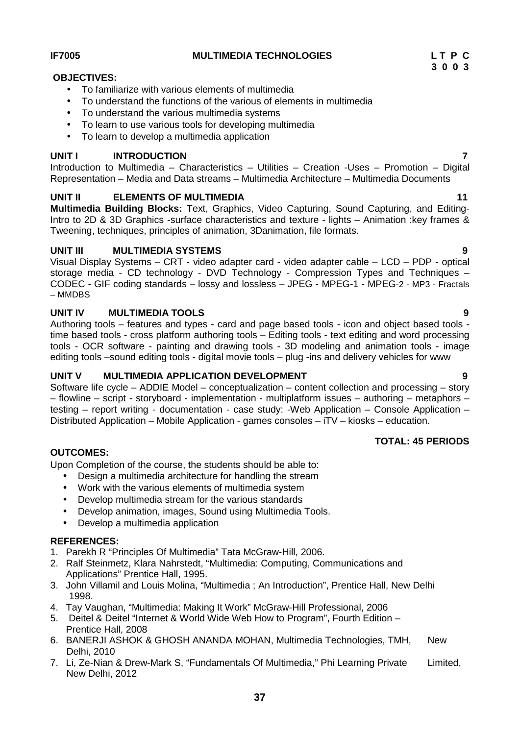**IF7005** **MULTIMEDIA TECHNOLOGIES** **L T P C**
**3 0 0 3**

**OBJECTIVES:**

- To familiarize with various elements of multimedia
- To understand the functions of the various of elements in multimedia
- To understand the various multimedia systems
- To learn to use various tools for developing multimedia
- To learn to develop a multimedia application

**UNIT I INTRODUCTION 7**

Introduction to Multimedia – Characteristics – Utilities – Creation -Uses – Promotion – Digital Representation – Media and Data streams – Multimedia Architecture – Multimedia Documents

**UNIT II ELEMENTS OF MULTIMEDIA 11**

**Multimedia Building Blocks:** Text, Graphics, Video Capturing, Sound Capturing, and Editing- Intro to 2D & 3D Graphics -surface characteristics and texture - lights – Animation :key frames & Tweening, techniques, principles of animation, 3Danimation, file formats.

**UNIT III MULTIMEDIA SYSTEMS 9**

Visual Display Systems – CRT - video adapter card - video adapter cable – LCD – PDP - optical storage media - CD technology - DVD Technology - Compression Types and Techniques – CODEC - GIF coding standards – lossy and lossless – JPEG - MPEG-1 - MPEG-2 - MP3 - Fractals – MMDBS

**UNIT IV MULTIMEDIA TOOLS 9**

Authoring tools – features and types - card and page based tools - icon and object based tools - time based tools - cross platform authoring tools – Editing tools - text editing and word processing tools - OCR software - painting and drawing tools - 3D modeling and animation tools - image editing tools –sound editing tools - digital movie tools – plug -ins and delivery vehicles for www

**UNIT V MULTIMEDIA APPLICATION DEVELOPMENT 9**

Software life cycle – ADDIE Model – conceptualization – content collection and processing – story – flowline – script - storyboard - implementation - multiplatform issues – authoring – metaphors – testing – report writing - documentation - case study: -Web Application – Console Application – Distributed Application – Mobile Application - games consoles – iTV – kiosks – education.

**TOTAL: 45 PERIODS**

**OUTCOMES:**

Upon Completion of the course, the students should be able to:

- Design a multimedia architecture for handling the stream
- Work with the various elements of multimedia system
- Develop multimedia stream for the various standards
- Develop animation, images, Sound using Multimedia Tools.
- Develop a multimedia application

**REFERENCES:**

1. Parekh R "Principles Of Multimedia" Tata McGraw-Hill, 2006.
2. Ralf Steinmetz, Klara Nahrstedt, "Multimedia: Computing, Communications and Applications" Prentice Hall, 1995.
3. John Villamil and Louis Molina, "Multimedia ; An Introduction", Prentice Hall, New Delhi 1998.
4. Tay Vaughan, "Multimedia: Making It Work" McGraw-Hill Professional, 2006
5. Deitel & Deitel "Internet & World Wide Web How to Program", Fourth Edition – Prentice Hall, 2008
6. BANERJI ASHOK & GHOSH ANANDA MOHAN, Multimedia Technologies, TMH, New Delhi, 2010
7. Li, Ze-Nian & Drew-Mark S, "Fundamentals Of Multimedia," Phi Learning Private Limited, New Delhi, 2012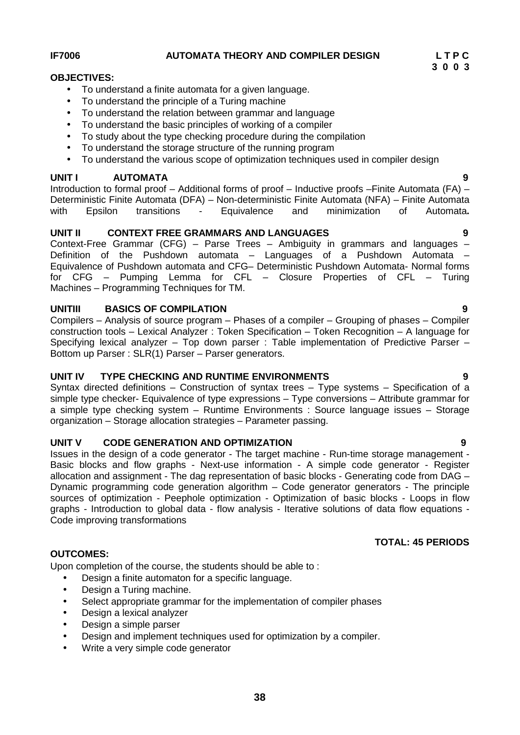**IF7006 AUTOMATA THEORY AND COMPILER DESIGN**

| L | T | P | C |
|---|---|---|---|
| 3 | 0 | 0 | 3 |

**OBJECTIVES:**

- To understand a finite automata for a given language.
- To understand the principle of a Turing machine
- To understand the relation between grammar and language
- To understand the basic principles of working of a compiler
- To study about the type checking procedure during the compilation
- To understand the storage structure of the running program
- To understand the various scope of optimization techniques used in compiler design

**UNIT I AUTOMATA 9**

Introduction to formal proof – Additional forms of proof – Inductive proofs –Finite Automata (FA) – Deterministic Finite Automata (DFA) – Non-deterministic Finite Automata (NFA) – Finite Automata with Epsilon transitions - Equivalence and minimization of Automata**.**

**UNIT II CONTEXT FREE GRAMMARS AND LANGUAGES 9**

Context-Free Grammar (CFG) – Parse Trees – Ambiguity in grammars and languages – Definition of the Pushdown automata – Languages of a Pushdown Automata – Equivalence of Pushdown automata and CFG– Deterministic Pushdown Automata- Normal forms for CFG – Pumping Lemma for CFL – Closure Properties of CFL – Turing Machines – Programming Techniques for TM.

**UNITIII BASICS OF COMPILATION 9**

Compilers – Analysis of source program – Phases of a compiler – Grouping of phases – Compiler construction tools – Lexical Analyzer : Token Specification – Token Recognition – A language for Specifying lexical analyzer – Top down parser : Table implementation of Predictive Parser – Bottom up Parser : SLR(1) Parser – Parser generators.

**UNIT IV TYPE CHECKING AND RUNTIME ENVIRONMENTS 9**

Syntax directed definitions – Construction of syntax trees – Type systems – Specification of a simple type checker- Equivalence of type expressions – Type conversions – Attribute grammar for a simple type checking system – Runtime Environments : Source language issues – Storage organization – Storage allocation strategies – Parameter passing.

**UNIT V CODE GENERATION AND OPTIMIZATION 9**

Issues in the design of a code generator - The target machine - Run-time storage management - Basic blocks and flow graphs - Next-use information - A simple code generator - Register allocation and assignment - The dag representation of basic blocks - Generating code from DAG – Dynamic programming code generation algorithm – Code generator generators - The principle sources of optimization - Peephole optimization - Optimization of basic blocks - Loops in flow graphs - Introduction to global data - flow analysis - Iterative solutions of data flow equations - Code improving transformations

**TOTAL: 45 PERIODS**

**OUTCOMES:**

Upon completion of the course, the students should be able to :

- Design a finite automaton for a specific language.
- Design a Turing machine.
- Select appropriate grammar for the implementation of compiler phases
- Design a lexical analyzer
- Design a simple parser
- Design and implement techniques used for optimization by a compiler.
- Write a very simple code generator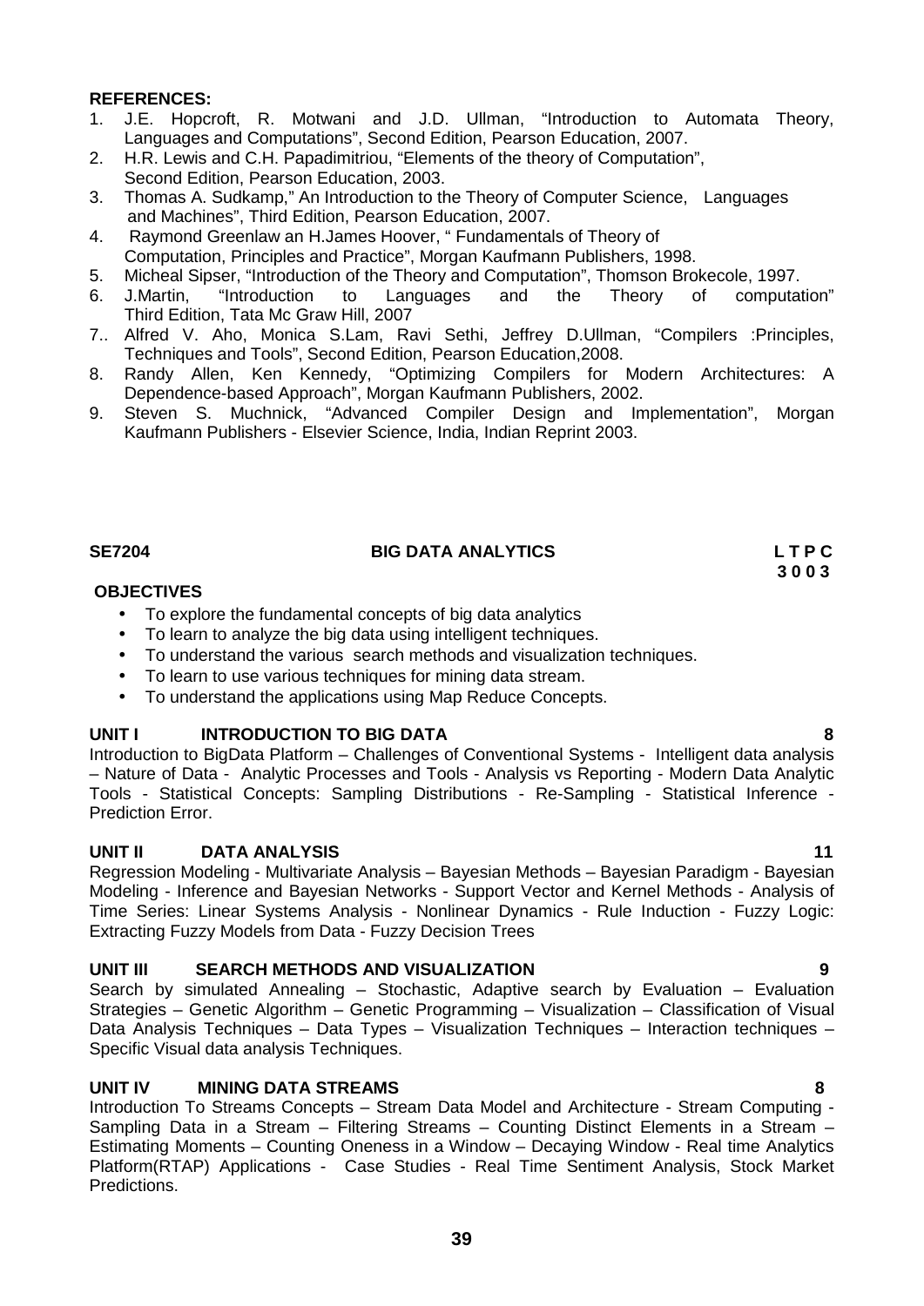**REFERENCES:**

1. J.E. Hopcroft, R. Motwani and J.D. Ullman, "Introduction to Automata Theory, Languages and Computations", Second Edition, Pearson Education, 2007.
2. H.R. Lewis and C.H. Papadimitriou, "Elements of the theory of Computation", Second Edition, Pearson Education, 2003.
3. Thomas A. Sudkamp," An Introduction to the Theory of Computer Science, Languages and Machines", Third Edition, Pearson Education, 2007.
4. Raymond Greenlaw an H.James Hoover, " Fundamentals of Theory of Computation, Principles and Practice", Morgan Kaufmann Publishers, 1998.
5. Micheal Sipser, "Introduction of the Theory and Computation", Thomson Brokecole, 1997.
6. J.Martin, "Introduction to Languages and the Theory of computation" Third Edition, Tata Mc Graw Hill, 2007
7. Alfred V. Aho, Monica S.Lam, Ravi Sethi, Jeffrey D.Ullman, "Compilers :Principles, Techniques and Tools", Second Edition, Pearson Education,2008.
8. Randy Allen, Ken Kennedy, "Optimizing Compilers for Modern Architectures: A Dependence-based Approach", Morgan Kaufmann Publishers, 2002.
9. Steven S. Muchnick, "Advanced Compiler Design and Implementation", Morgan Kaufmann Publishers - Elsevier Science, India, Indian Reprint 2003.

**SE7204 BIG DATA ANALYTICS L T P C**
**3 0 0 3**

**OBJECTIVES**

- To explore the fundamental concepts of big data analytics
- To learn to analyze the big data using intelligent techniques.
- To understand the various search methods and visualization techniques.
- To learn to use various techniques for mining data stream.
- To understand the applications using Map Reduce Concepts.

**UNIT I INTRODUCTION TO BIG DATA 8**

Introduction to BigData Platform – Challenges of Conventional Systems - Intelligent data analysis – Nature of Data - Analytic Processes and Tools - Analysis vs Reporting - Modern Data Analytic Tools - Statistical Concepts: Sampling Distributions - Re-Sampling - Statistical Inference - Prediction Error.

**UNIT II DATA ANALYSIS 11**

Regression Modeling - Multivariate Analysis – Bayesian Methods – Bayesian Paradigm - Bayesian Modeling - Inference and Bayesian Networks - Support Vector and Kernel Methods - Analysis of Time Series: Linear Systems Analysis - Nonlinear Dynamics - Rule Induction - Fuzzy Logic: Extracting Fuzzy Models from Data - Fuzzy Decision Trees

**UNIT III SEARCH METHODS AND VISUALIZATION 9**

Search by simulated Annealing – Stochastic, Adaptive search by Evaluation – Evaluation Strategies – Genetic Algorithm – Genetic Programming – Visualization – Classification of Visual Data Analysis Techniques – Data Types – Visualization Techniques – Interaction techniques – Specific Visual data analysis Techniques.

**UNIT IV MINING DATA STREAMS 8**

Introduction To Streams Concepts – Stream Data Model and Architecture - Stream Computing - Sampling Data in a Stream – Filtering Streams – Counting Distinct Elements in a Stream – Estimating Moments – Counting Oneness in a Window – Decaying Window - Real time Analytics Platform(RTAP) Applications - Case Studies - Real Time Sentiment Analysis, Stock Market Predictions.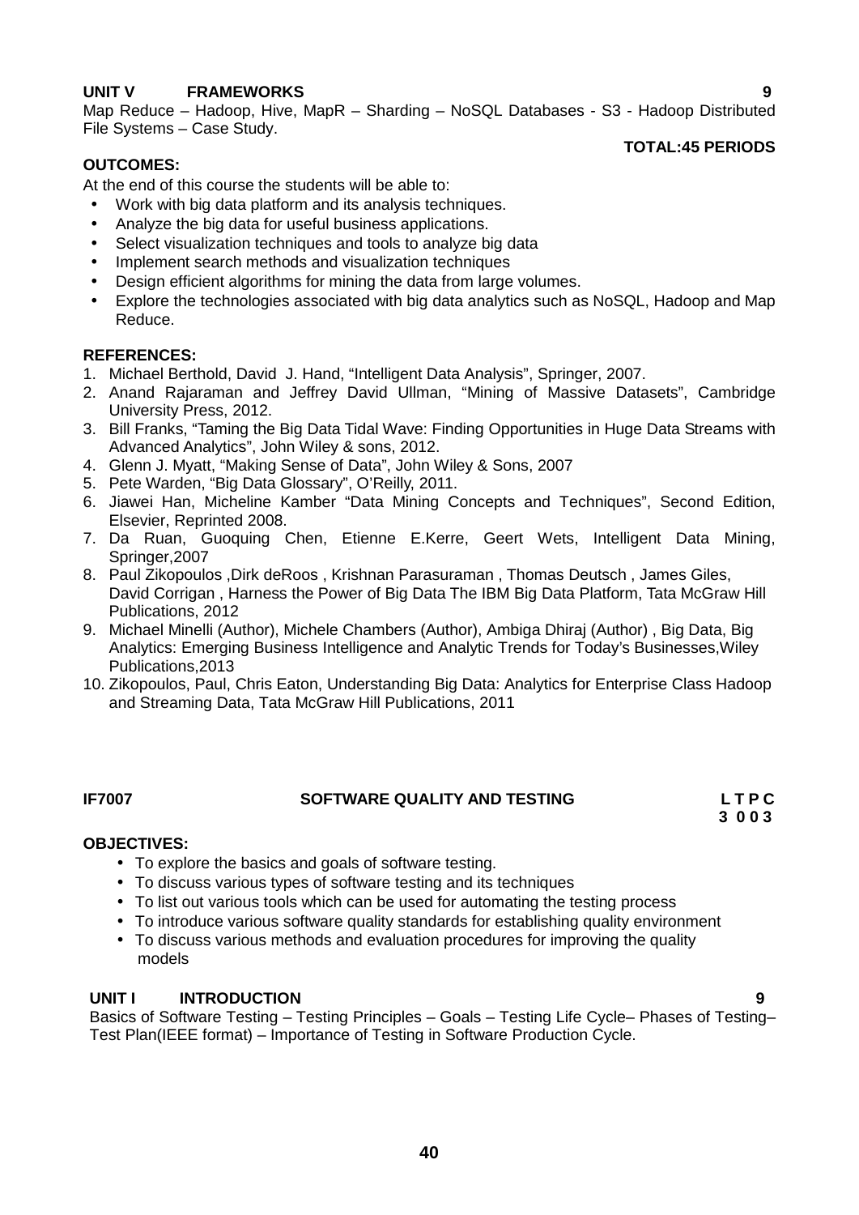**UNIT V FRAMEWORKS 9**

Map Reduce – Hadoop, Hive, MapR – Sharding – NoSQL Databases - S3 - Hadoop Distributed File Systems – Case Study.

**TOTAL:45 PERIODS**

**OUTCOMES:**

At the end of this course the students will be able to:

- Work with big data platform and its analysis techniques.
- Analyze the big data for useful business applications.
- Select visualization techniques and tools to analyze big data
- Implement search methods and visualization techniques
- Design efficient algorithms for mining the data from large volumes.
- Explore the technologies associated with big data analytics such as NoSQL, Hadoop and Map Reduce.

**REFERENCES:**

1. Michael Berthold, David J. Hand, "Intelligent Data Analysis", Springer, 2007.
2. Anand Rajaraman and Jeffrey David Ullman, "Mining of Massive Datasets", Cambridge University Press, 2012.
3. Bill Franks, "Taming the Big Data Tidal Wave: Finding Opportunities in Huge Data Streams with Advanced Analytics", John Wiley & sons, 2012.
4. Glenn J. Myatt, "Making Sense of Data", John Wiley & Sons, 2007
5. Pete Warden, "Big Data Glossary", O'Reilly, 2011.
6. Jiawei Han, Micheline Kamber "Data Mining Concepts and Techniques", Second Edition, Elsevier, Reprinted 2008.
7. Da Ruan, Guoquing Chen, Etienne E.Kerre, Geert Wets, Intelligent Data Mining, Springer,2007
8. Paul Zikopoulos ,Dirk deRoos , Krishnan Parasuraman , Thomas Deutsch , James Giles, David Corrigan , Harness the Power of Big Data The IBM Big Data Platform, Tata McGraw Hill Publications, 2012
9. Michael Minelli (Author), Michele Chambers (Author), Ambiga Dhiraj (Author) , Big Data, Big Analytics: Emerging Business Intelligence and Analytic Trends for Today's Businesses,Wiley Publications,2013
10. Zikopoulos, Paul, Chris Eaton, Understanding Big Data: Analytics for Enterprise Class Hadoop and Streaming Data, Tata McGraw Hill Publications, 2011

## IF7007 SOFTWARE QUALITY AND TESTING

**L T P C**
**3 0 0 3**

**OBJECTIVES:**

- To explore the basics and goals of software testing.
- To discuss various types of software testing and its techniques
- To list out various tools which can be used for automating the testing process
- To introduce various software quality standards for establishing quality environment
- To discuss various methods and evaluation procedures for improving the quality models

**UNIT I INTRODUCTION 9**

Basics of Software Testing – Testing Principles – Goals – Testing Life Cycle– Phases of Testing– Test Plan(IEEE format) – Importance of Testing in Software Production Cycle.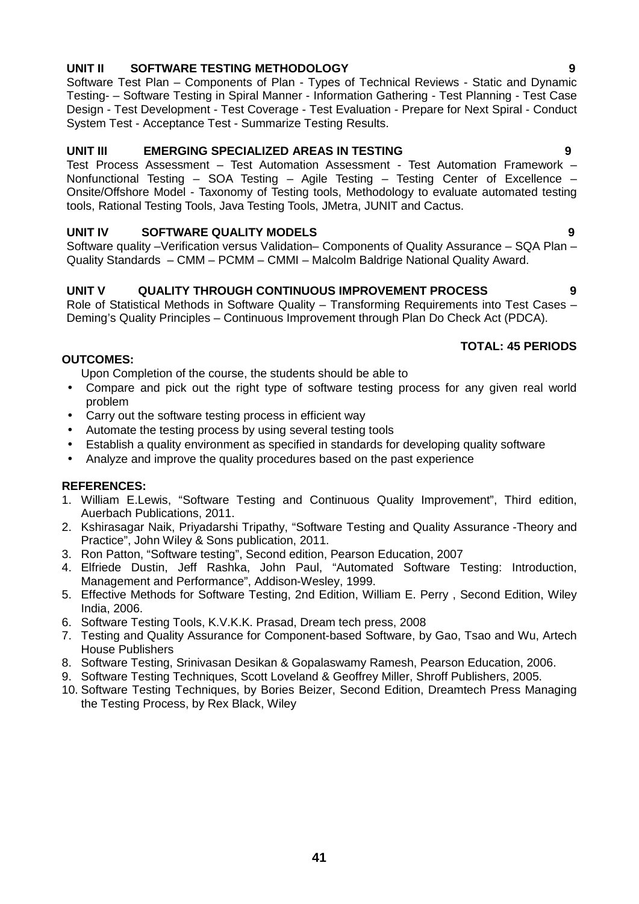**UNIT II SOFTWARE TESTING METHODOLOGY 9**

Software Test Plan – Components of Plan - Types of Technical Reviews - Static and Dynamic Testing- – Software Testing in Spiral Manner - Information Gathering - Test Planning - Test Case Design - Test Development - Test Coverage - Test Evaluation - Prepare for Next Spiral - Conduct System Test - Acceptance Test - Summarize Testing Results.

**UNIT III EMERGING SPECIALIZED AREAS IN TESTING 9**

Test Process Assessment – Test Automation Assessment - Test Automation Framework – Nonfunctional Testing – SOA Testing – Agile Testing – Testing Center of Excellence – Onsite/Offshore Model - Taxonomy of Testing tools, Methodology to evaluate automated testing tools, Rational Testing Tools, Java Testing Tools, JMetra, JUNIT and Cactus.

**UNIT IV SOFTWARE QUALITY MODELS 9**

Software quality –Verification versus Validation– Components of Quality Assurance – SQA Plan – Quality Standards – CMM – PCMM – CMMI – Malcolm Baldrige National Quality Award.

**UNIT V QUALITY THROUGH CONTINUOUS IMPROVEMENT PROCESS 9**

Role of Statistical Methods in Software Quality – Transforming Requirements into Test Cases – Deming's Quality Principles – Continuous Improvement through Plan Do Check Act (PDCA).

**TOTAL: 45 PERIODS**

**OUTCOMES:**

Upon Completion of the course, the students should be able to

- Compare and pick out the right type of software testing process for any given real world problem
- Carry out the software testing process in efficient way
- Automate the testing process by using several testing tools
- Establish a quality environment as specified in standards for developing quality software
- Analyze and improve the quality procedures based on the past experience

**REFERENCES:**

1. William E.Lewis, "Software Testing and Continuous Quality Improvement", Third edition, Auerbach Publications, 2011.
2. Kshirasagar Naik, Priyadarshi Tripathy, "Software Testing and Quality Assurance -Theory and Practice", John Wiley & Sons publication, 2011.
3. Ron Patton, "Software testing", Second edition, Pearson Education, 2007
4. Elfriede Dustin, Jeff Rashka, John Paul, "Automated Software Testing: Introduction, Management and Performance", Addison-Wesley, 1999.
5. Effective Methods for Software Testing, 2nd Edition, William E. Perry , Second Edition, Wiley India, 2006.
6. Software Testing Tools, K.V.K.K. Prasad, Dream tech press, 2008
7. Testing and Quality Assurance for Component-based Software, by Gao, Tsao and Wu, Artech House Publishers
8. Software Testing, Srinivasan Desikan & Gopalaswamy Ramesh, Pearson Education, 2006.
9. Software Testing Techniques, Scott Loveland & Geoffrey Miller, Shroff Publishers, 2005.
10. Software Testing Techniques, by Bories Beizer, Second Edition, Dreamtech Press Managing the Testing Process, by Rex Black, Wiley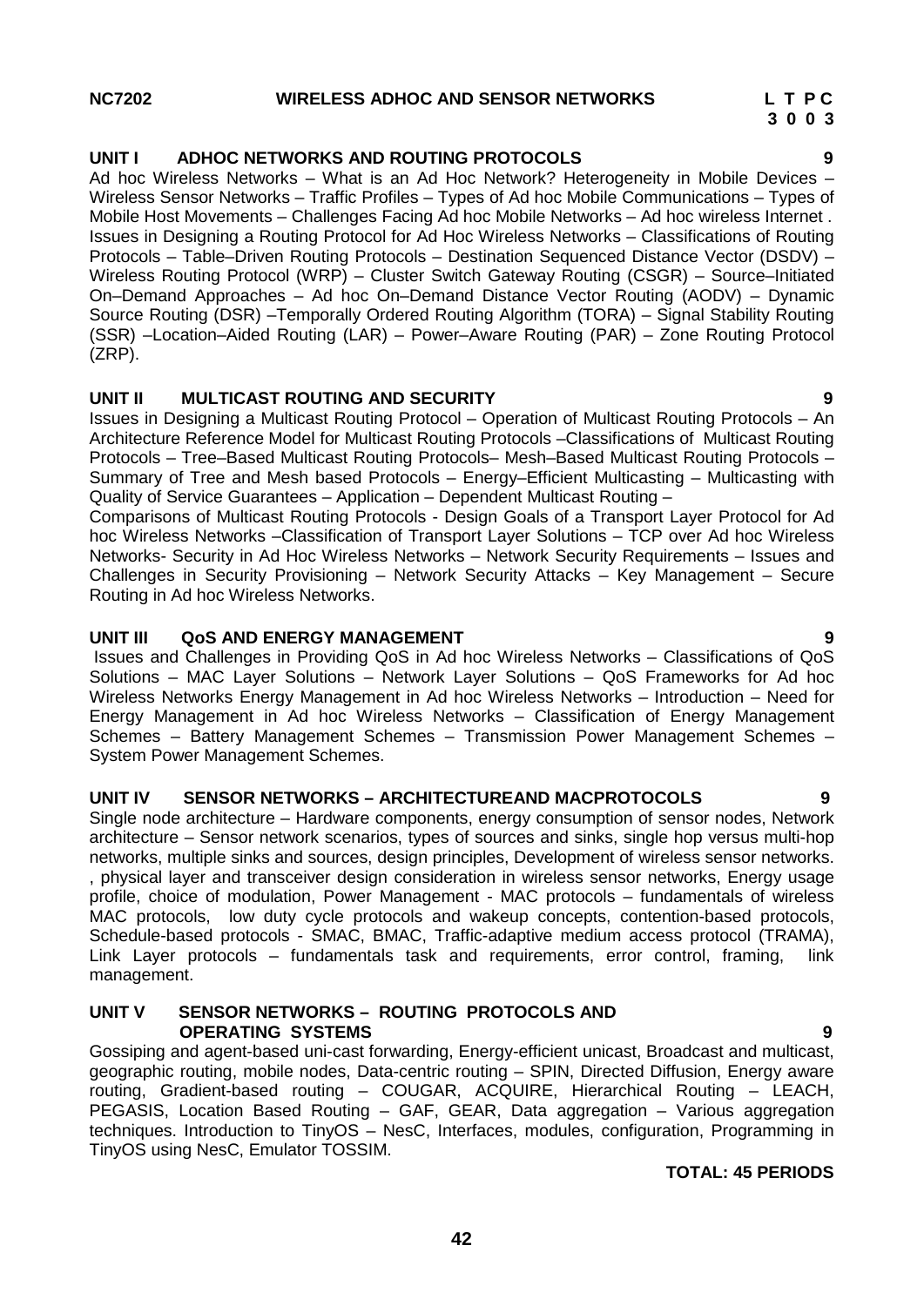**NC7202 WIRELESS ADHOC AND SENSOR NETWORKS L T P C 3 0 0 3**

### UNIT I ADHOC NETWORKS AND ROUTING PROTOCOLS 9

Ad hoc Wireless Networks – What is an Ad Hoc Network? Heterogeneity in Mobile Devices – Wireless Sensor Networks – Traffic Profiles – Types of Ad hoc Mobile Communications – Types of Mobile Host Movements – Challenges Facing Ad hoc Mobile Networks – Ad hoc wireless Internet . Issues in Designing a Routing Protocol for Ad Hoc Wireless Networks – Classifications of Routing Protocols – Table–Driven Routing Protocols – Destination Sequenced Distance Vector (DSDV) – Wireless Routing Protocol (WRP) – Cluster Switch Gateway Routing (CSGR) – Source–Initiated On–Demand Approaches – Ad hoc On–Demand Distance Vector Routing (AODV) – Dynamic Source Routing (DSR) –Temporally Ordered Routing Algorithm (TORA) – Signal Stability Routing (SSR) –Location–Aided Routing (LAR) – Power–Aware Routing (PAR) – Zone Routing Protocol (ZRP).

### UNIT II MULTICAST ROUTING AND SECURITY 9

Issues in Designing a Multicast Routing Protocol – Operation of Multicast Routing Protocols – An Architecture Reference Model for Multicast Routing Protocols –Classifications of Multicast Routing Protocols – Tree–Based Multicast Routing Protocols– Mesh–Based Multicast Routing Protocols – Summary of Tree and Mesh based Protocols – Energy–Efficient Multicasting – Multicasting with Quality of Service Guarantees – Application – Dependent Multicast Routing –
Comparisons of Multicast Routing Protocols - Design Goals of a Transport Layer Protocol for Ad hoc Wireless Networks –Classification of Transport Layer Solutions – TCP over Ad hoc Wireless Networks- Security in Ad Hoc Wireless Networks – Network Security Requirements – Issues and Challenges in Security Provisioning – Network Security Attacks – Key Management – Secure Routing in Ad hoc Wireless Networks.

### UNIT III QoS AND ENERGY MANAGEMENT 9

Issues and Challenges in Providing QoS in Ad hoc Wireless Networks – Classifications of QoS Solutions – MAC Layer Solutions – Network Layer Solutions – QoS Frameworks for Ad hoc Wireless Networks Energy Management in Ad hoc Wireless Networks – Introduction – Need for Energy Management in Ad hoc Wireless Networks – Classification of Energy Management Schemes – Battery Management Schemes – Transmission Power Management Schemes – System Power Management Schemes.

### UNIT IV SENSOR NETWORKS – ARCHITECTUREAND MACPROTOCOLS 9

Single node architecture – Hardware components, energy consumption of sensor nodes, Network architecture – Sensor network scenarios, types of sources and sinks, single hop versus multi-hop networks, multiple sinks and sources, design principles, Development of wireless sensor networks. , physical layer and transceiver design consideration in wireless sensor networks, Energy usage profile, choice of modulation, Power Management - MAC protocols – fundamentals of wireless MAC protocols, low duty cycle protocols and wakeup concepts, contention-based protocols, Schedule-based protocols - SMAC, BMAC, Traffic-adaptive medium access protocol (TRAMA), Link Layer protocols – fundamentals task and requirements, error control, framing, link management.

### UNIT V SENSOR NETWORKS – ROUTING PROTOCOLS AND OPERATING SYSTEMS 9

Gossiping and agent-based uni-cast forwarding, Energy-efficient unicast, Broadcast and multicast, geographic routing, mobile nodes, Data-centric routing – SPIN, Directed Diffusion, Energy aware routing, Gradient-based routing – COUGAR, ACQUIRE, Hierarchical Routing – LEACH, PEGASIS, Location Based Routing – GAF, GEAR, Data aggregation – Various aggregation techniques. Introduction to TinyOS – NesC, Interfaces, modules, configuration, Programming in TinyOS using NesC, Emulator TOSSIM.

**TOTAL: 45 PERIODS**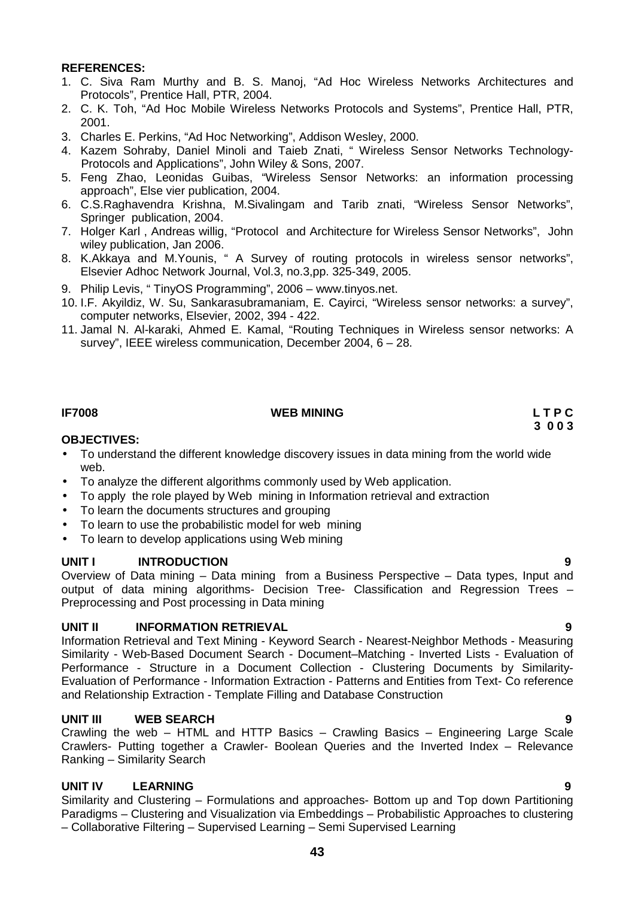**REFERENCES:**

1. C. Siva Ram Murthy and B. S. Manoj, "Ad Hoc Wireless Networks Architectures and Protocols", Prentice Hall, PTR, 2004.
2. C. K. Toh, "Ad Hoc Mobile Wireless Networks Protocols and Systems", Prentice Hall, PTR, 2001.
3. Charles E. Perkins, "Ad Hoc Networking", Addison Wesley, 2000.
4. Kazem Sohraby, Daniel Minoli and Taieb Znati, " Wireless Sensor Networks Technology- Protocols and Applications", John Wiley & Sons, 2007.
5. Feng Zhao, Leonidas Guibas, "Wireless Sensor Networks: an information processing approach", Else vier publication, 2004.
6. C.S.Raghavendra Krishna, M.Sivalingam and Tarib znati, "Wireless Sensor Networks", Springer publication, 2004.
7. Holger Karl , Andreas willig, "Protocol and Architecture for Wireless Sensor Networks", John wiley publication, Jan 2006.
8. K.Akkaya and M.Younis, " A Survey of routing protocols in wireless sensor networks", Elsevier Adhoc Network Journal, Vol.3, no.3,pp. 325-349, 2005.
9. Philip Levis, " TinyOS Programming", 2006 – www.tinyos.net.
10. I.F. Akyildiz, W. Su, Sankarasubramaniam, E. Cayirci, "Wireless sensor networks: a survey", computer networks, Elsevier, 2002, 394 - 422.
11. Jamal N. Al-karaki, Ahmed E. Kamal, "Routing Techniques in Wireless sensor networks: A survey", IEEE wireless communication, December 2004, 6 – 28.

**IF7008 WEB MINING L T P C**
**3 0 0 3**

**OBJECTIVES:**

- To understand the different knowledge discovery issues in data mining from the world wide web.
- To analyze the different algorithms commonly used by Web application.
- To apply the role played by Web mining in Information retrieval and extraction
- To learn the documents structures and grouping
- To learn to use the probabilistic model for web mining
- To learn to develop applications using Web mining

**UNIT I INTRODUCTION 9**

Overview of Data mining – Data mining from a Business Perspective – Data types, Input and output of data mining algorithms- Decision Tree- Classification and Regression Trees – Preprocessing and Post processing in Data mining

**UNIT II INFORMATION RETRIEVAL 9**

Information Retrieval and Text Mining - Keyword Search - Nearest-Neighbor Methods - Measuring Similarity - Web-Based Document Search - Document–Matching - Inverted Lists - Evaluation of Performance - Structure in a Document Collection - Clustering Documents by Similarity- Evaluation of Performance - Information Extraction - Patterns and Entities from Text- Co reference and Relationship Extraction - Template Filling and Database Construction

**UNIT III WEB SEARCH 9**

Crawling the web – HTML and HTTP Basics – Crawling Basics – Engineering Large Scale Crawlers- Putting together a Crawler- Boolean Queries and the Inverted Index – Relevance Ranking – Similarity Search

**UNIT IV LEARNING 9**

Similarity and Clustering – Formulations and approaches- Bottom up and Top down Partitioning Paradigms – Clustering and Visualization via Embeddings – Probabilistic Approaches to clustering – Collaborative Filtering – Supervised Learning – Semi Supervised Learning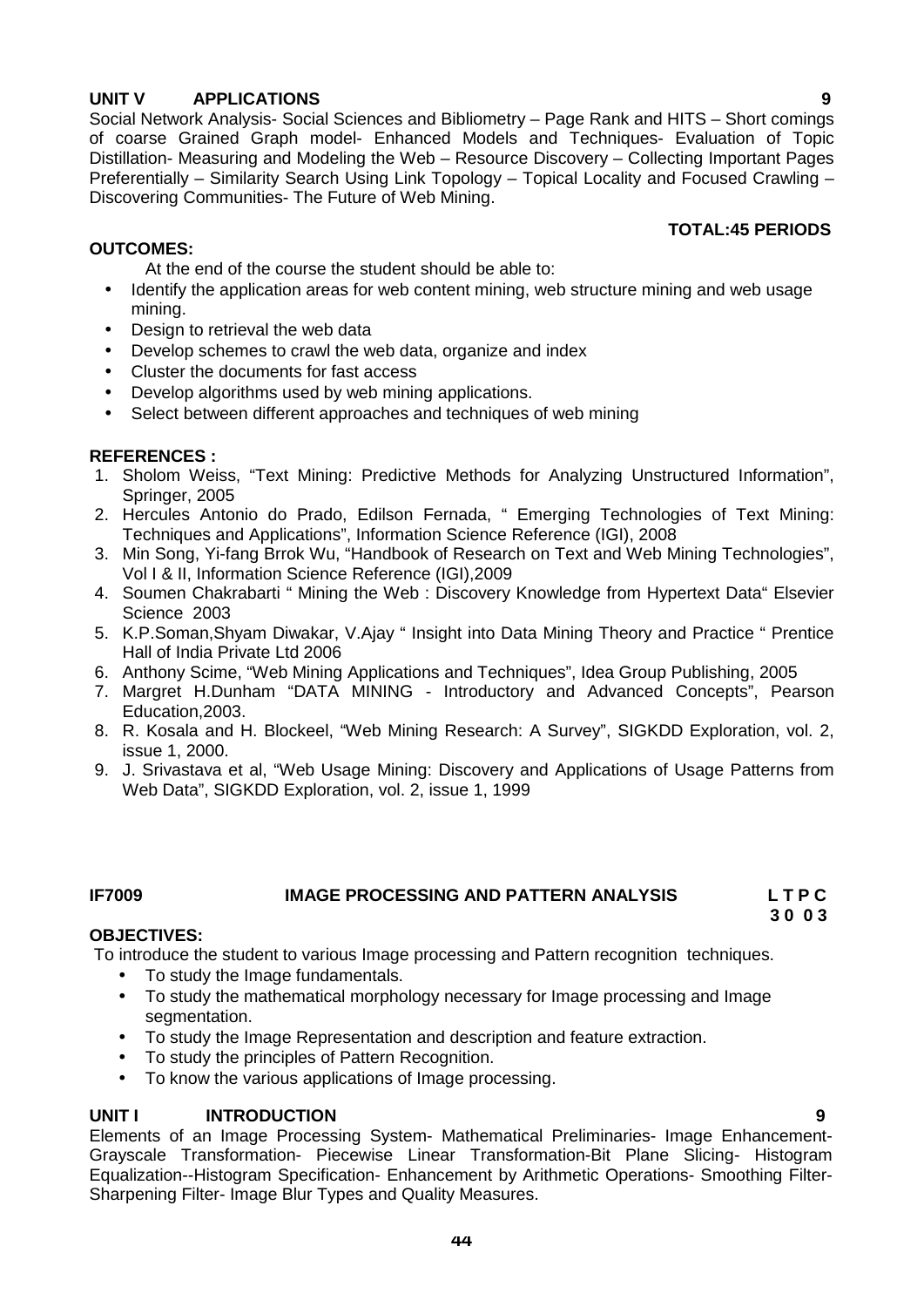**UNIT V APPLICATIONS 9**

Social Network Analysis- Social Sciences and Bibliometry – Page Rank and HITS – Short comings of coarse Grained Graph model- Enhanced Models and Techniques- Evaluation of Topic Distillation- Measuring and Modeling the Web – Resource Discovery – Collecting Important Pages Preferentially – Similarity Search Using Link Topology – Topical Locality and Focused Crawling – Discovering Communities- The Future of Web Mining.

**TOTAL:45 PERIODS**

**OUTCOMES:**

At the end of the course the student should be able to:

- Identify the application areas for web content mining, web structure mining and web usage mining.
- Design to retrieval the web data
- Develop schemes to crawl the web data, organize and index
- Cluster the documents for fast access
- Develop algorithms used by web mining applications.
- Select between different approaches and techniques of web mining

**REFERENCES :**

1. Sholom Weiss, "Text Mining: Predictive Methods for Analyzing Unstructured Information", Springer, 2005
2. Hercules Antonio do Prado, Edilson Fernada, " Emerging Technologies of Text Mining: Techniques and Applications", Information Science Reference (IGI), 2008
3. Min Song, Yi-fang Brrok Wu, "Handbook of Research on Text and Web Mining Technologies", Vol I & II, Information Science Reference (IGI),2009
4. Soumen Chakrabarti " Mining the Web : Discovery Knowledge from Hypertext Data" Elsevier Science 2003
5. K.P.Soman,Shyam Diwakar, V.Ajay " Insight into Data Mining Theory and Practice " Prentice Hall of India Private Ltd 2006
6. Anthony Scime, "Web Mining Applications and Techniques", Idea Group Publishing, 2005
7. Margret H.Dunham "DATA MINING - Introductory and Advanced Concepts", Pearson Education,2003.
8. R. Kosala and H. Blockeel, "Web Mining Research: A Survey", SIGKDD Exploration, vol. 2, issue 1, 2000.
9. J. Srivastava et al, "Web Usage Mining: Discovery and Applications of Usage Patterns from Web Data", SIGKDD Exploration, vol. 2, issue 1, 1999

## IF7009 IMAGE PROCESSING AND PATTERN ANALYSIS

**L T P C**
**3 0 0 3**

**OBJECTIVES:**

To introduce the student to various Image processing and Pattern recognition techniques.

- To study the Image fundamentals.
- To study the mathematical morphology necessary for Image processing and Image segmentation.
- To study the Image Representation and description and feature extraction.
- To study the principles of Pattern Recognition.
- To know the various applications of Image processing.

**UNIT I INTRODUCTION 9**

Elements of an Image Processing System- Mathematical Preliminaries- Image Enhancement- Grayscale Transformation- Piecewise Linear Transformation-Bit Plane Slicing- Histogram Equalization--Histogram Specification- Enhancement by Arithmetic Operations- Smoothing Filter- Sharpening Filter- Image Blur Types and Quality Measures.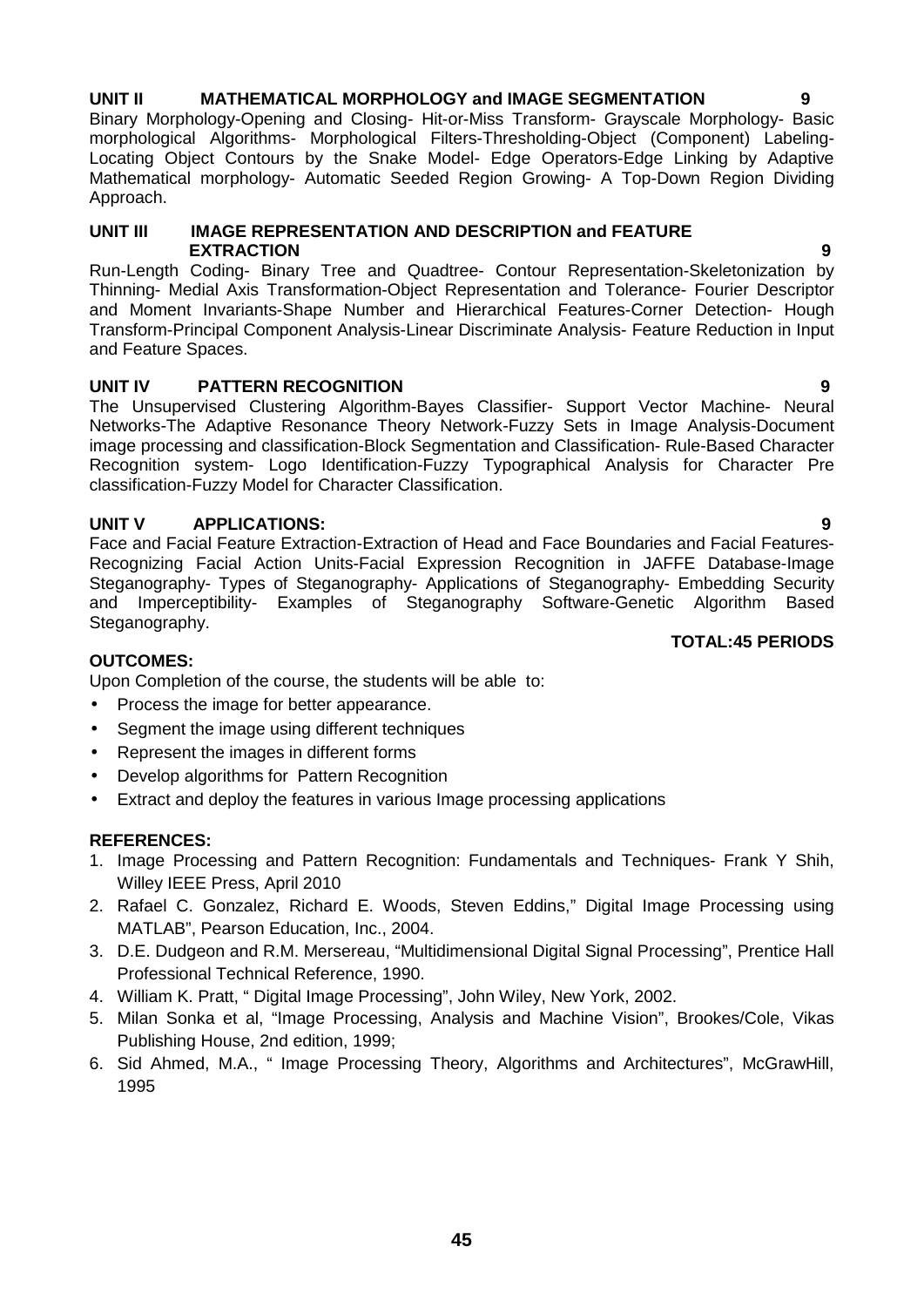**UNIT II MATHEMATICAL MORPHOLOGY and IMAGE SEGMENTATION 9**

Binary Morphology-Opening and Closing- Hit-or-Miss Transform- Grayscale Morphology- Basic morphological Algorithms- Morphological Filters-Thresholding-Object (Component) Labeling-Locating Object Contours by the Snake Model- Edge Operators-Edge Linking by Adaptive Mathematical morphology- Automatic Seeded Region Growing- A Top-Down Region Dividing Approach.

**UNIT III IMAGE REPRESENTATION AND DESCRIPTION and FEATURE EXTRACTION 9**

Run-Length Coding- Binary Tree and Quadtree- Contour Representation-Skeletonization by Thinning- Medial Axis Transformation-Object Representation and Tolerance- Fourier Descriptor and Moment Invariants-Shape Number and Hierarchical Features-Corner Detection- Hough Transform-Principal Component Analysis-Linear Discriminate Analysis- Feature Reduction in Input and Feature Spaces.

**UNIT IV PATTERN RECOGNITION 9**

The Unsupervised Clustering Algorithm-Bayes Classifier- Support Vector Machine- Neural Networks-The Adaptive Resonance Theory Network-Fuzzy Sets in Image Analysis-Document image processing and classification-Block Segmentation and Classification- Rule-Based Character Recognition system- Logo Identification-Fuzzy Typographical Analysis for Character Pre classification-Fuzzy Model for Character Classification.

**UNIT V APPLICATIONS: 9**

Face and Facial Feature Extraction-Extraction of Head and Face Boundaries and Facial Features-Recognizing Facial Action Units-Facial Expression Recognition in JAFFE Database-Image Steganography- Types of Steganography- Applications of Steganography- Embedding Security and Imperceptibility- Examples of Steganography Software-Genetic Algorithm Based Steganography.

**TOTAL:45 PERIODS**

**OUTCOMES:**

Upon Completion of the course, the students will be able to:

- Process the image for better appearance.
- Segment the image using different techniques
- Represent the images in different forms
- Develop algorithms for Pattern Recognition
- Extract and deploy the features in various Image processing applications

**REFERENCES:**

1. Image Processing and Pattern Recognition: Fundamentals and Techniques- Frank Y Shih, Willey IEEE Press, April 2010
2. Rafael C. Gonzalez, Richard E. Woods, Steven Eddins," Digital Image Processing using MATLAB", Pearson Education, Inc., 2004.
3. D.E. Dudgeon and R.M. Mersereau, "Multidimensional Digital Signal Processing", Prentice Hall Professional Technical Reference, 1990.
4. William K. Pratt, " Digital Image Processing", John Wiley, New York, 2002.
5. Milan Sonka et al, "Image Processing, Analysis and Machine Vision", Brookes/Cole, Vikas Publishing House, 2nd edition, 1999;
6. Sid Ahmed, M.A., " Image Processing Theory, Algorithms and Architectures", McGrawHill, 1995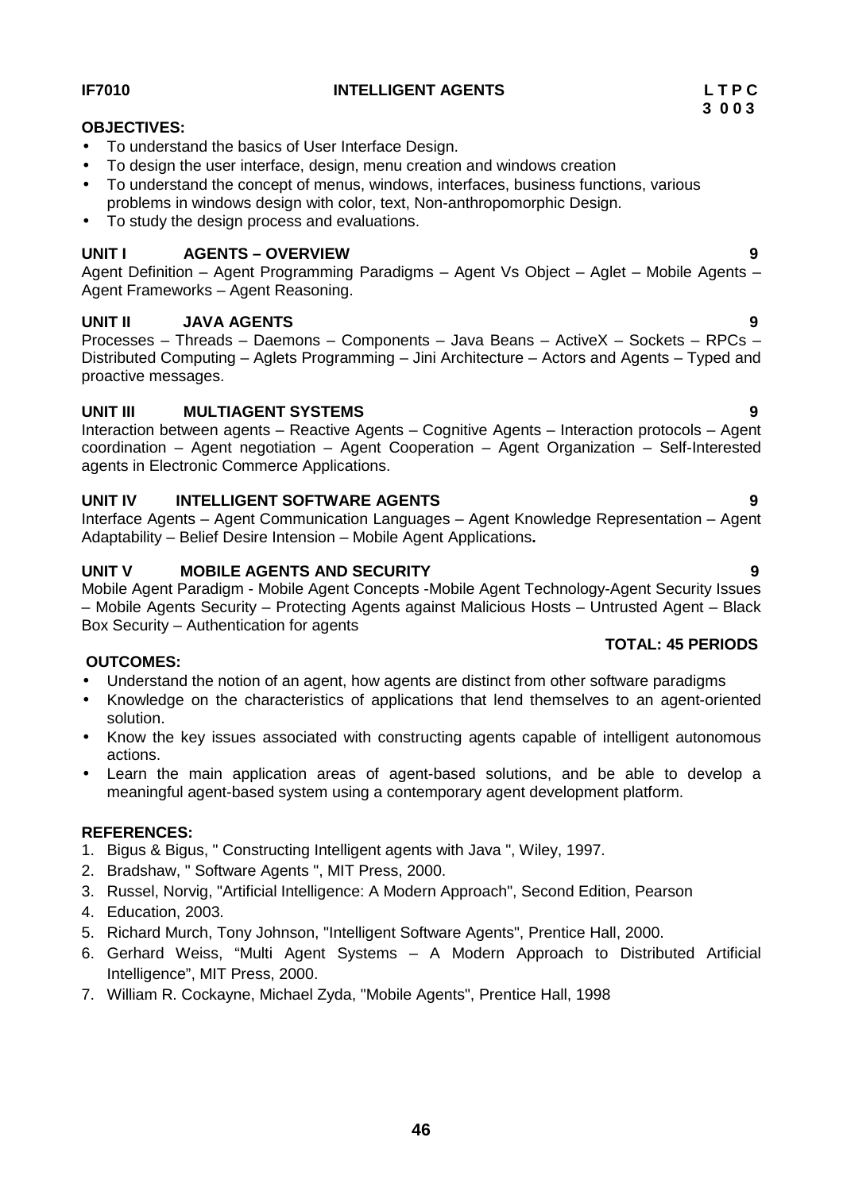**IF7010** **INTELLIGENT AGENTS** **L T P C**
**3 0 0 3**

**OBJECTIVES:**

- To understand the basics of User Interface Design.
- To design the user interface, design, menu creation and windows creation
- To understand the concept of menus, windows, interfaces, business functions, various problems in windows design with color, text, Non-anthropomorphic Design.
- To study the design process and evaluations.

**UNIT I AGENTS – OVERVIEW 9**

Agent Definition – Agent Programming Paradigms – Agent Vs Object – Aglet – Mobile Agents – Agent Frameworks – Agent Reasoning.

**UNIT II JAVA AGENTS 9**

Processes – Threads – Daemons – Components – Java Beans – ActiveX – Sockets – RPCs – Distributed Computing – Aglets Programming – Jini Architecture – Actors and Agents – Typed and proactive messages.

**UNIT III MULTIAGENT SYSTEMS 9**

Interaction between agents – Reactive Agents – Cognitive Agents – Interaction protocols – Agent coordination – Agent negotiation – Agent Cooperation – Agent Organization – Self-Interested agents in Electronic Commerce Applications.

**UNIT IV INTELLIGENT SOFTWARE AGENTS 9**

Interface Agents – Agent Communication Languages – Agent Knowledge Representation – Agent Adaptability – Belief Desire Intension – Mobile Agent Applications**.**

**UNIT V MOBILE AGENTS AND SECURITY 9**

Mobile Agent Paradigm - Mobile Agent Concepts -Mobile Agent Technology-Agent Security Issues – Mobile Agents Security – Protecting Agents against Malicious Hosts – Untrusted Agent – Black Box Security – Authentication for agents

**TOTAL: 45 PERIODS**

**OUTCOMES:**

- Understand the notion of an agent, how agents are distinct from other software paradigms
- Knowledge on the characteristics of applications that lend themselves to an agent-oriented solution.
- Know the key issues associated with constructing agents capable of intelligent autonomous actions.
- Learn the main application areas of agent-based solutions, and be able to develop a meaningful agent-based system using a contemporary agent development platform.

**REFERENCES:**

1. Bigus & Bigus, " Constructing Intelligent agents with Java ", Wiley, 1997.
2. Bradshaw, " Software Agents ", MIT Press, 2000.
3. Russel, Norvig, "Artificial Intelligence: A Modern Approach", Second Edition, Pearson
4. Education, 2003.
5. Richard Murch, Tony Johnson, "Intelligent Software Agents", Prentice Hall, 2000.
6. Gerhard Weiss, "Multi Agent Systems – A Modern Approach to Distributed Artificial Intelligence", MIT Press, 2000.
7. William R. Cockayne, Michael Zyda, "Mobile Agents", Prentice Hall, 1998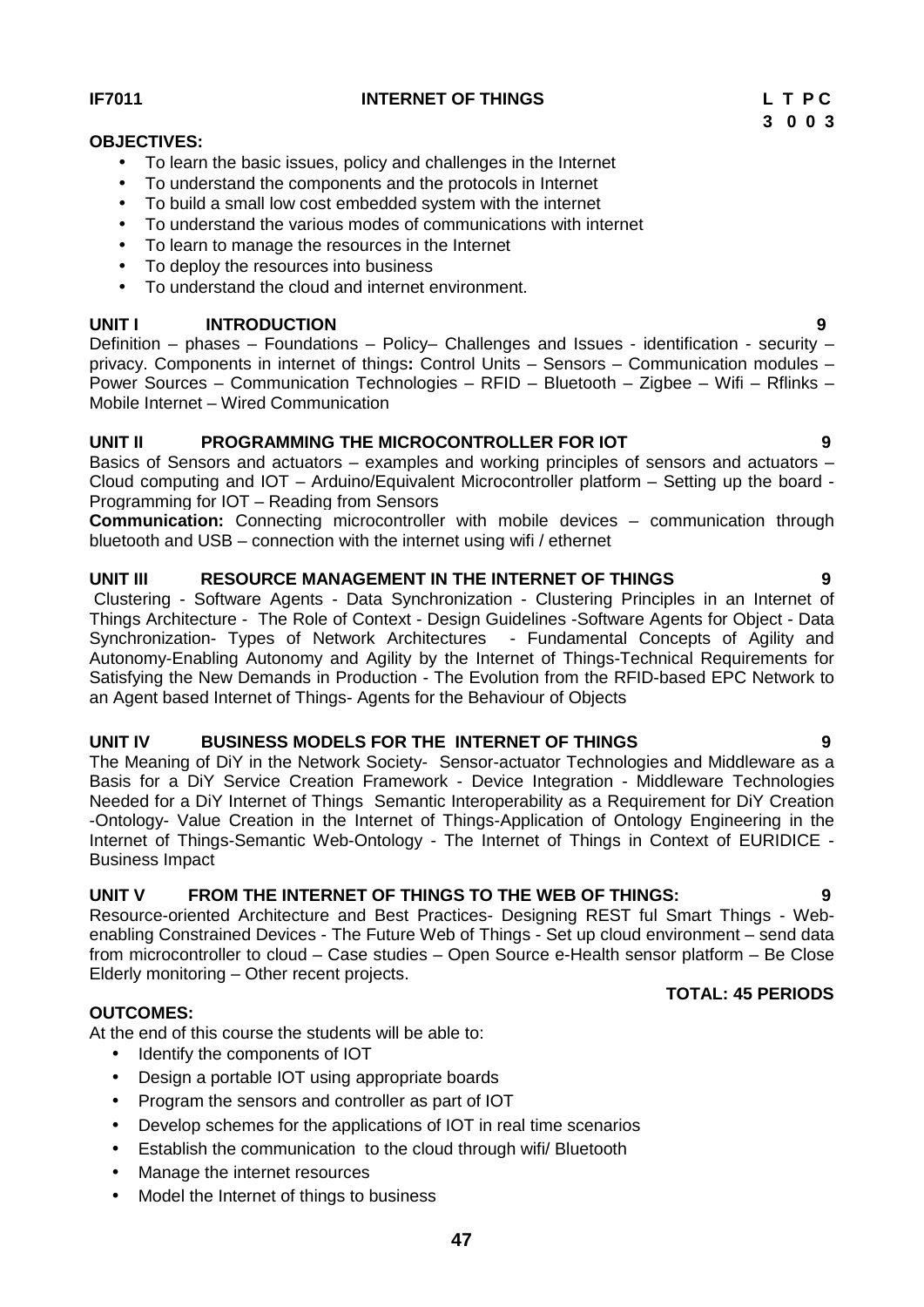**IF7011** **INTERNET OF THINGS** **L T P C**
**3 0 0 3**

**OBJECTIVES:**

- To learn the basic issues, policy and challenges in the Internet
- To understand the components and the protocols in Internet
- To build a small low cost embedded system with the internet
- To understand the various modes of communications with internet
- To learn to manage the resources in the Internet
- To deploy the resources into business
- To understand the cloud and internet environment.

**UNIT I INTRODUCTION 9**

Definition – phases – Foundations – Policy– Challenges and Issues - identification - security – privacy. Components in internet of things**:** Control Units – Sensors – Communication modules – Power Sources – Communication Technologies – RFID – Bluetooth – Zigbee – Wifi – Rflinks – Mobile Internet – Wired Communication

**UNIT II PROGRAMMING THE MICROCONTROLLER FOR IOT 9**

Basics of Sensors and actuators – examples and working principles of sensors and actuators – Cloud computing and IOT – Arduino/Equivalent Microcontroller platform – Setting up the board - Programming for IOT – Reading from Sensors

**Communication:** Connecting microcontroller with mobile devices – communication through bluetooth and USB – connection with the internet using wifi / ethernet

**UNIT III RESOURCE MANAGEMENT IN THE INTERNET OF THINGS 9**

Clustering - Software Agents - Data Synchronization - Clustering Principles in an Internet of Things Architecture - The Role of Context - Design Guidelines -Software Agents for Object - Data Synchronization- Types of Network Architectures - Fundamental Concepts of Agility and Autonomy-Enabling Autonomy and Agility by the Internet of Things-Technical Requirements for Satisfying the New Demands in Production - The Evolution from the RFID-based EPC Network to an Agent based Internet of Things- Agents for the Behaviour of Objects

**UNIT IV BUSINESS MODELS FOR THE INTERNET OF THINGS 9**

The Meaning of DiY in the Network Society- Sensor-actuator Technologies and Middleware as a Basis for a DiY Service Creation Framework - Device Integration - Middleware Technologies Needed for a DiY Internet of Things Semantic Interoperability as a Requirement for DiY Creation -Ontology- Value Creation in the Internet of Things-Application of Ontology Engineering in the Internet of Things-Semantic Web-Ontology - The Internet of Things in Context of EURIDICE - Business Impact

**UNIT V FROM THE INTERNET OF THINGS TO THE WEB OF THINGS: 9**

Resource-oriented Architecture and Best Practices- Designing REST ful Smart Things - Web-enabling Constrained Devices - The Future Web of Things - Set up cloud environment – send data from microcontroller to cloud – Case studies – Open Source e-Health sensor platform – Be Close Elderly monitoring – Other recent projects.

**TOTAL: 45 PERIODS**

**OUTCOMES:**

At the end of this course the students will be able to:

- Identify the components of IOT
- Design a portable IOT using appropriate boards
- Program the sensors and controller as part of IOT
- Develop schemes for the applications of IOT in real time scenarios
- Establish the communication to the cloud through wifi/ Bluetooth
- Manage the internet resources
- Model the Internet of things to business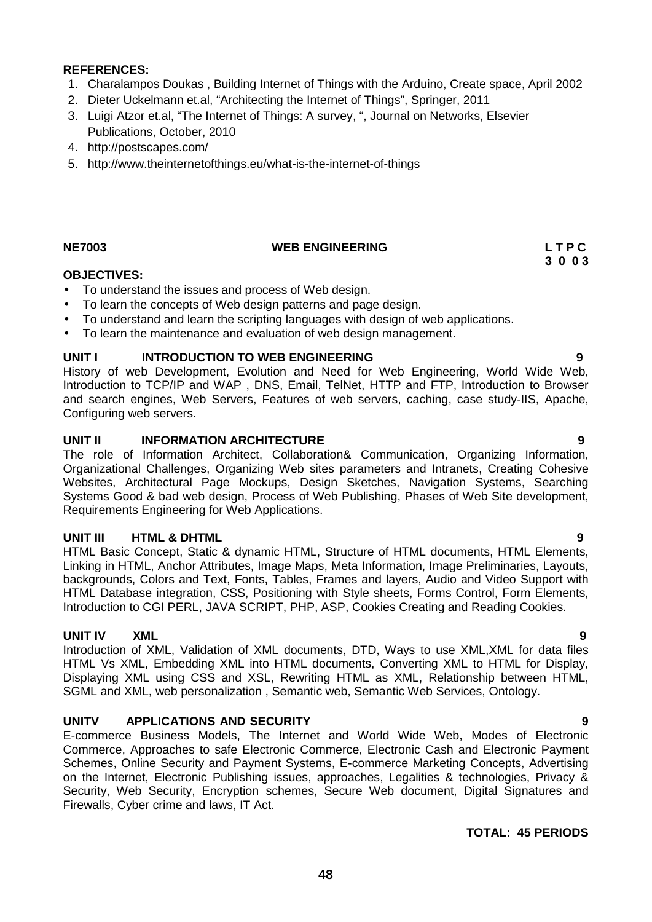**REFERENCES:**

1. Charalampos Doukas , Building Internet of Things with the Arduino, Create space, April 2002
2. Dieter Uckelmann et.al, "Architecting the Internet of Things", Springer, 2011
3. Luigi Atzor et.al, "The Internet of Things: A survey, ", Journal on Networks, Elsevier Publications, October, 2010
4. http://postscapes.com/
5. http://www.theinternetofthings.eu/what-is-the-internet-of-things

**NE7003 WEB ENGINEERING L T P C**
**3 0 0 3**

**OBJECTIVES:**

- To understand the issues and process of Web design.
- To learn the concepts of Web design patterns and page design.
- To understand and learn the scripting languages with design of web applications.
- To learn the maintenance and evaluation of web design management.

**UNIT I INTRODUCTION TO WEB ENGINEERING 9**

History of web Development, Evolution and Need for Web Engineering, World Wide Web, Introduction to TCP/IP and WAP , DNS, Email, TelNet, HTTP and FTP, Introduction to Browser and search engines, Web Servers, Features of web servers, caching, case study-IIS, Apache, Configuring web servers.

**UNIT II INFORMATION ARCHITECTURE 9**

The role of Information Architect, Collaboration& Communication, Organizing Information, Organizational Challenges, Organizing Web sites parameters and Intranets, Creating Cohesive Websites, Architectural Page Mockups, Design Sketches, Navigation Systems, Searching Systems Good & bad web design, Process of Web Publishing, Phases of Web Site development, Requirements Engineering for Web Applications.

**UNIT III HTML & DHTML 9**

HTML Basic Concept, Static & dynamic HTML, Structure of HTML documents, HTML Elements, Linking in HTML, Anchor Attributes, Image Maps, Meta Information, Image Preliminaries, Layouts, backgrounds, Colors and Text, Fonts, Tables, Frames and layers, Audio and Video Support with HTML Database integration, CSS, Positioning with Style sheets, Forms Control, Form Elements, Introduction to CGI PERL, JAVA SCRIPT, PHP, ASP, Cookies Creating and Reading Cookies.

**UNIT IV XML 9**

Introduction of XML, Validation of XML documents, DTD, Ways to use XML,XML for data files HTML Vs XML, Embedding XML into HTML documents, Converting XML to HTML for Display, Displaying XML using CSS and XSL, Rewriting HTML as XML, Relationship between HTML, SGML and XML, web personalization , Semantic web, Semantic Web Services, Ontology.

**UNITV APPLICATIONS AND SECURITY 9**

E-commerce Business Models, The Internet and World Wide Web, Modes of Electronic Commerce, Approaches to safe Electronic Commerce, Electronic Cash and Electronic Payment Schemes, Online Security and Payment Systems, E-commerce Marketing Concepts, Advertising on the Internet, Electronic Publishing issues, approaches, Legalities & technologies, Privacy & Security, Web Security, Encryption schemes, Secure Web document, Digital Signatures and Firewalls, Cyber crime and laws, IT Act.

**TOTAL: 45 PERIODS**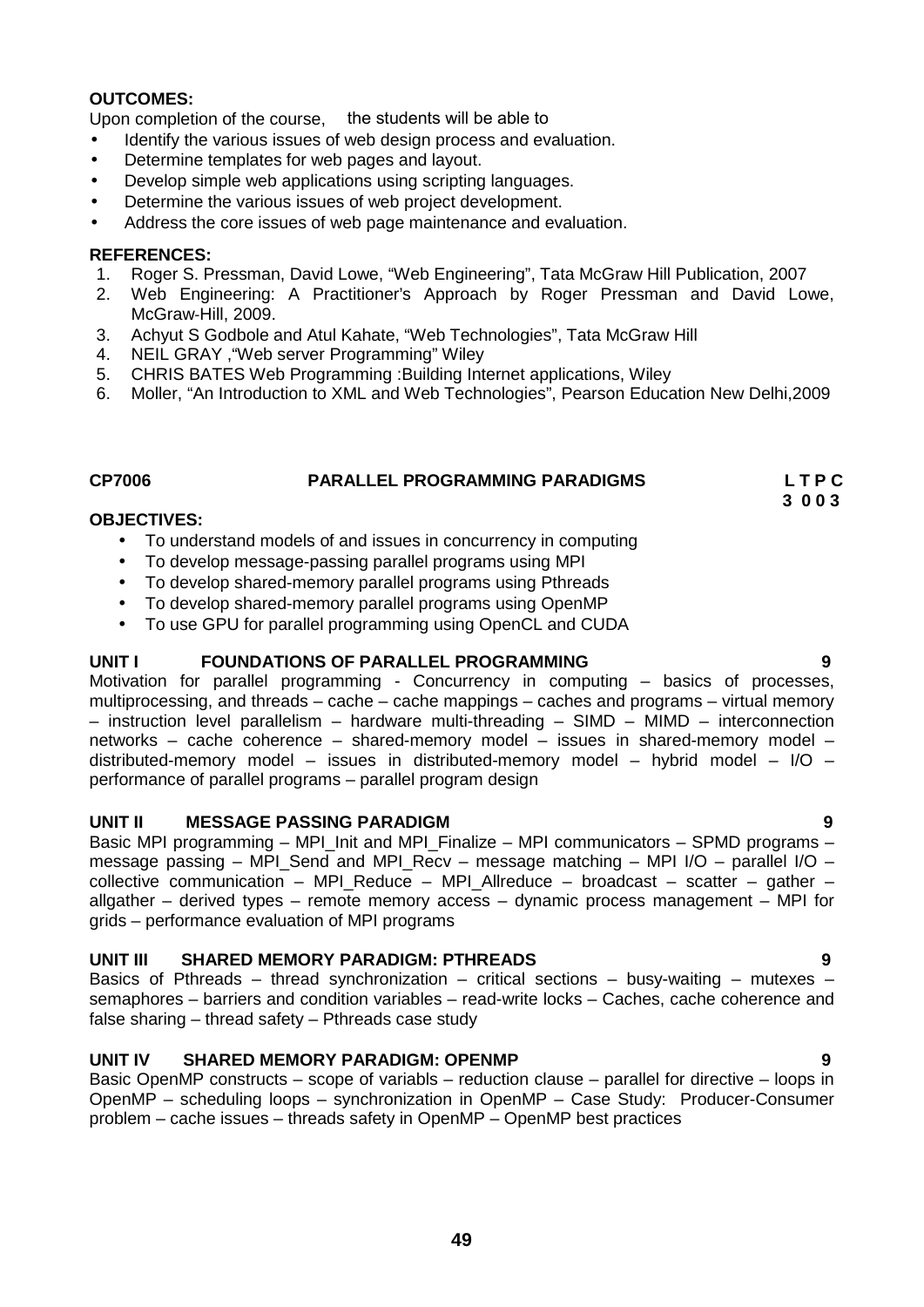**OUTCOMES:**

Upon completion of the course, the students will be able to

- Identify the various issues of web design process and evaluation.
- Determine templates for web pages and layout.
- Develop simple web applications using scripting languages.
- Determine the various issues of web project development.
- Address the core issues of web page maintenance and evaluation.

**REFERENCES:**

1. Roger S. Pressman, David Lowe, "Web Engineering", Tata McGraw Hill Publication, 2007
2. Web Engineering: A Practitioner's Approach by Roger Pressman and David Lowe, McGraw-Hill, 2009.
3. Achyut S Godbole and Atul Kahate, "Web Technologies", Tata McGraw Hill
4. NEIL GRAY ,"Web server Programming" Wiley
5. CHRIS BATES Web Programming :Building Internet applications, Wiley
6. Moller, "An Introduction to XML and Web Technologies", Pearson Education New Delhi,2009

## CP7006 PARALLEL PROGRAMMING PARADIGMS

**L T P C**
**3 0 0 3**

**OBJECTIVES:**

- To understand models of and issues in concurrency in computing
- To develop message-passing parallel programs using MPI
- To develop shared-memory parallel programs using Pthreads
- To develop shared-memory parallel programs using OpenMP
- To use GPU for parallel programming using OpenCL and CUDA

**UNIT I FOUNDATIONS OF PARALLEL PROGRAMMING 9**

Motivation for parallel programming - Concurrency in computing – basics of processes, multiprocessing, and threads – cache – cache mappings – caches and programs – virtual memory – instruction level parallelism – hardware multi-threading – SIMD – MIMD – interconnection networks – cache coherence – shared-memory model – issues in shared-memory model – distributed-memory model – issues in distributed-memory model – hybrid model – I/O – performance of parallel programs – parallel program design

**UNIT II MESSAGE PASSING PARADIGM 9**

Basic MPI programming – MPI_Init and MPI_Finalize – MPI communicators – SPMD programs – message passing – MPI_Send and MPI_Recv – message matching – MPI I/O – parallel I/O – collective communication – MPI_Reduce – MPI_Allreduce – broadcast – scatter – gather – allgather – derived types – remote memory access – dynamic process management – MPI for grids – performance evaluation of MPI programs

**UNIT III SHARED MEMORY PARADIGM: PTHREADS 9**

Basics of Pthreads – thread synchronization – critical sections – busy-waiting – mutexes – semaphores – barriers and condition variables – read-write locks – Caches, cache coherence and false sharing – thread safety – Pthreads case study

**UNIT IV SHARED MEMORY PARADIGM: OPENMP 9**

Basic OpenMP constructs – scope of variabls – reduction clause – parallel for directive – loops in OpenMP – scheduling loops – synchronization in OpenMP – Case Study: Producer-Consumer problem – cache issues – threads safety in OpenMP – OpenMP best practices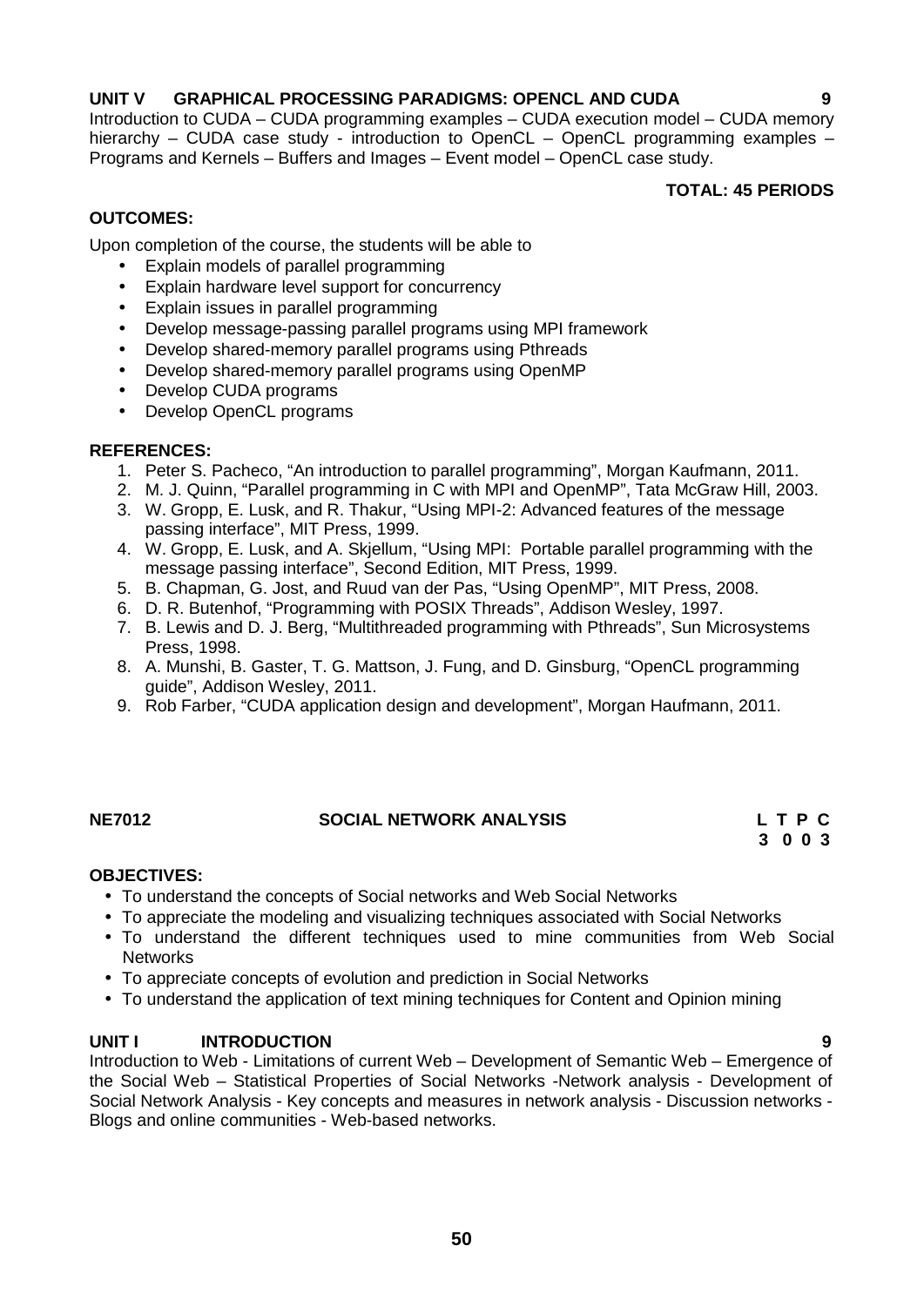**UNIT V GRAPHICAL PROCESSING PARADIGMS: OPENCL AND CUDA 9**

Introduction to CUDA – CUDA programming examples – CUDA execution model – CUDA memory hierarchy – CUDA case study - introduction to OpenCL – OpenCL programming examples – Programs and Kernels – Buffers and Images – Event model – OpenCL case study.

**TOTAL: 45 PERIODS**

**OUTCOMES:**

Upon completion of the course, the students will be able to

- Explain models of parallel programming
- Explain hardware level support for concurrency
- Explain issues in parallel programming
- Develop message-passing parallel programs using MPI framework
- Develop shared-memory parallel programs using Pthreads
- Develop shared-memory parallel programs using OpenMP
- Develop CUDA programs
- Develop OpenCL programs

**REFERENCES:**

1. Peter S. Pacheco, "An introduction to parallel programming", Morgan Kaufmann, 2011.
2. M. J. Quinn, "Parallel programming in C with MPI and OpenMP", Tata McGraw Hill, 2003.
3. W. Gropp, E. Lusk, and R. Thakur, "Using MPI-2: Advanced features of the message passing interface", MIT Press, 1999.
4. W. Gropp, E. Lusk, and A. Skjellum, "Using MPI: Portable parallel programming with the message passing interface", Second Edition, MIT Press, 1999.
5. B. Chapman, G. Jost, and Ruud van der Pas, "Using OpenMP", MIT Press, 2008.
6. D. R. Butenhof, "Programming with POSIX Threads", Addison Wesley, 1997.
7. B. Lewis and D. J. Berg, "Multithreaded programming with Pthreads", Sun Microsystems Press, 1998.
8. A. Munshi, B. Gaster, T. G. Mattson, J. Fung, and D. Ginsburg, "OpenCL programming guide", Addison Wesley, 2011.
9. Rob Farber, "CUDA application design and development", Morgan Haufmann, 2011.

## NE7012 SOCIAL NETWORK ANALYSIS

| L | T | P | C |
|---|---|---|---|
| 3 | 0 | 0 | 3 |

**OBJECTIVES:**

- To understand the concepts of Social networks and Web Social Networks
- To appreciate the modeling and visualizing techniques associated with Social Networks
- To understand the different techniques used to mine communities from Web Social Networks
- To appreciate concepts of evolution and prediction in Social Networks
- To understand the application of text mining techniques for Content and Opinion mining

**UNIT I INTRODUCTION 9**

Introduction to Web - Limitations of current Web – Development of Semantic Web – Emergence of the Social Web – Statistical Properties of Social Networks -Network analysis - Development of Social Network Analysis - Key concepts and measures in network analysis - Discussion networks - Blogs and online communities - Web-based networks.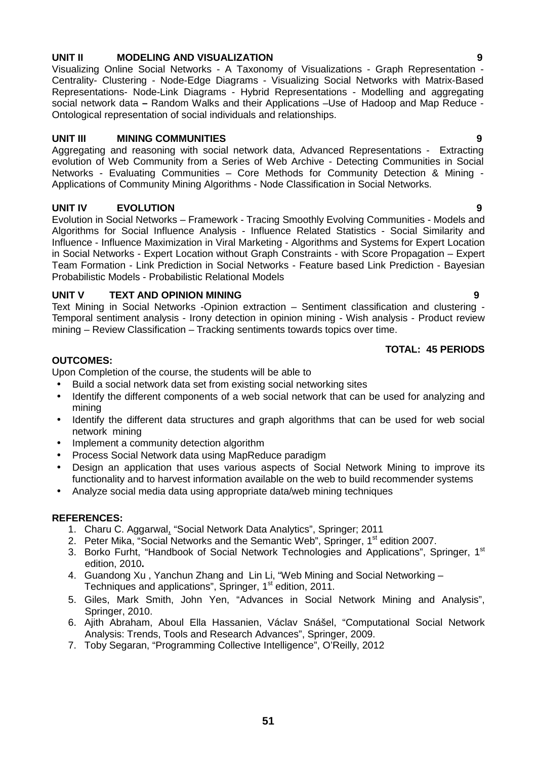**UNIT II MODELING AND VISUALIZATION 9**

Visualizing Online Social Networks - A Taxonomy of Visualizations - Graph Representation - Centrality- Clustering - Node-Edge Diagrams - Visualizing Social Networks with Matrix-Based Representations- Node-Link Diagrams - Hybrid Representations - Modelling and aggregating social network data **–** Random Walks and their Applications –Use of Hadoop and Map Reduce - Ontological representation of social individuals and relationships.

**UNIT III MINING COMMUNITIES 9**

Aggregating and reasoning with social network data, Advanced Representations - Extracting evolution of Web Community from a Series of Web Archive - Detecting Communities in Social Networks - Evaluating Communities – Core Methods for Community Detection & Mining - Applications of Community Mining Algorithms - Node Classification in Social Networks.

**UNIT IV EVOLUTION 9**

Evolution in Social Networks – Framework - Tracing Smoothly Evolving Communities - Models and Algorithms for Social Influence Analysis - Influence Related Statistics - Social Similarity and Influence - Influence Maximization in Viral Marketing - Algorithms and Systems for Expert Location in Social Networks - Expert Location without Graph Constraints - with Score Propagation – Expert Team Formation - Link Prediction in Social Networks - Feature based Link Prediction - Bayesian Probabilistic Models - Probabilistic Relational Models

**UNIT V TEXT AND OPINION MINING 9**

Text Mining in Social Networks -Opinion extraction – Sentiment classification and clustering - Temporal sentiment analysis - Irony detection in opinion mining - Wish analysis - Product review mining – Review Classification – Tracking sentiments towards topics over time.

**TOTAL: 45 PERIODS**

**OUTCOMES:**

Upon Completion of the course, the students will be able to

- Build a social network data set from existing social networking sites
- Identify the different components of a web social network that can be used for analyzing and mining
- Identify the different data structures and graph algorithms that can be used for web social network mining
- Implement a community detection algorithm
- Process Social Network data using MapReduce paradigm
- Design an application that uses various aspects of Social Network Mining to improve its functionality and to harvest information available on the web to build recommender systems
- Analyze social media data using appropriate data/web mining techniques

**REFERENCES:**

1. Charu C. Aggarwal, "Social Network Data Analytics", Springer; 2011
2. Peter Mika, "Social Networks and the Semantic Web", Springer, 1st edition 2007.
3. Borko Furht, "Handbook of Social Network Technologies and Applications", Springer, 1st edition, 2010**.**
4. Guandong Xu , Yanchun Zhang and Lin Li, "Web Mining and Social Networking – Techniques and applications", Springer, 1st edition, 2011.
5. Giles, Mark Smith, John Yen, "Advances in Social Network Mining and Analysis", Springer, 2010.
6. Ajith Abraham, Aboul Ella Hassanien, Václav Snášel, "Computational Social Network Analysis: Trends, Tools and Research Advances", Springer, 2009.
7. Toby Segaran, "Programming Collective Intelligence", O'Reilly, 2012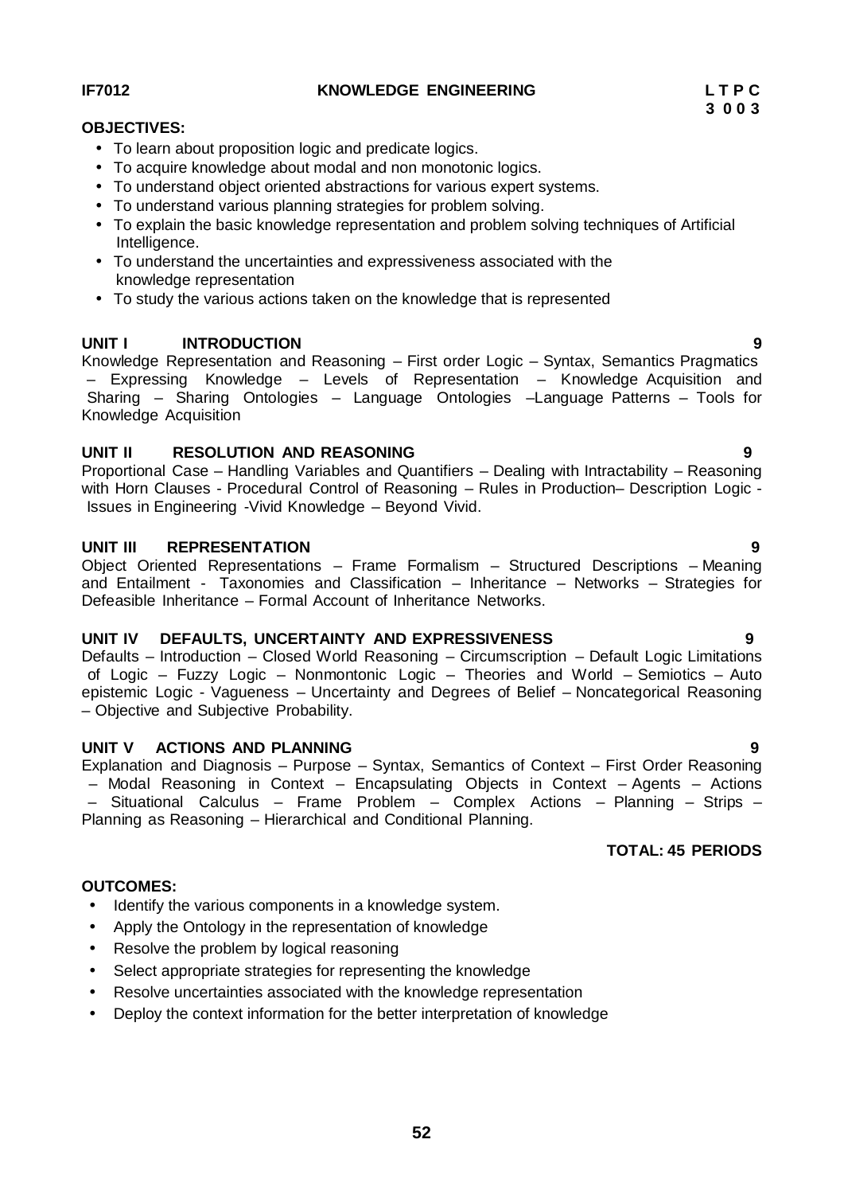**IF7012 KNOWLEDGE ENGINEERING**

**L T P C**
**3 0 0 3**

**OBJECTIVES:**

- To learn about proposition logic and predicate logics.
- To acquire knowledge about modal and non monotonic logics.
- To understand object oriented abstractions for various expert systems.
- To understand various planning strategies for problem solving.
- To explain the basic knowledge representation and problem solving techniques of Artificial Intelligence.
- To understand the uncertainties and expressiveness associated with the knowledge representation
- To study the various actions taken on the knowledge that is represented

**UNIT I INTRODUCTION 9**

Knowledge Representation and Reasoning – First order Logic – Syntax, Semantics Pragmatics – Expressing Knowledge – Levels of Representation – Knowledge Acquisition and Sharing – Sharing Ontologies – Language Ontologies –Language Patterns – Tools for Knowledge Acquisition

**UNIT II RESOLUTION AND REASONING 9**

Proportional Case – Handling Variables and Quantifiers – Dealing with Intractability – Reasoning with Horn Clauses - Procedural Control of Reasoning – Rules in Production– Description Logic - Issues in Engineering -Vivid Knowledge – Beyond Vivid.

**UNIT III REPRESENTATION 9**

Object Oriented Representations – Frame Formalism – Structured Descriptions – Meaning and Entailment - Taxonomies and Classification – Inheritance – Networks – Strategies for Defeasible Inheritance – Formal Account of Inheritance Networks.

**UNIT IV DEFAULTS, UNCERTAINTY AND EXPRESSIVENESS 9**

Defaults – Introduction – Closed World Reasoning – Circumscription – Default Logic Limitations of Logic – Fuzzy Logic – Nonmontonic Logic – Theories and World – Semiotics – Auto epistemic Logic - Vagueness – Uncertainty and Degrees of Belief – Noncategorical Reasoning – Objective and Subjective Probability.

**UNIT V ACTIONS AND PLANNING 9**

Explanation and Diagnosis – Purpose – Syntax, Semantics of Context – First Order Reasoning – Modal Reasoning in Context – Encapsulating Objects in Context – Agents – Actions – Situational Calculus – Frame Problem – Complex Actions – Planning – Strips – Planning as Reasoning – Hierarchical and Conditional Planning.

**TOTAL: 45 PERIODS**

**OUTCOMES:**

- Identify the various components in a knowledge system.
- Apply the Ontology in the representation of knowledge
- Resolve the problem by logical reasoning
- Select appropriate strategies for representing the knowledge
- Resolve uncertainties associated with the knowledge representation
- Deploy the context information for the better interpretation of knowledge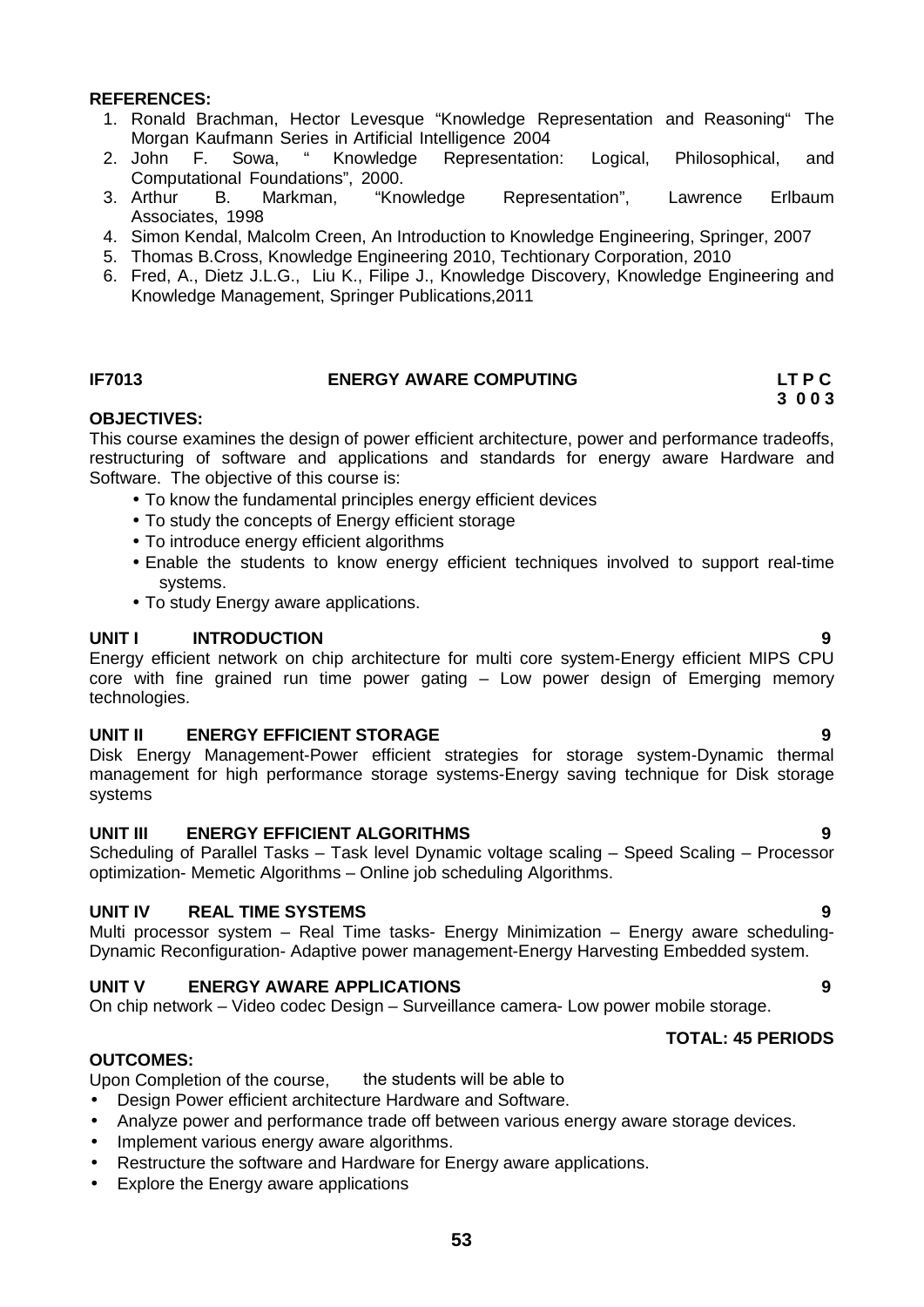**REFERENCES:**

1. Ronald Brachman, Hector Levesque "Knowledge Representation and Reasoning" The Morgan Kaufmann Series in Artificial Intelligence 2004
2. John F. Sowa, " Knowledge Representation: Logical, Philosophical, and Computational Foundations", 2000.
3. Arthur B. Markman, "Knowledge Representation", Lawrence Erlbaum Associates, 1998
4. Simon Kendal, Malcolm Creen, An Introduction to Knowledge Engineering, Springer, 2007
5. Thomas B.Cross, Knowledge Engineering 2010, Techtionary Corporation, 2010
6. Fred, A., Dietz J.L.G., Liu K., Filipe J., Knowledge Discovery, Knowledge Engineering and Knowledge Management, Springer Publications,2011

## IF7013 ENERGY AWARE COMPUTING

**LT P C**
**3 0 0 3**

**OBJECTIVES:**

This course examines the design of power efficient architecture, power and performance tradeoffs, restructuring of software and applications and standards for energy aware Hardware and Software. The objective of this course is:

- To know the fundamental principles energy efficient devices
- To study the concepts of Energy efficient storage
- To introduce energy efficient algorithms
- Enable the students to know energy efficient techniques involved to support real-time systems.
- To study Energy aware applications.

**UNIT I INTRODUCTION 9**

Energy efficient network on chip architecture for multi core system-Energy efficient MIPS CPU core with fine grained run time power gating – Low power design of Emerging memory technologies.

**UNIT II ENERGY EFFICIENT STORAGE 9**

Disk Energy Management-Power efficient strategies for storage system-Dynamic thermal management for high performance storage systems-Energy saving technique for Disk storage systems

**UNIT III ENERGY EFFICIENT ALGORITHMS 9**

Scheduling of Parallel Tasks – Task level Dynamic voltage scaling – Speed Scaling – Processor optimization- Memetic Algorithms – Online job scheduling Algorithms.

**UNIT IV REAL TIME SYSTEMS 9**

Multi processor system – Real Time tasks- Energy Minimization – Energy aware scheduling- Dynamic Reconfiguration- Adaptive power management-Energy Harvesting Embedded system.

**UNIT V ENERGY AWARE APPLICATIONS 9**

On chip network – Video codec Design – Surveillance camera- Low power mobile storage.

**TOTAL: 45 PERIODS**

**OUTCOMES:**

Upon Completion of the course, the students will be able to

- Design Power efficient architecture Hardware and Software.
- Analyze power and performance trade off between various energy aware storage devices.
- Implement various energy aware algorithms.
- Restructure the software and Hardware for Energy aware applications.
- Explore the Energy aware applications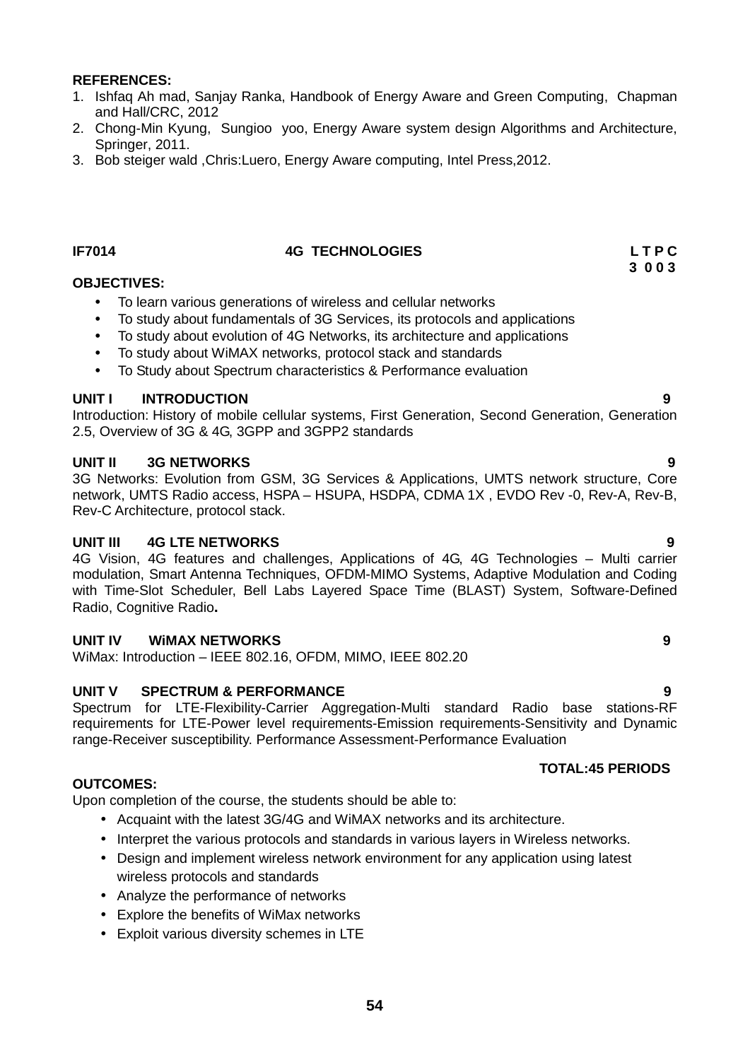**REFERENCES:**

1. Ishfaq Ah mad, Sanjay Ranka, Handbook of Energy Aware and Green Computing, Chapman and Hall/CRC, 2012
2. Chong-Min Kyung, Sungioo yoo, Energy Aware system design Algorithms and Architecture, Springer, 2011.
3. Bob steiger wald ,Chris:Luero, Energy Aware computing, Intel Press,2012.

**IF7014 4G TECHNOLOGIES L T P C**
**3 0 0 3**

**OBJECTIVES:**

- To learn various generations of wireless and cellular networks
- To study about fundamentals of 3G Services, its protocols and applications
- To study about evolution of 4G Networks, its architecture and applications
- To study about WiMAX networks, protocol stack and standards
- To Study about Spectrum characteristics & Performance evaluation

**UNIT I INTRODUCTION 9**

Introduction: History of mobile cellular systems, First Generation, Second Generation, Generation 2.5, Overview of 3G & 4G, 3GPP and 3GPP2 standards

**UNIT II 3G NETWORKS 9**

3G Networks: Evolution from GSM, 3G Services & Applications, UMTS network structure, Core network, UMTS Radio access, HSPA – HSUPA, HSDPA, CDMA 1X , EVDO Rev -0, Rev-A, Rev-B, Rev-C Architecture, protocol stack.

**UNIT III 4G LTE NETWORKS 9**

4G Vision, 4G features and challenges, Applications of 4G, 4G Technologies – Multi carrier modulation, Smart Antenna Techniques, OFDM-MIMO Systems, Adaptive Modulation and Coding with Time-Slot Scheduler, Bell Labs Layered Space Time (BLAST) System, Software-Defined Radio, Cognitive Radio**.**

**UNIT IV WiMAX NETWORKS 9**

WiMax: Introduction – IEEE 802.16, OFDM, MIMO, IEEE 802.20

**UNIT V SPECTRUM & PERFORMANCE 9**

Spectrum for LTE-Flexibility-Carrier Aggregation-Multi standard Radio base stations-RF requirements for LTE-Power level requirements-Emission requirements-Sensitivity and Dynamic range-Receiver susceptibility. Performance Assessment-Performance Evaluation

**TOTAL:45 PERIODS**

**OUTCOMES:**

Upon completion of the course, the students should be able to:

- Acquaint with the latest 3G/4G and WiMAX networks and its architecture.
- Interpret the various protocols and standards in various layers in Wireless networks.
- Design and implement wireless network environment for any application using latest wireless protocols and standards
- Analyze the performance of networks
- Explore the benefits of WiMax networks
- Exploit various diversity schemes in LTE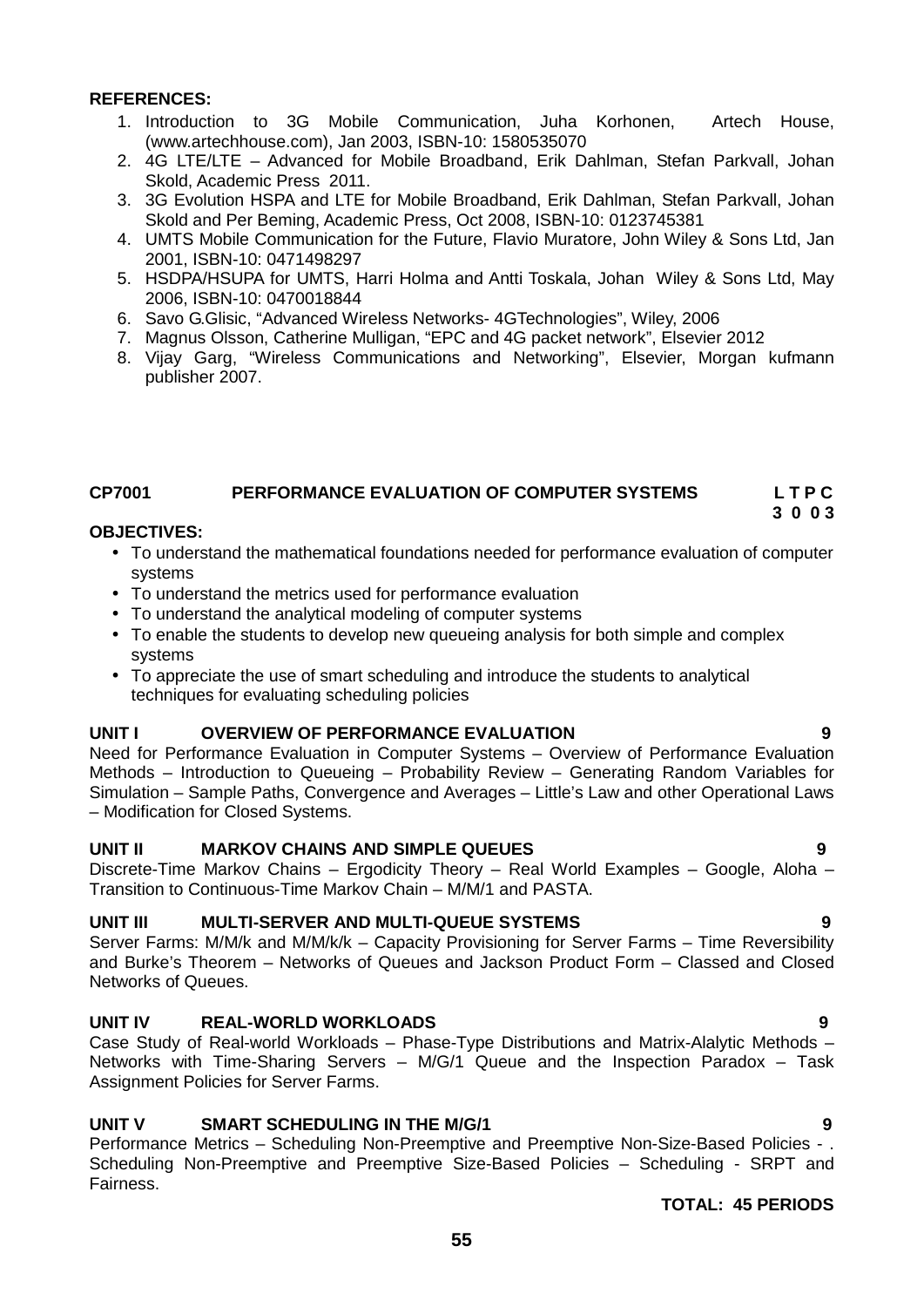**REFERENCES:**

1. Introduction to 3G Mobile Communication, Juha Korhonen, Artech House, (www.artechhouse.com), Jan 2003, ISBN-10: 1580535070
2. 4G LTE/LTE – Advanced for Mobile Broadband, Erik Dahlman, Stefan Parkvall, Johan Skold, Academic Press 2011.
3. 3G Evolution HSPA and LTE for Mobile Broadband, Erik Dahlman, Stefan Parkvall, Johan Skold and Per Beming, Academic Press, Oct 2008, ISBN-10: 0123745381
4. UMTS Mobile Communication for the Future, Flavio Muratore, John Wiley & Sons Ltd, Jan 2001, ISBN-10: 0471498297
5. HSDPA/HSUPA for UMTS, Harri Holma and Antti Toskala, Johan Wiley & Sons Ltd, May 2006, ISBN-10: 0470018844
6. Savo G.Glisic, "Advanced Wireless Networks- 4GTechnologies", Wiley, 2006
7. Magnus Olsson, Catherine Mulligan, "EPC and 4G packet network", Elsevier 2012
8. Vijay Garg, "Wireless Communications and Networking", Elsevier, Morgan kufmann publisher 2007.

## CP7001 PERFORMANCE EVALUATION OF COMPUTER SYSTEMS

**L T P C**
**3 0 0 3**

**OBJECTIVES:**

- To understand the mathematical foundations needed for performance evaluation of computer systems
- To understand the metrics used for performance evaluation
- To understand the analytical modeling of computer systems
- To enable the students to develop new queueing analysis for both simple and complex systems
- To appreciate the use of smart scheduling and introduce the students to analytical techniques for evaluating scheduling policies

**UNIT I OVERVIEW OF PERFORMANCE EVALUATION 9**

Need for Performance Evaluation in Computer Systems – Overview of Performance Evaluation Methods – Introduction to Queueing – Probability Review – Generating Random Variables for Simulation – Sample Paths, Convergence and Averages – Little's Law and other Operational Laws – Modification for Closed Systems.

**UNIT II MARKOV CHAINS AND SIMPLE QUEUES 9**

Discrete-Time Markov Chains – Ergodicity Theory – Real World Examples – Google, Aloha – Transition to Continuous-Time Markov Chain – M/M/1 and PASTA.

**UNIT III MULTI-SERVER AND MULTI-QUEUE SYSTEMS 9**

Server Farms: M/M/k and M/M/k/k – Capacity Provisioning for Server Farms – Time Reversibility and Burke's Theorem – Networks of Queues and Jackson Product Form – Classed and Closed Networks of Queues.

**UNIT IV REAL-WORLD WORKLOADS 9**

Case Study of Real-world Workloads – Phase-Type Distributions and Matrix-Alalytic Methods – Networks with Time-Sharing Servers – M/G/1 Queue and the Inspection Paradox – Task Assignment Policies for Server Farms.

**UNIT V SMART SCHEDULING IN THE M/G/1 9**

Performance Metrics – Scheduling Non-Preemptive and Preemptive Non-Size-Based Policies - . Scheduling Non-Preemptive and Preemptive Size-Based Policies – Scheduling - SRPT and Fairness.

**TOTAL: 45 PERIODS**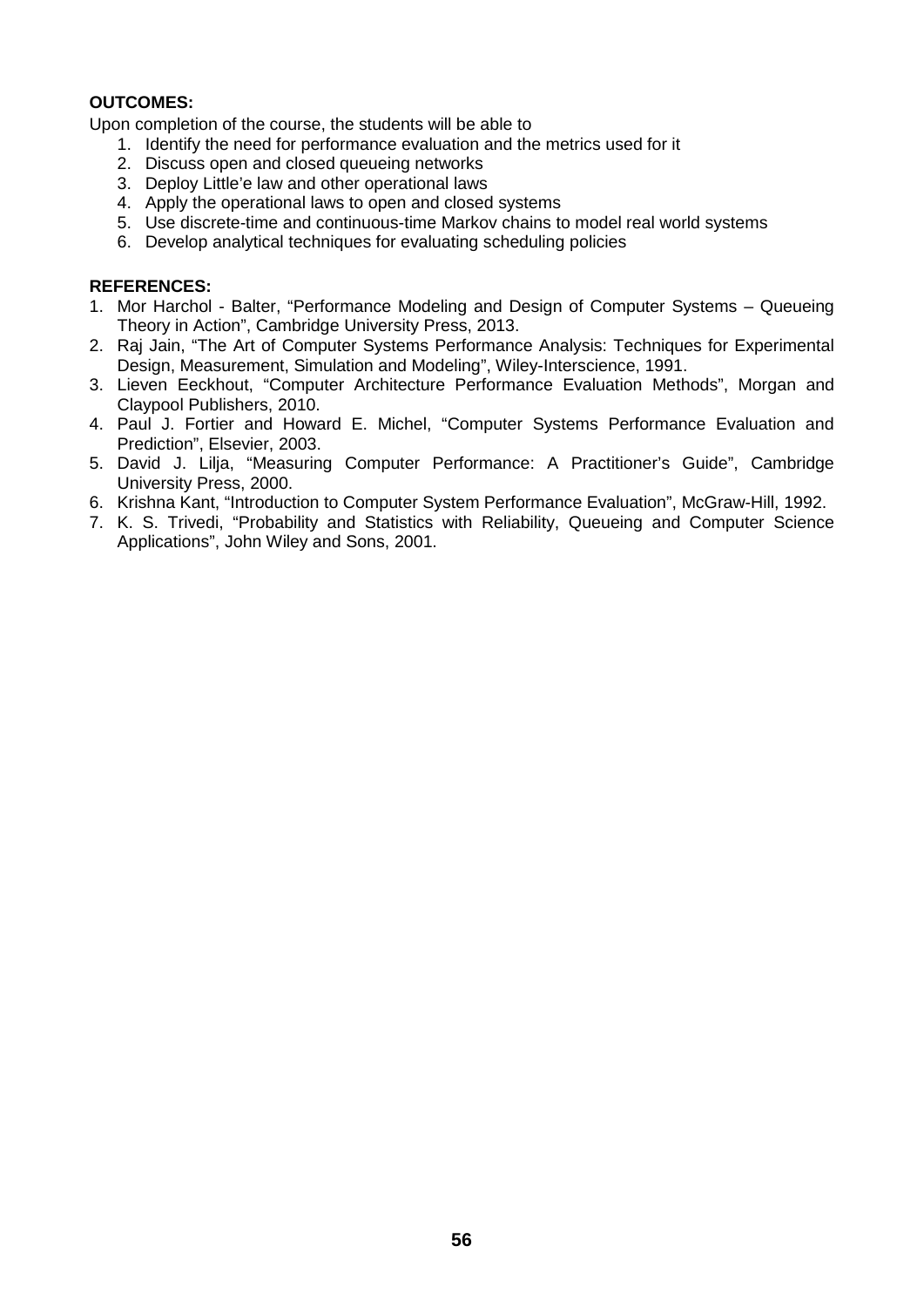**OUTCOMES:**

Upon completion of the course, the students will be able to

1. Identify the need for performance evaluation and the metrics used for it
2. Discuss open and closed queueing networks
3. Deploy Little'e law and other operational laws
4. Apply the operational laws to open and closed systems
5. Use discrete-time and continuous-time Markov chains to model real world systems
6. Develop analytical techniques for evaluating scheduling policies

**REFERENCES:**

1. Mor Harchol - Balter, "Performance Modeling and Design of Computer Systems – Queueing Theory in Action", Cambridge University Press, 2013.
2. Raj Jain, "The Art of Computer Systems Performance Analysis: Techniques for Experimental Design, Measurement, Simulation and Modeling", Wiley-Interscience, 1991.
3. Lieven Eeckhout, "Computer Architecture Performance Evaluation Methods", Morgan and Claypool Publishers, 2010.
4. Paul J. Fortier and Howard E. Michel, "Computer Systems Performance Evaluation and Prediction", Elsevier, 2003.
5. David J. Lilja, "Measuring Computer Performance: A Practitioner's Guide", Cambridge University Press, 2000.
6. Krishna Kant, "Introduction to Computer System Performance Evaluation", McGraw-Hill, 1992.
7. K. S. Trivedi, "Probability and Statistics with Reliability, Queueing and Computer Science Applications", John Wiley and Sons, 2001.